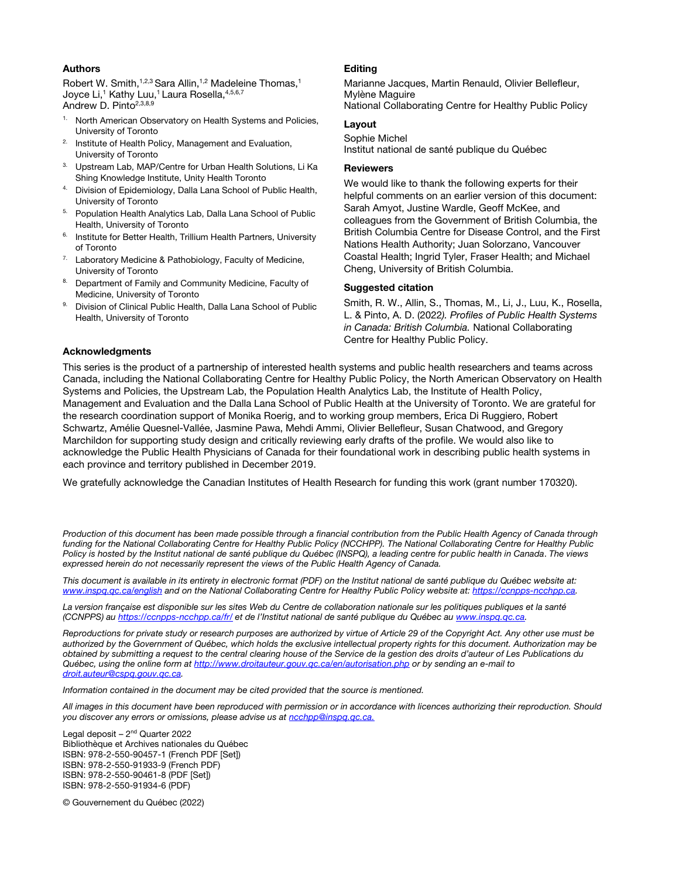**Authors**

Robert W. Smith,[1,2,3] Sara Allin,[1,2] Madeleine Thomas,[1] Joyce Li,[1] Kathy Luu,[1] Laura Rosella,[4,5,6,7] Andrew D. Pinto[2,3,8,9]

1. North American Observatory on Health Systems and Policies, University of Toronto
2. Institute of Health Policy, Management and Evaluation, University of Toronto
3. Upstream Lab, MAP/Centre for Urban Health Solutions, Li Ka Shing Knowledge Institute, Unity Health Toronto
4. Division of Epidemiology, Dalla Lana School of Public Health, University of Toronto
5. Population Health Analytics Lab, Dalla Lana School of Public Health, University of Toronto
6. Institute for Better Health, Trillium Health Partners, University of Toronto
7. Laboratory Medicine & Pathobiology, Faculty of Medicine, University of Toronto
8. Department of Family and Community Medicine, Faculty of Medicine, University of Toronto
9. Division of Clinical Public Health, Dalla Lana School of Public Health, University of Toronto

**Editing**

Marianne Jacques, Martin Renauld, Olivier Bellefleur, Mylène Maguire
National Collaborating Centre for Healthy Public Policy

**Layout**

Sophie Michel
Institut national de santé publique du Québec

**Reviewers**

We would like to thank the following experts for their helpful comments on an earlier version of this document: Sarah Amyot, Justine Wardle, Geoff McKee, and colleagues from the Government of British Columbia, the British Columbia Centre for Disease Control, and the First Nations Health Authority; Juan Solorzano, Vancouver Coastal Health; Ingrid Tyler, Fraser Health; and Michael Cheng, University of British Columbia.

**Suggested citation**

Smith, R. W., Allin, S., Thomas, M., Li, J., Luu, K., Rosella, L. & Pinto, A. D. (2022). *Profiles of Public Health Systems in Canada: British Columbia.* National Collaborating Centre for Healthy Public Policy.

**Acknowledgments**

This series is the product of a partnership of interested health systems and public health researchers and teams across Canada, including the National Collaborating Centre for Healthy Public Policy, the North American Observatory on Health Systems and Policies, the Upstream Lab, the Population Health Analytics Lab, the Institute of Health Policy, Management and Evaluation and the Dalla Lana School of Public Health at the University of Toronto. We are grateful for the research coordination support of Monika Roerig, and to working group members, Erica Di Ruggiero, Robert Schwartz, Amélie Quesnel-Vallée, Jasmine Pawa, Mehdi Ammi, Olivier Bellefleur, Susan Chatwood, and Gregory Marchildon for supporting study design and critically reviewing early drafts of the profile. We would also like to acknowledge the Public Health Physicians of Canada for their foundational work in describing public health systems in each province and territory published in December 2019.

We gratefully acknowledge the Canadian Institutes of Health Research for funding this work (grant number 170320).

*Production of this document has been made possible through a financial contribution from the Public Health Agency of Canada through funding for the National Collaborating Centre for Healthy Public Policy (NCCHPP). The National Collaborating Centre for Healthy Public Policy is hosted by the Institut national de santé publique du Québec (INSPQ), a leading centre for public health in Canada. The views expressed herein do not necessarily represent the views of the Public Health Agency of Canada.*

*This document is available in its entirety in electronic format (PDF) on the Institut national de santé publique du Québec website at: www.inspq.qc.ca/english and on the National Collaborating Centre for Healthy Public Policy website at: https://ccnpps-ncchpp.ca.*

*La version française est disponible sur les sites Web du Centre de collaboration nationale sur les politiques publiques et la santé (CCNPPS) au https://ccnpps-ncchpp.ca/fr/ et de l'Institut national de santé publique du Québec au www.inspq.qc.ca.*

*Reproductions for private study or research purposes are authorized by virtue of Article 29 of the Copyright Act. Any other use must be authorized by the Government of Québec, which holds the exclusive intellectual property rights for this document. Authorization may be obtained by submitting a request to the central clearing house of the Service de la gestion des droits d'auteur of Les Publications du Québec, using the online form at http://www.droitauteur.gouv.qc.ca/en/autorisation.php or by sending an e-mail to droit.auteur@cspq.gouv.qc.ca.*

*Information contained in the document may be cited provided that the source is mentioned.*

*All images in this document have been reproduced with permission or in accordance with licences authorizing their reproduction. Should you discover any errors or omissions, please advise us at ncchpp@inspq.qc.ca.*

Legal deposit – 2nd Quarter 2022
Bibliothèque et Archives nationales du Québec
ISBN: 978-2-550-90457-1 (French PDF [Set])
ISBN: 978-2-550-91933-9 (French PDF)
ISBN: 978-2-550-90461-8 (PDF [Set])
ISBN: 978-2-550-91934-6 (PDF)

© Gouvernement du Québec (2022)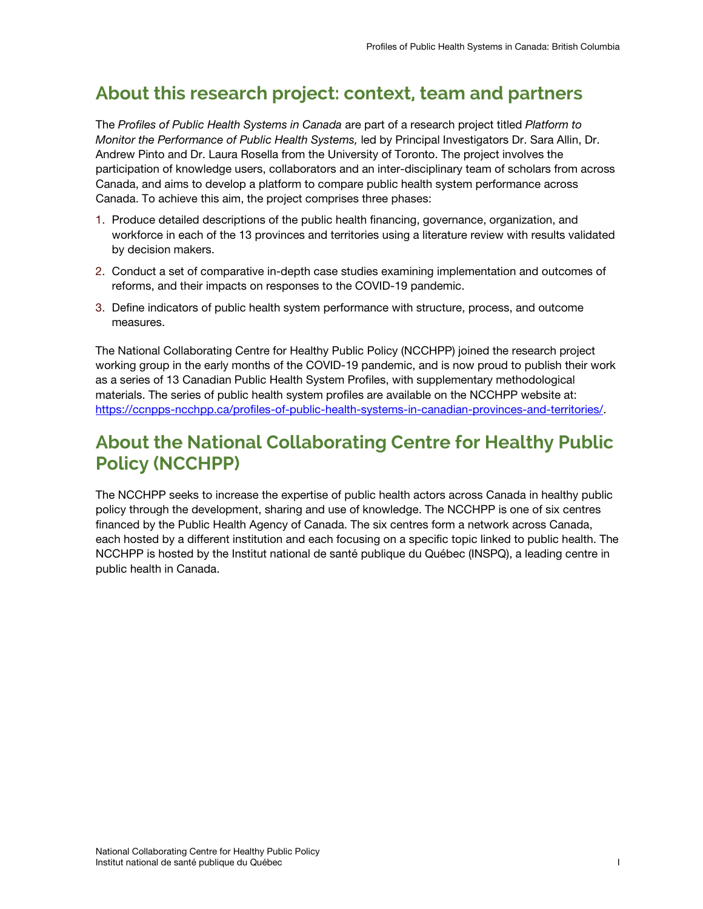## About this research project: context, team and partners

The *Profiles of Public Health Systems in Canada* are part of a research project titled *Platform to Monitor the Performance of Public Health Systems,* led by Principal Investigators Dr. Sara Allin, Dr. Andrew Pinto and Dr. Laura Rosella from the University of Toronto. The project involves the participation of knowledge users, collaborators and an inter-disciplinary team of scholars from across Canada, and aims to develop a platform to compare public health system performance across Canada. To achieve this aim, the project comprises three phases:

1. Produce detailed descriptions of the public health financing, governance, organization, and workforce in each of the 13 provinces and territories using a literature review with results validated by decision makers.
2. Conduct a set of comparative in-depth case studies examining implementation and outcomes of reforms, and their impacts on responses to the COVID-19 pandemic.
3. Define indicators of public health system performance with structure, process, and outcome measures.

The National Collaborating Centre for Healthy Public Policy (NCCHPP) joined the research project working group in the early months of the COVID-19 pandemic, and is now proud to publish their work as a series of 13 Canadian Public Health System Profiles, with supplementary methodological materials. The series of public health system profiles are available on the NCCHPP website at: https://ccnpps-ncchpp.ca/profiles-of-public-health-systems-in-canadian-provinces-and-territories/.

## About the National Collaborating Centre for Healthy Public Policy (NCCHPP)

The NCCHPP seeks to increase the expertise of public health actors across Canada in healthy public policy through the development, sharing and use of knowledge. The NCCHPP is one of six centres financed by the Public Health Agency of Canada. The six centres form a network across Canada, each hosted by a different institution and each focusing on a specific topic linked to public health. The NCCHPP is hosted by the Institut national de santé publique du Québec (INSPQ), a leading centre in public health in Canada.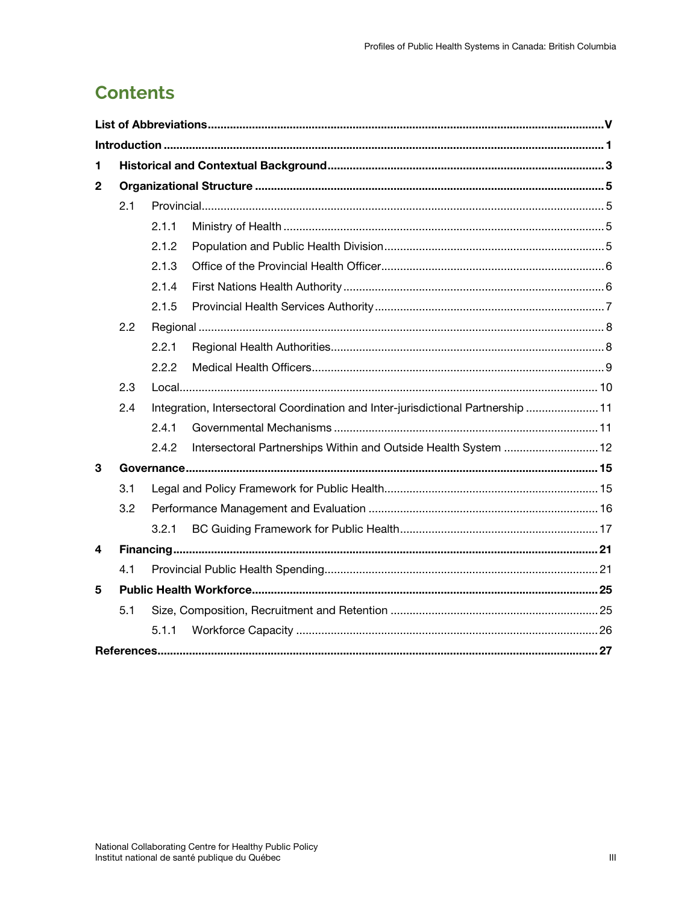# Contents

| | | | |
|---|---|---|---|
| **List of Abbreviations** | | | **V** |
| **Introduction** | | | **1** |
| **1** | **Historical and Contextual Background** | | **3** |
| **2** | **Organizational Structure** | | **5** |
| | 2.1 | Provincial | 5 |
| | | 2.1.1 Ministry of Health | 5 |
| | | 2.1.2 Population and Public Health Division | 5 |
| | | 2.1.3 Office of the Provincial Health Officer | 6 |
| | | 2.1.4 First Nations Health Authority | 6 |
| | | 2.1.5 Provincial Health Services Authority | 7 |
| | 2.2 | Regional | 8 |
| | | 2.2.1 Regional Health Authorities | 8 |
| | | 2.2.2 Medical Health Officers | 9 |
| | 2.3 | Local | 10 |
| | 2.4 | Integration, Intersectoral Coordination and Inter-jurisdictional Partnership | 11 |
| | | 2.4.1 Governmental Mechanisms | 11 |
| | | 2.4.2 Intersectoral Partnerships Within and Outside Health System | 12 |
| **3** | **Governance** | | **15** |
| | 3.1 | Legal and Policy Framework for Public Health | 15 |
| | 3.2 | Performance Management and Evaluation | 16 |
| | | 3.2.1 BC Guiding Framework for Public Health | 17 |
| **4** | **Financing** | | **21** |
| | 4.1 | Provincial Public Health Spending | 21 |
| **5** | **Public Health Workforce** | | **25** |
| | 5.1 | Size, Composition, Recruitment and Retention | 25 |
| | | 5.1.1 Workforce Capacity | 26 |
| **References** | | | **27** |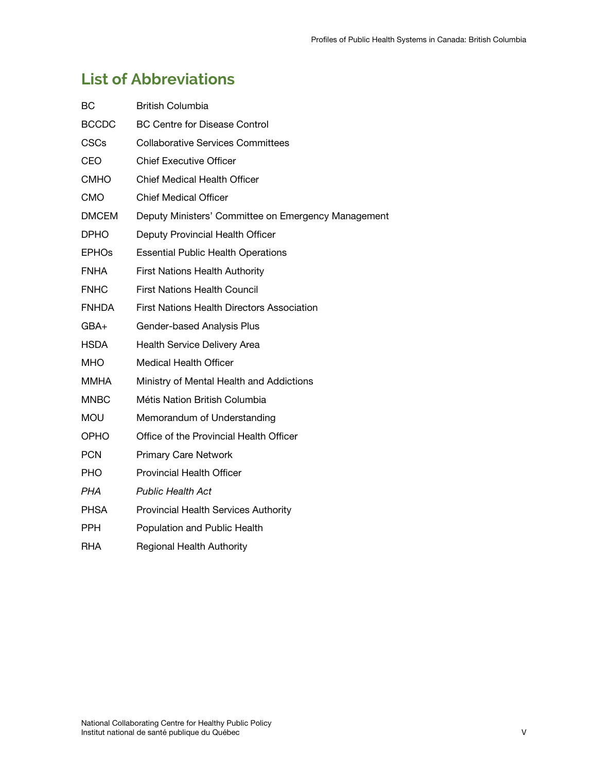## List of Abbreviations

| | |
|---|---|
| BC | British Columbia |
| BCCDC | BC Centre for Disease Control |
| CSCs | Collaborative Services Committees |
| CEO | Chief Executive Officer |
| CMHO | Chief Medical Health Officer |
| CMO | Chief Medical Officer |
| DMCEM | Deputy Ministers' Committee on Emergency Management |
| DPHO | Deputy Provincial Health Officer |
| EPHOs | Essential Public Health Operations |
| FNHA | First Nations Health Authority |
| FNHC | First Nations Health Council |
| FNHDA | First Nations Health Directors Association |
| GBA+ | Gender-based Analysis Plus |
| HSDA | Health Service Delivery Area |
| MHO | Medical Health Officer |
| MMHA | Ministry of Mental Health and Addictions |
| MNBC | Métis Nation British Columbia |
| MOU | Memorandum of Understanding |
| OPHO | Office of the Provincial Health Officer |
| PCN | Primary Care Network |
| PHO | Provincial Health Officer |
| *PHA* | *Public Health Act* |
| PHSA | Provincial Health Services Authority |
| PPH | Population and Public Health |
| RHA | Regional Health Authority |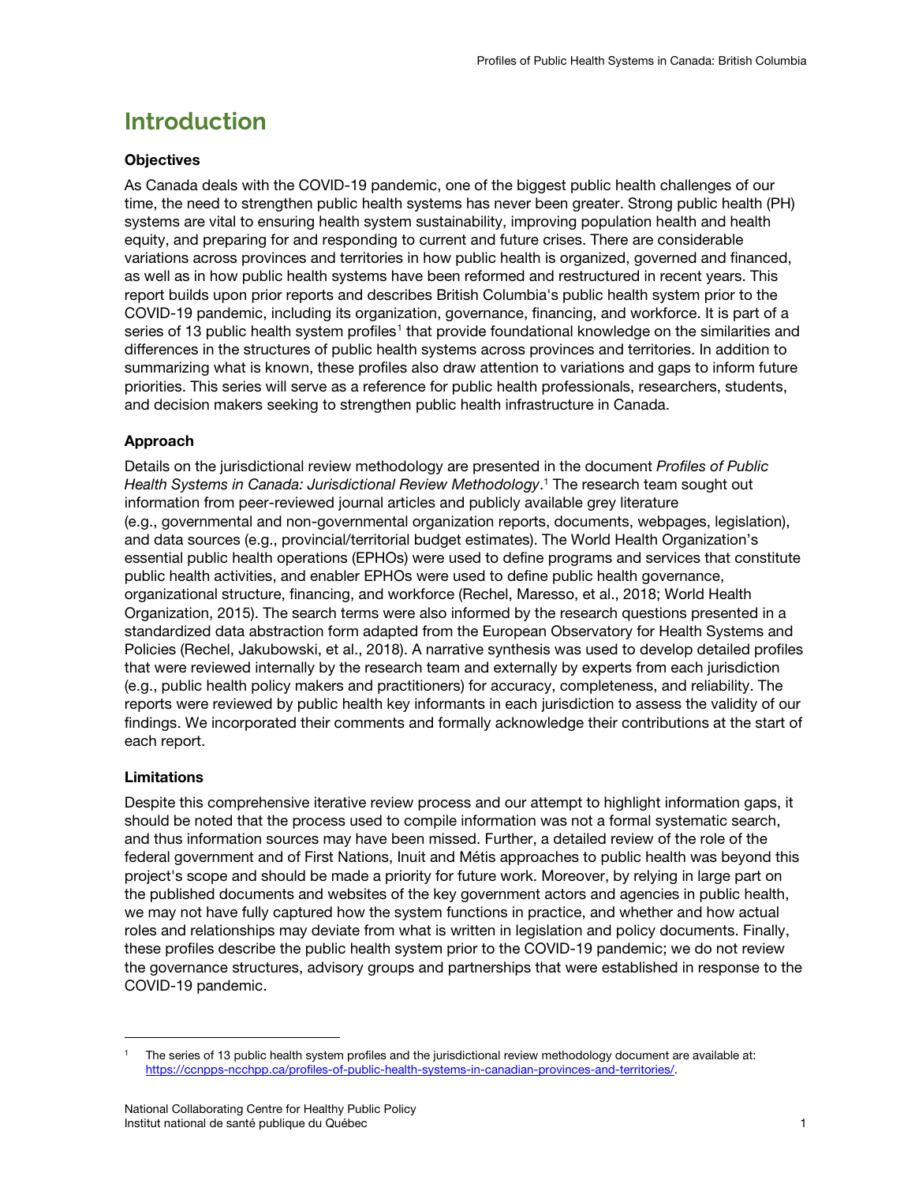# Introduction

**Objectives**

As Canada deals with the COVID-19 pandemic, one of the biggest public health challenges of our time, the need to strengthen public health systems has never been greater. Strong public health (PH) systems are vital to ensuring health system sustainability, improving population health and health equity, and preparing for and responding to current and future crises. There are considerable variations across provinces and territories in how public health is organized, governed and financed, as well as in how public health systems have been reformed and restructured in recent years. This report builds upon prior reports and describes British Columbia's public health system prior to the COVID-19 pandemic, including its organization, governance, financing, and workforce. It is part of a series of 13 public health system profiles[1] that provide foundational knowledge on the similarities and differences in the structures of public health systems across provinces and territories. In addition to summarizing what is known, these profiles also draw attention to variations and gaps to inform future priorities. This series will serve as a reference for public health professionals, researchers, students, and decision makers seeking to strengthen public health infrastructure in Canada.

**Approach**

Details on the jurisdictional review methodology are presented in the document *Profiles of Public Health Systems in Canada: Jurisdictional Review Methodology*.[1] The research team sought out information from peer-reviewed journal articles and publicly available grey literature (e.g., governmental and non-governmental organization reports, documents, webpages, legislation), and data sources (e.g., provincial/territorial budget estimates). The World Health Organization's essential public health operations (EPHOs) were used to define programs and services that constitute public health activities, and enabler EPHOs were used to define public health governance, organizational structure, financing, and workforce (Rechel, Maresso, et al., 2018; World Health Organization, 2015). The search terms were also informed by the research questions presented in a standardized data abstraction form adapted from the European Observatory for Health Systems and Policies (Rechel, Jakubowski, et al., 2018). A narrative synthesis was used to develop detailed profiles that were reviewed internally by the research team and externally by experts from each jurisdiction (e.g., public health policy makers and practitioners) for accuracy, completeness, and reliability. The reports were reviewed by public health key informants in each jurisdiction to assess the validity of our findings. We incorporated their comments and formally acknowledge their contributions at the start of each report.

**Limitations**

Despite this comprehensive iterative review process and our attempt to highlight information gaps, it should be noted that the process used to compile information was not a formal systematic search, and thus information sources may have been missed. Further, a detailed review of the role of the federal government and of First Nations, Inuit and Métis approaches to public health was beyond this project's scope and should be made a priority for future work. Moreover, by relying in large part on the published documents and websites of the key government actors and agencies in public health, we may not have fully captured how the system functions in practice, and whether and how actual roles and relationships may deviate from what is written in legislation and policy documents. Finally, these profiles describe the public health system prior to the COVID-19 pandemic; we do not review the governance structures, advisory groups and partnerships that were established in response to the COVID-19 pandemic.

---

[1] The series of 13 public health system profiles and the jurisdictional review methodology document are available at: https://ccnpps-ncchpp.ca/profiles-of-public-health-systems-in-canadian-provinces-and-territories/.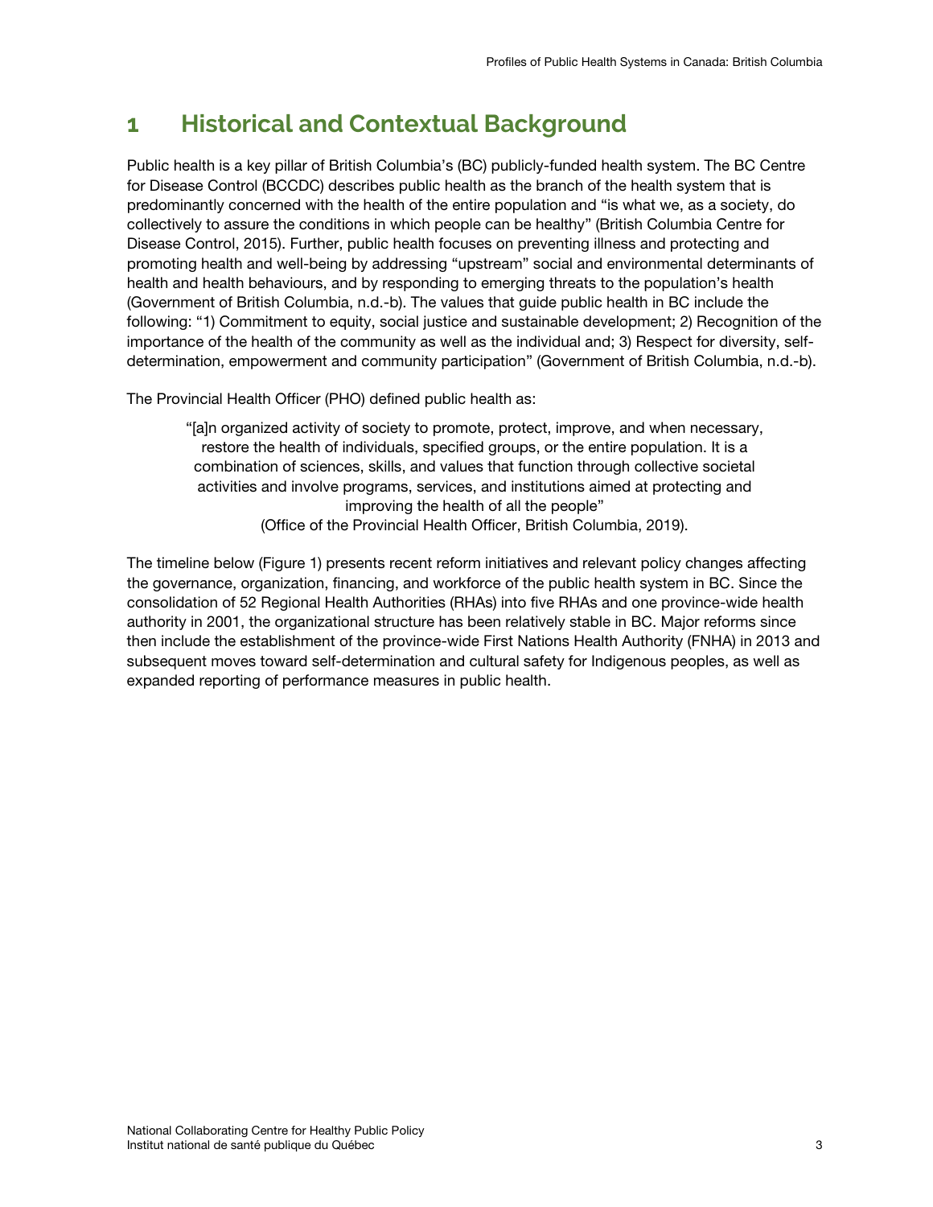# 1 Historical and Contextual Background

Public health is a key pillar of British Columbia's (BC) publicly-funded health system. The BC Centre for Disease Control (BCCDC) describes public health as the branch of the health system that is predominantly concerned with the health of the entire population and "is what we, as a society, do collectively to assure the conditions in which people can be healthy" (British Columbia Centre for Disease Control, 2015). Further, public health focuses on preventing illness and protecting and promoting health and well-being by addressing "upstream" social and environmental determinants of health and health behaviours, and by responding to emerging threats to the population's health (Government of British Columbia, n.d.-b). The values that guide public health in BC include the following: "1) Commitment to equity, social justice and sustainable development; 2) Recognition of the importance of the health of the community as well as the individual and; 3) Respect for diversity, self-determination, empowerment and community participation" (Government of British Columbia, n.d.-b).

The Provincial Health Officer (PHO) defined public health as:

> "[a]n organized activity of society to promote, protect, improve, and when necessary, restore the health of individuals, specified groups, or the entire population. It is a combination of sciences, skills, and values that function through collective societal activities and involve programs, services, and institutions aimed at protecting and improving the health of all the people"
> (Office of the Provincial Health Officer, British Columbia, 2019).

The timeline below (Figure 1) presents recent reform initiatives and relevant policy changes affecting the governance, organization, financing, and workforce of the public health system in BC. Since the consolidation of 52 Regional Health Authorities (RHAs) into five RHAs and one province-wide health authority in 2001, the organizational structure has been relatively stable in BC. Major reforms since then include the establishment of the province-wide First Nations Health Authority (FNHA) in 2013 and subsequent moves toward self-determination and cultural safety for Indigenous peoples, as well as expanded reporting of performance measures in public health.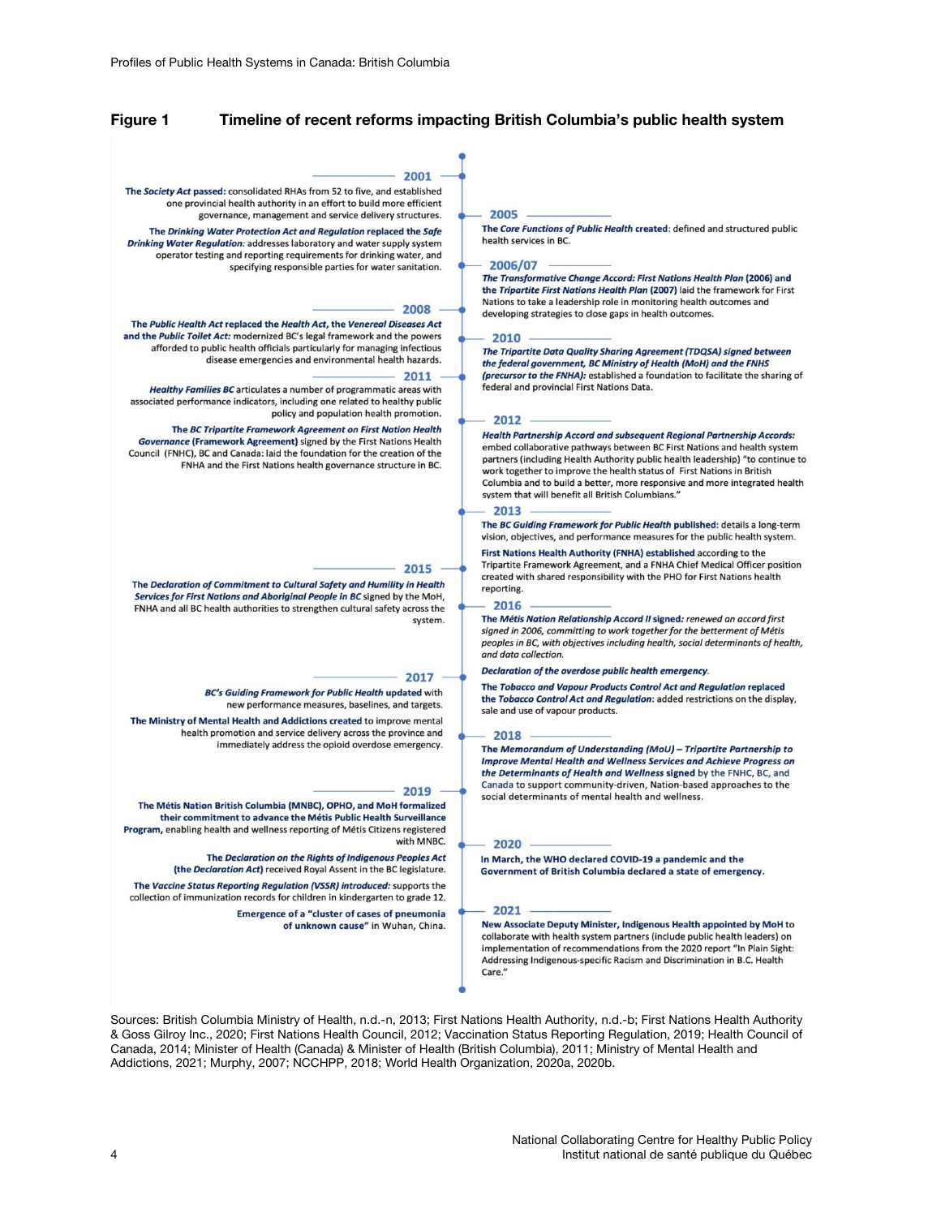**Figure 1 Timeline of recent reforms impacting British Columbia's public health system**

**2001**

**The *Society Act* passed:** consolidated RHAs from 52 to five, and established one provincial health authority in an effort to build more efficient governance, management and service delivery structures.

**The *Drinking Water Protection Act and Regulation* replaced the *Safe Drinking Water Regulation*:** addresses laboratory and water supply system operator testing and reporting requirements for drinking water, and specifying responsible parties for water sanitation.

**2005**

**The *Core Functions of Public Health* created:** defined and structured public health services in BC.

**2006/07**

***The Transformative Change Accord: First Nations Health Plan* (2006) and the *Tripartite First Nations Health Plan* (2007)** laid the framework for First Nations to take a leadership role in monitoring health outcomes and developing strategies to close gaps in health outcomes.

**2008**

**The *Public Health Act* replaced the *Health Act*, the *Venereal Diseases Act* and the *Public Toilet Act*:** modernized BC's legal framework and the powers afforded to public health officials particularly for managing infectious disease emergencies and environmental health hazards.

**2010**

***The Tripartite Data Quality Sharing Agreement (TDQSA) signed between the federal government, BC Ministry of Health (MoH) and the FNHS (precursor to the FNHA):*** established a foundation to facilitate the sharing of federal and provincial First Nations Data.

**2011**

***Healthy Families BC*** articulates a number of programmatic areas with associated performance indicators, including one related to healthy public policy and population health promotion.

**The *BC Tripartite Framework Agreement on First Nation Health Governance* (Framework Agreement)** signed by the First Nations Health Council (FNHC), BC and Canada: laid the foundation for the creation of the FNHA and the First Nations health governance structure in BC.

**2012**

***Health Partnership Accord and subsequent Regional Partnership Accords:*** embed collaborative pathways between BC First Nations and health system partners (including Health Authority public health leadership) "to continue to work together to improve the health status of First Nations in British Columbia and to build a better, more responsive and more integrated health system that will benefit all British Columbians."

**2013**

**The *BC Guiding Framework for Public Health* published:** details a long-term vision, objectives, and performance measures for the public health system.

**First Nations Health Authority (FNHA) established** according to the Tripartite Framework Agreement, and a FNHA Chief Medical Officer position created with shared responsibility with the PHO for First Nations health reporting.

**2015**

**The *Declaration of Commitment to Cultural Safety and Humility in Health Services for First Nations and Aboriginal People in BC*** signed by the MoH, FNHA and all BC health authorities to strengthen cultural safety across the system.

**2016**

**The *Métis Nation Relationship Accord II* signed:** *renewed an accord first signed in 2006, committing to work together for the betterment of Métis peoples in BC, with objectives including health, social determinants of health, and data collection.*

***Declaration of the overdose public health emergency.***

**The *Tobacco and Vapour Products Control Act and Regulation* replaced the *Tobacco Control Act and Regulation*:** added restrictions on the display, sale and use of vapour products.

**2017**

***BC's Guiding Framework for Public Health* updated** with new performance measures, baselines, and targets.

**The Ministry of Mental Health and Addictions created** to improve mental health promotion and service delivery across the province and immediately address the opioid overdose emergency.

**2018**

***The Memorandum of Understanding (MoU) – Tripartite Partnership to Improve Mental Health and Wellness Services and Achieve Progress on the Determinants of Health and Wellness* signed** by the FNHC, BC, and Canada to support community-driven, Nation-based approaches to the social determinants of mental health and wellness.

**2019**

**The Métis Nation British Columbia (MNBC), OPHO, and MoH formalized their commitment to advance the Métis Public Health Surveillance Program,** enabling health and wellness reporting of Métis Citizens registered with MNBC.

**The *Declaration on the Rights of Indigenous Peoples Act* (the *Declaration Act*)** received Royal Assent in the BC legislature.

**The *Vaccine Status Reporting Regulation (VSRR) introduced:*** supports the collection of immunization records for children in kindergarten to grade 12.

**Emergence of a "cluster of cases of pneumonia of unknown cause"** in Wuhan, China.

**2020**

**In March, the WHO declared COVID-19 a pandemic and the Government of British Columbia declared a state of emergency.**

**2021**

**New Associate Deputy Minister, Indigenous Health appointed by MoH** to collaborate with health system partners (include public health leaders) on implementation of recommendations from the 2020 report "In Plain Sight: Addressing Indigenous-specific Racism and Discrimination in B.C. Health Care."

Sources: British Columbia Ministry of Health, n.d.-n, 2013; First Nations Health Authority, n.d.-b; First Nations Health Authority & Goss Gilroy Inc., 2020; First Nations Health Council, 2012; Vaccination Status Reporting Regulation, 2019; Health Council of Canada, 2014; Minister of Health (Canada) & Minister of Health (British Columbia), 2011; Ministry of Mental Health and Addictions, 2021; Murphy, 2007; NCCHPP, 2018; World Health Organization, 2020a, 2020b.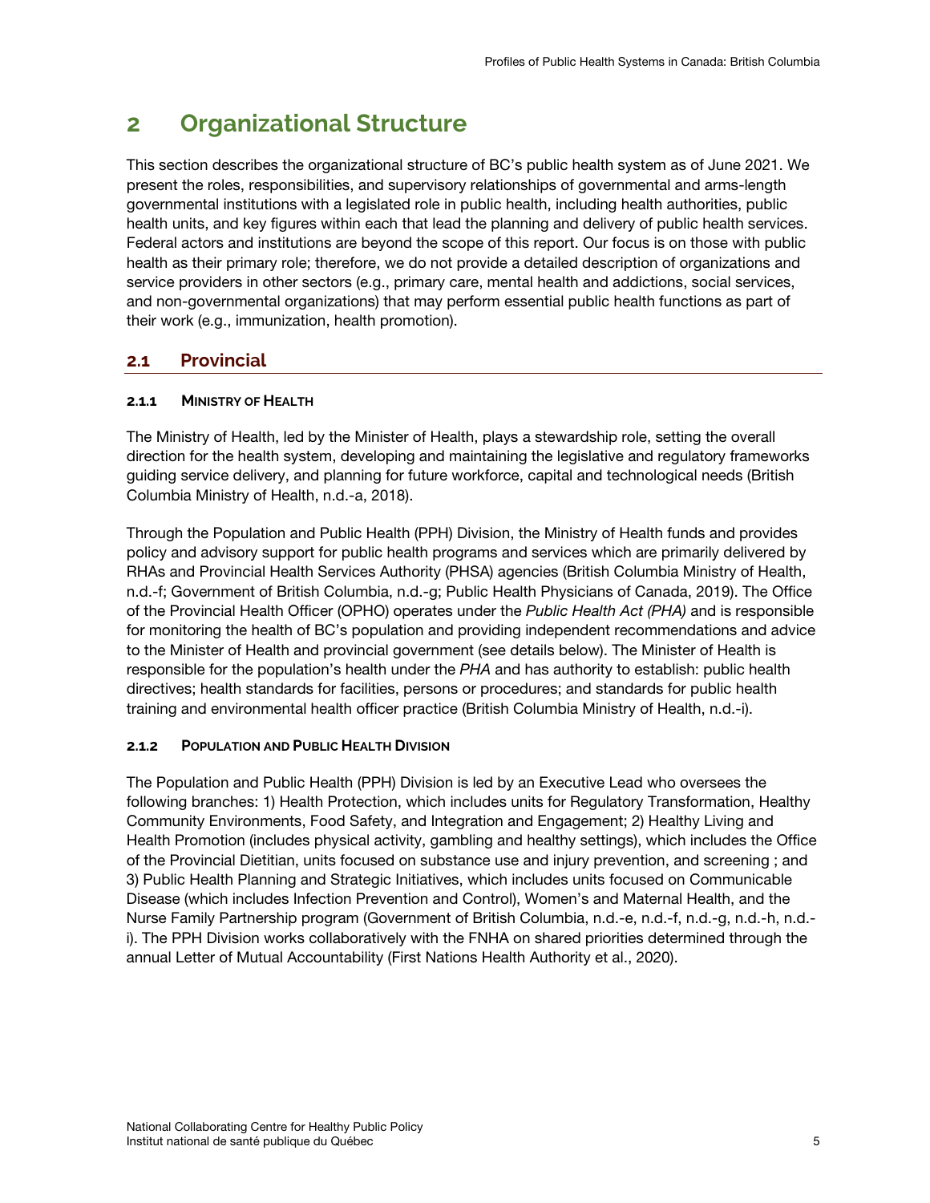# 2 Organizational Structure

This section describes the organizational structure of BC's public health system as of June 2021. We present the roles, responsibilities, and supervisory relationships of governmental and arms-length governmental institutions with a legislated role in public health, including health authorities, public health units, and key figures within each that lead the planning and delivery of public health services. Federal actors and institutions are beyond the scope of this report. Our focus is on those with public health as their primary role; therefore, we do not provide a detailed description of organizations and service providers in other sectors (e.g., primary care, mental health and addictions, social services, and non-governmental organizations) that may perform essential public health functions as part of their work (e.g., immunization, health promotion).

## 2.1 Provincial

### 2.1.1 Ministry of Health

The Ministry of Health, led by the Minister of Health, plays a stewardship role, setting the overall direction for the health system, developing and maintaining the legislative and regulatory frameworks guiding service delivery, and planning for future workforce, capital and technological needs (British Columbia Ministry of Health, n.d.-a, 2018).

Through the Population and Public Health (PPH) Division, the Ministry of Health funds and provides policy and advisory support for public health programs and services which are primarily delivered by RHAs and Provincial Health Services Authority (PHSA) agencies (British Columbia Ministry of Health, n.d.-f; Government of British Columbia, n.d.-g; Public Health Physicians of Canada, 2019). The Office of the Provincial Health Officer (OPHO) operates under the *Public Health Act (PHA)* and is responsible for monitoring the health of BC's population and providing independent recommendations and advice to the Minister of Health and provincial government (see details below). The Minister of Health is responsible for the population's health under the *PHA* and has authority to establish: public health directives; health standards for facilities, persons or procedures; and standards for public health training and environmental health officer practice (British Columbia Ministry of Health, n.d.-i).

### 2.1.2 Population and Public Health Division

The Population and Public Health (PPH) Division is led by an Executive Lead who oversees the following branches: 1) Health Protection, which includes units for Regulatory Transformation, Healthy Community Environments, Food Safety, and Integration and Engagement; 2) Healthy Living and Health Promotion (includes physical activity, gambling and healthy settings), which includes the Office of the Provincial Dietitian, units focused on substance use and injury prevention, and screening ; and 3) Public Health Planning and Strategic Initiatives, which includes units focused on Communicable Disease (which includes Infection Prevention and Control), Women's and Maternal Health, and the Nurse Family Partnership program (Government of British Columbia, n.d.-e, n.d.-f, n.d.-g, n.d.-h, n.d.-i). The PPH Division works collaboratively with the FNHA on shared priorities determined through the annual Letter of Mutual Accountability (First Nations Health Authority et al., 2020).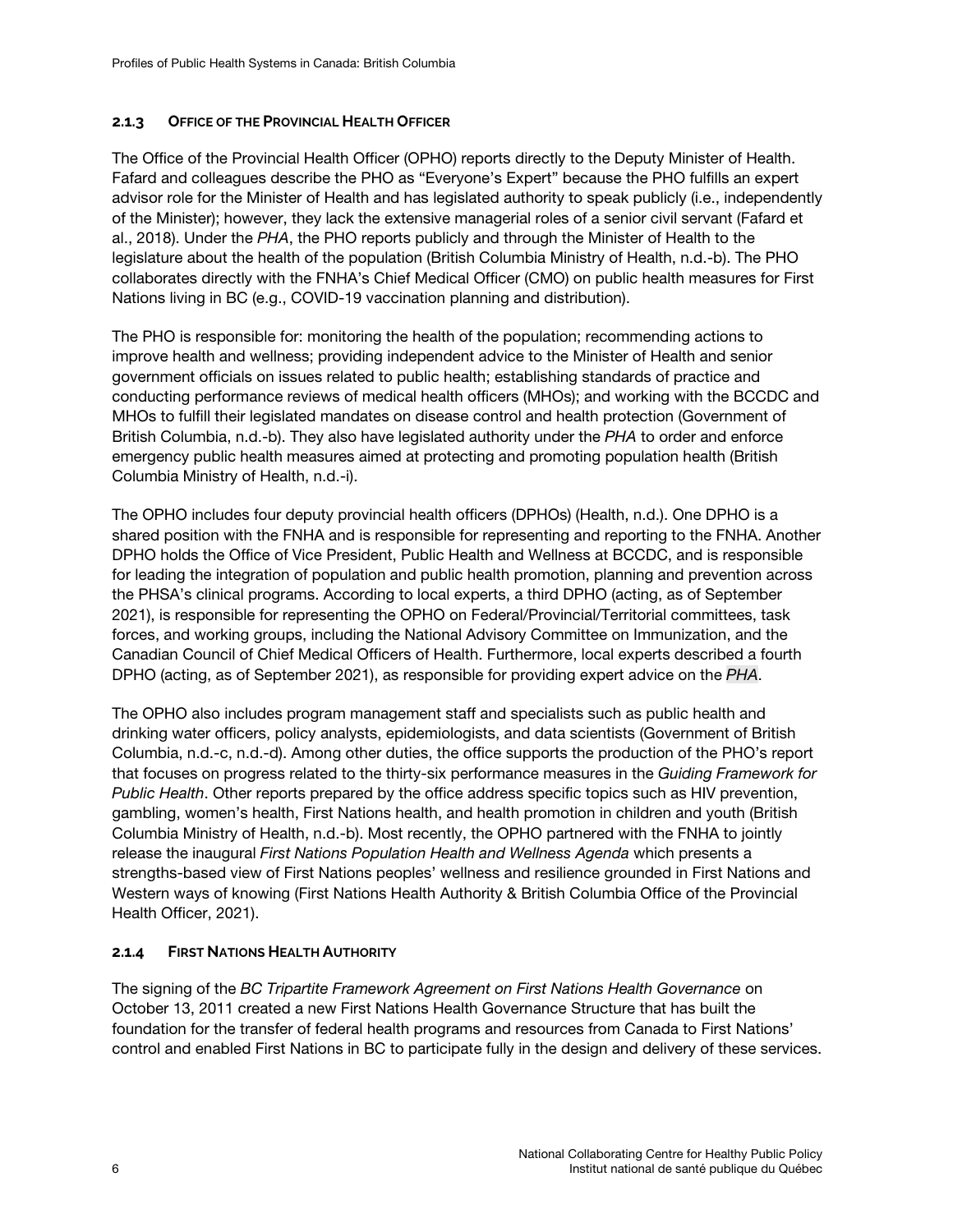### 2.1.3 Office of the Provincial Health Officer

The Office of the Provincial Health Officer (OPHO) reports directly to the Deputy Minister of Health. Fafard and colleagues describe the PHO as "Everyone's Expert" because the PHO fulfills an expert advisor role for the Minister of Health and has legislated authority to speak publicly (i.e., independently of the Minister); however, they lack the extensive managerial roles of a senior civil servant (Fafard et al., 2018). Under the *PHA*, the PHO reports publicly and through the Minister of Health to the legislature about the health of the population (British Columbia Ministry of Health, n.d.-b). The PHO collaborates directly with the FNHA's Chief Medical Officer (CMO) on public health measures for First Nations living in BC (e.g., COVID-19 vaccination planning and distribution).

The PHO is responsible for: monitoring the health of the population; recommending actions to improve health and wellness; providing independent advice to the Minister of Health and senior government officials on issues related to public health; establishing standards of practice and conducting performance reviews of medical health officers (MHOs); and working with the BCCDC and MHOs to fulfill their legislated mandates on disease control and health protection (Government of British Columbia, n.d.-b). They also have legislated authority under the *PHA* to order and enforce emergency public health measures aimed at protecting and promoting population health (British Columbia Ministry of Health, n.d.-i).

The OPHO includes four deputy provincial health officers (DPHOs) (Health, n.d.). One DPHO is a shared position with the FNHA and is responsible for representing and reporting to the FNHA. Another DPHO holds the Office of Vice President, Public Health and Wellness at BCCDC, and is responsible for leading the integration of population and public health promotion, planning and prevention across the PHSA's clinical programs. According to local experts, a third DPHO (acting, as of September 2021), is responsible for representing the OPHO on Federal/Provincial/Territorial committees, task forces, and working groups, including the National Advisory Committee on Immunization, and the Canadian Council of Chief Medical Officers of Health. Furthermore, local experts described a fourth DPHO (acting, as of September 2021), as responsible for providing expert advice on the *PHA*.

The OPHO also includes program management staff and specialists such as public health and drinking water officers, policy analysts, epidemiologists, and data scientists (Government of British Columbia, n.d.-c, n.d.-d). Among other duties, the office supports the production of the PHO's report that focuses on progress related to the thirty-six performance measures in the *Guiding Framework for Public Health*. Other reports prepared by the office address specific topics such as HIV prevention, gambling, women's health, First Nations health, and health promotion in children and youth (British Columbia Ministry of Health, n.d.-b). Most recently, the OPHO partnered with the FNHA to jointly release the inaugural *First Nations Population Health and Wellness Agenda* which presents a strengths-based view of First Nations peoples' wellness and resilience grounded in First Nations and Western ways of knowing (First Nations Health Authority & British Columbia Office of the Provincial Health Officer, 2021).

### 2.1.4 First Nations Health Authority

The signing of the *BC Tripartite Framework Agreement on First Nations Health Governance* on October 13, 2011 created a new First Nations Health Governance Structure that has built the foundation for the transfer of federal health programs and resources from Canada to First Nations' control and enabled First Nations in BC to participate fully in the design and delivery of these services.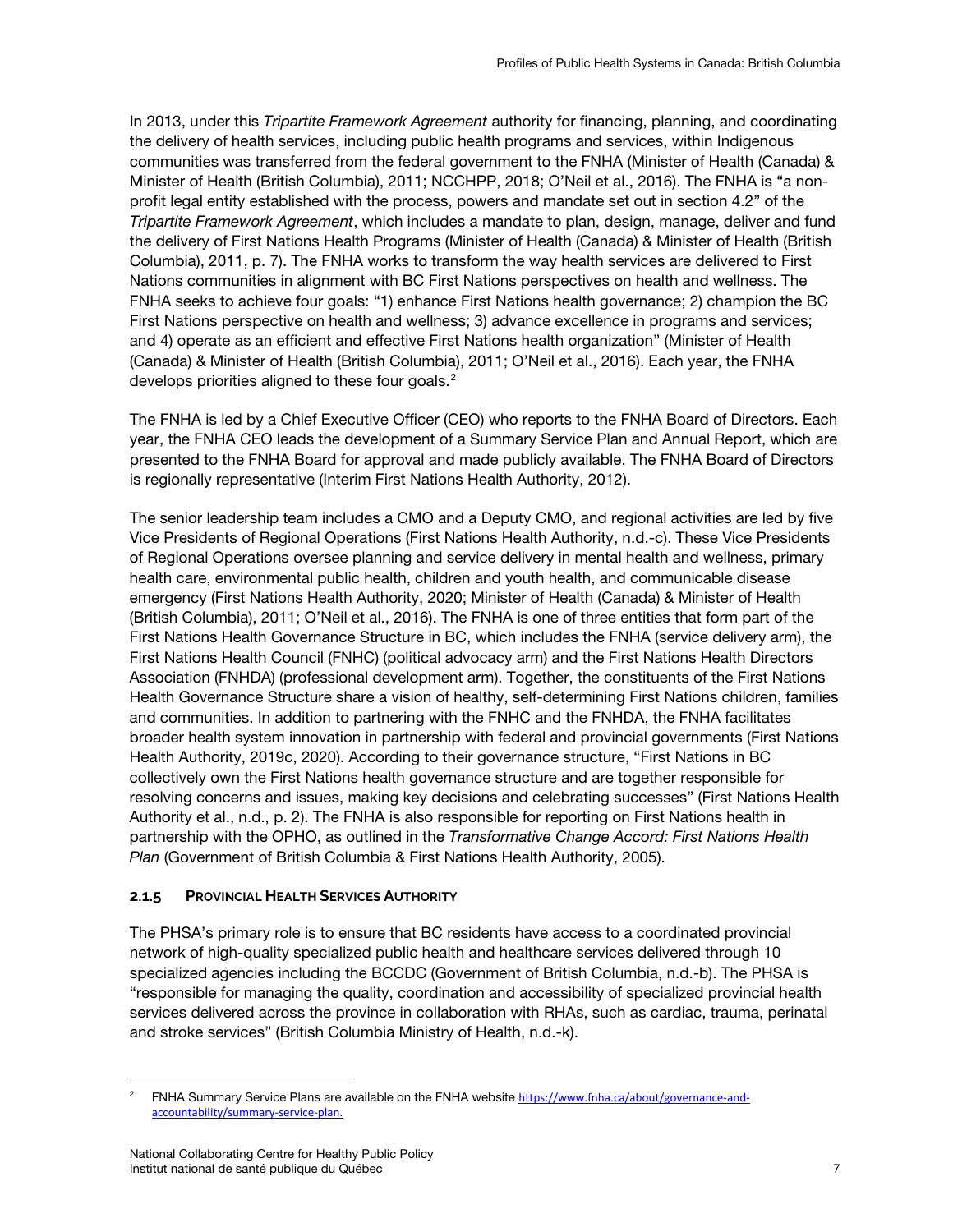In 2013, under this *Tripartite Framework Agreement* authority for financing, planning, and coordinating the delivery of health services, including public health programs and services, within Indigenous communities was transferred from the federal government to the FNHA (Minister of Health (Canada) & Minister of Health (British Columbia), 2011; NCCHPP, 2018; O'Neil et al., 2016). The FNHA is "a non-profit legal entity established with the process, powers and mandate set out in section 4.2" of the *Tripartite Framework Agreement*, which includes a mandate to plan, design, manage, deliver and fund the delivery of First Nations Health Programs (Minister of Health (Canada) & Minister of Health (British Columbia), 2011, p. 7). The FNHA works to transform the way health services are delivered to First Nations communities in alignment with BC First Nations perspectives on health and wellness. The FNHA seeks to achieve four goals: "1) enhance First Nations health governance; 2) champion the BC First Nations perspective on health and wellness; 3) advance excellence in programs and services; and 4) operate as an efficient and effective First Nations health organization" (Minister of Health (Canada) & Minister of Health (British Columbia), 2011; O'Neil et al., 2016). Each year, the FNHA develops priorities aligned to these four goals.[2]

The FNHA is led by a Chief Executive Officer (CEO) who reports to the FNHA Board of Directors. Each year, the FNHA CEO leads the development of a Summary Service Plan and Annual Report, which are presented to the FNHA Board for approval and made publicly available. The FNHA Board of Directors is regionally representative (Interim First Nations Health Authority, 2012).

The senior leadership team includes a CMO and a Deputy CMO, and regional activities are led by five Vice Presidents of Regional Operations (First Nations Health Authority, n.d.-c). These Vice Presidents of Regional Operations oversee planning and service delivery in mental health and wellness, primary health care, environmental public health, children and youth health, and communicable disease emergency (First Nations Health Authority, 2020; Minister of Health (Canada) & Minister of Health (British Columbia), 2011; O'Neil et al., 2016). The FNHA is one of three entities that form part of the First Nations Health Governance Structure in BC, which includes the FNHA (service delivery arm), the First Nations Health Council (FNHC) (political advocacy arm) and the First Nations Health Directors Association (FNHDA) (professional development arm). Together, the constituents of the First Nations Health Governance Structure share a vision of healthy, self-determining First Nations children, families and communities. In addition to partnering with the FNHC and the FNHDA, the FNHA facilitates broader health system innovation in partnership with federal and provincial governments (First Nations Health Authority, 2019c, 2020). According to their governance structure, "First Nations in BC collectively own the First Nations health governance structure and are together responsible for resolving concerns and issues, making key decisions and celebrating successes" (First Nations Health Authority et al., n.d., p. 2). The FNHA is also responsible for reporting on First Nations health in partnership with the OPHO, as outlined in the *Transformative Change Accord: First Nations Health Plan* (Government of British Columbia & First Nations Health Authority, 2005).

### 2.1.5 Provincial Health Services Authority

The PHSA's primary role is to ensure that BC residents have access to a coordinated provincial network of high-quality specialized public health and healthcare services delivered through 10 specialized agencies including the BCCDC (Government of British Columbia, n.d.-b). The PHSA is "responsible for managing the quality, coordination and accessibility of specialized provincial health services delivered across the province in collaboration with RHAs, such as cardiac, trauma, perinatal and stroke services" (British Columbia Ministry of Health, n.d.-k).

---

[2] FNHA Summary Service Plans are available on the FNHA website https://www.fnha.ca/about/governance-and-accountability/summary-service-plan.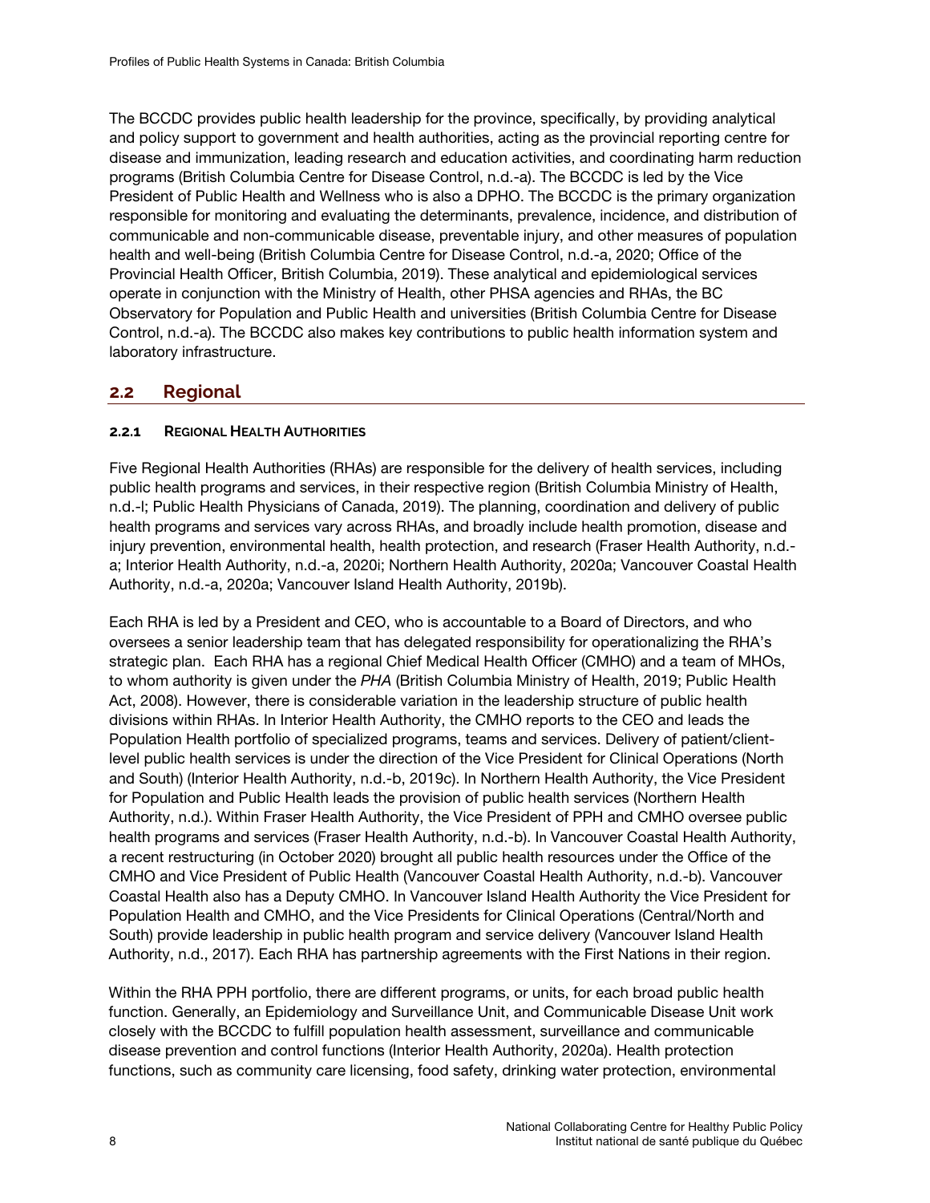The BCCDC provides public health leadership for the province, specifically, by providing analytical and policy support to government and health authorities, acting as the provincial reporting centre for disease and immunization, leading research and education activities, and coordinating harm reduction programs (British Columbia Centre for Disease Control, n.d.-a). The BCCDC is led by the Vice President of Public Health and Wellness who is also a DPHO. The BCCDC is the primary organization responsible for monitoring and evaluating the determinants, prevalence, incidence, and distribution of communicable and non-communicable disease, preventable injury, and other measures of population health and well-being (British Columbia Centre for Disease Control, n.d.-a, 2020; Office of the Provincial Health Officer, British Columbia, 2019). These analytical and epidemiological services operate in conjunction with the Ministry of Health, other PHSA agencies and RHAs, the BC Observatory for Population and Public Health and universities (British Columbia Centre for Disease Control, n.d.-a). The BCCDC also makes key contributions to public health information system and laboratory infrastructure.

## 2.2 Regional

### 2.2.1 Regional Health Authorities

Five Regional Health Authorities (RHAs) are responsible for the delivery of health services, including public health programs and services, in their respective region (British Columbia Ministry of Health, n.d.-l; Public Health Physicians of Canada, 2019). The planning, coordination and delivery of public health programs and services vary across RHAs, and broadly include health promotion, disease and injury prevention, environmental health, health protection, and research (Fraser Health Authority, n.d.-a; Interior Health Authority, n.d.-a, 2020i; Northern Health Authority, 2020a; Vancouver Coastal Health Authority, n.d.-a, 2020a; Vancouver Island Health Authority, 2019b).

Each RHA is led by a President and CEO, who is accountable to a Board of Directors, and who oversees a senior leadership team that has delegated responsibility for operationalizing the RHA's strategic plan. Each RHA has a regional Chief Medical Health Officer (CMHO) and a team of MHOs, to whom authority is given under the *PHA* (British Columbia Ministry of Health, 2019; Public Health Act, 2008). However, there is considerable variation in the leadership structure of public health divisions within RHAs. In Interior Health Authority, the CMHO reports to the CEO and leads the Population Health portfolio of specialized programs, teams and services. Delivery of patient/client-level public health services is under the direction of the Vice President for Clinical Operations (North and South) (Interior Health Authority, n.d.-b, 2019c). In Northern Health Authority, the Vice President for Population and Public Health leads the provision of public health services (Northern Health Authority, n.d.). Within Fraser Health Authority, the Vice President of PPH and CMHO oversee public health programs and services (Fraser Health Authority, n.d.-b). In Vancouver Coastal Health Authority, a recent restructuring (in October 2020) brought all public health resources under the Office of the CMHO and Vice President of Public Health (Vancouver Coastal Health Authority, n.d.-b). Vancouver Coastal Health also has a Deputy CMHO. In Vancouver Island Health Authority the Vice President for Population Health and CMHO, and the Vice Presidents for Clinical Operations (Central/North and South) provide leadership in public health program and service delivery (Vancouver Island Health Authority, n.d., 2017). Each RHA has partnership agreements with the First Nations in their region.

Within the RHA PPH portfolio, there are different programs, or units, for each broad public health function. Generally, an Epidemiology and Surveillance Unit, and Communicable Disease Unit work closely with the BCCDC to fulfill population health assessment, surveillance and communicable disease prevention and control functions (Interior Health Authority, 2020a). Health protection functions, such as community care licensing, food safety, drinking water protection, environmental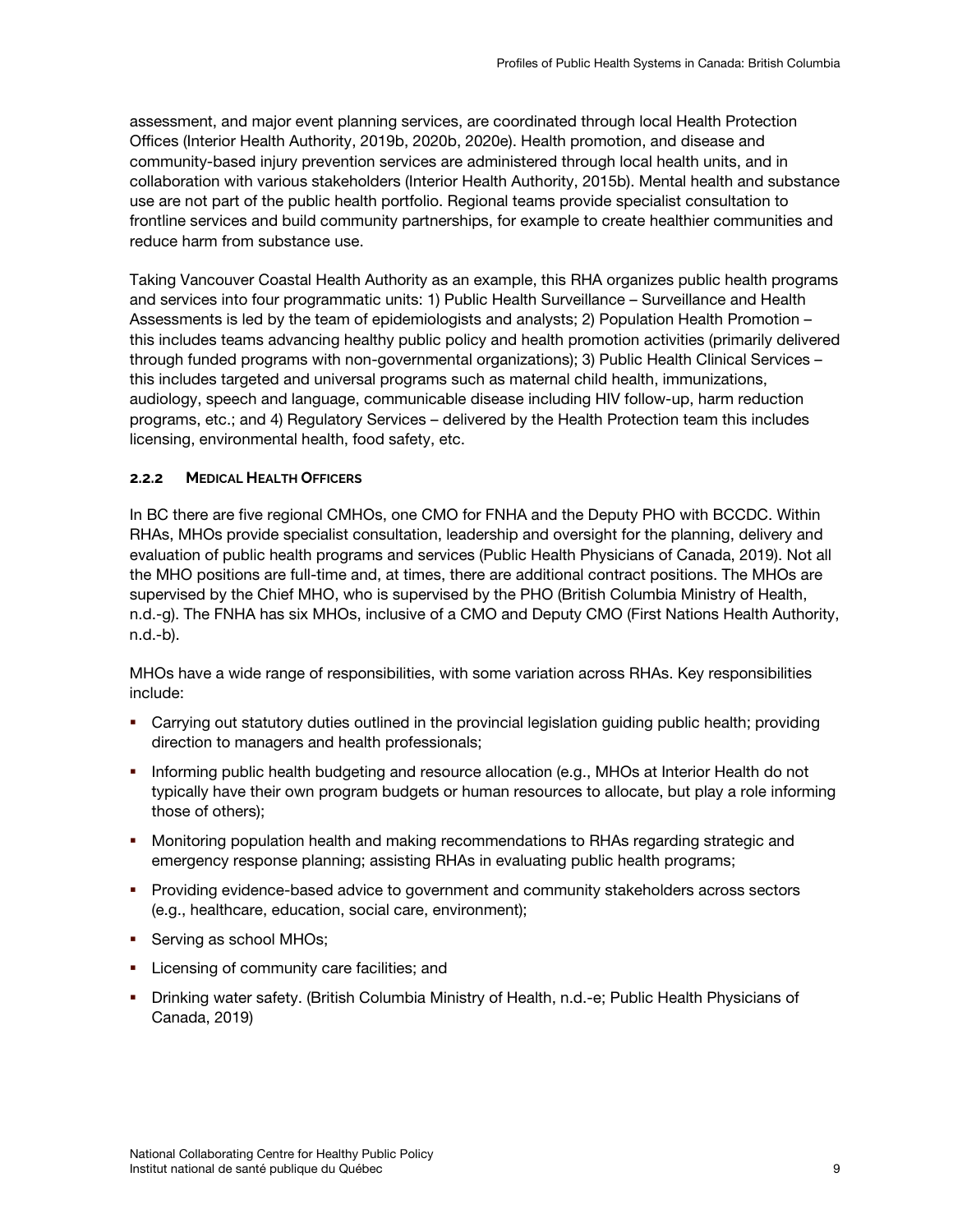assessment, and major event planning services, are coordinated through local Health Protection Offices (Interior Health Authority, 2019b, 2020b, 2020e). Health promotion, and disease and community-based injury prevention services are administered through local health units, and in collaboration with various stakeholders (Interior Health Authority, 2015b). Mental health and substance use are not part of the public health portfolio. Regional teams provide specialist consultation to frontline services and build community partnerships, for example to create healthier communities and reduce harm from substance use.

Taking Vancouver Coastal Health Authority as an example, this RHA organizes public health programs and services into four programmatic units: 1) Public Health Surveillance – Surveillance and Health Assessments is led by the team of epidemiologists and analysts; 2) Population Health Promotion – this includes teams advancing healthy public policy and health promotion activities (primarily delivered through funded programs with non-governmental organizations); 3) Public Health Clinical Services – this includes targeted and universal programs such as maternal child health, immunizations, audiology, speech and language, communicable disease including HIV follow-up, harm reduction programs, etc.; and 4) Regulatory Services – delivered by the Health Protection team this includes licensing, environmental health, food safety, etc.

#### 2.2.2 Medical Health Officers

In BC there are five regional CMHOs, one CMO for FNHA and the Deputy PHO with BCCDC. Within RHAs, MHOs provide specialist consultation, leadership and oversight for the planning, delivery and evaluation of public health programs and services (Public Health Physicians of Canada, 2019). Not all the MHO positions are full-time and, at times, there are additional contract positions. The MHOs are supervised by the Chief MHO, who is supervised by the PHO (British Columbia Ministry of Health, n.d.-g). The FNHA has six MHOs, inclusive of a CMO and Deputy CMO (First Nations Health Authority, n.d.-b).

MHOs have a wide range of responsibilities, with some variation across RHAs. Key responsibilities include:

- Carrying out statutory duties outlined in the provincial legislation guiding public health; providing direction to managers and health professionals;
- Informing public health budgeting and resource allocation (e.g., MHOs at Interior Health do not typically have their own program budgets or human resources to allocate, but play a role informing those of others);
- Monitoring population health and making recommendations to RHAs regarding strategic and emergency response planning; assisting RHAs in evaluating public health programs;
- Providing evidence-based advice to government and community stakeholders across sectors (e.g., healthcare, education, social care, environment);
- Serving as school MHOs;
- Licensing of community care facilities; and
- Drinking water safety. (British Columbia Ministry of Health, n.d.-e; Public Health Physicians of Canada, 2019)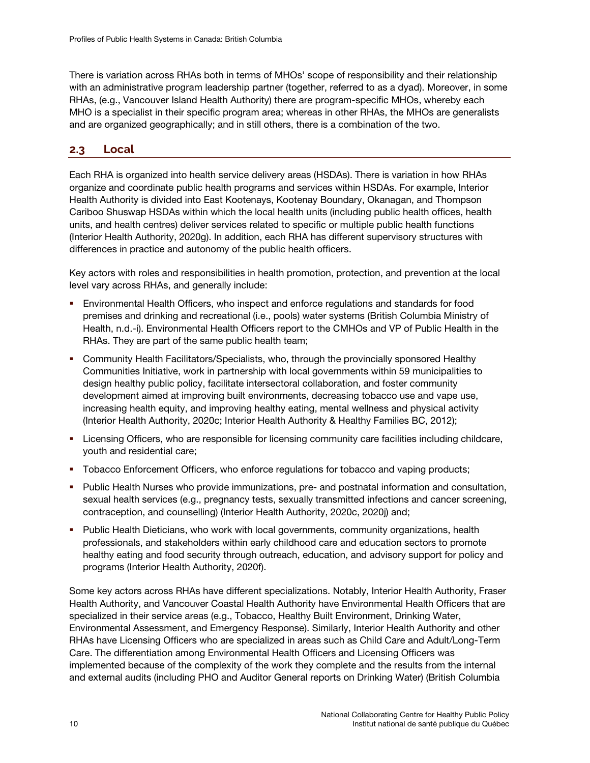There is variation across RHAs both in terms of MHOs' scope of responsibility and their relationship with an administrative program leadership partner (together, referred to as a dyad). Moreover, in some RHAs, (e.g., Vancouver Island Health Authority) there are program-specific MHOs, whereby each MHO is a specialist in their specific program area; whereas in other RHAs, the MHOs are generalists and are organized geographically; and in still others, there is a combination of the two.

## 2.3 Local

Each RHA is organized into health service delivery areas (HSDAs). There is variation in how RHAs organize and coordinate public health programs and services within HSDAs. For example, Interior Health Authority is divided into East Kootenays, Kootenay Boundary, Okanagan, and Thompson Cariboo Shuswap HSDAs within which the local health units (including public health offices, health units, and health centres) deliver services related to specific or multiple public health functions (Interior Health Authority, 2020g). In addition, each RHA has different supervisory structures with differences in practice and autonomy of the public health officers.

Key actors with roles and responsibilities in health promotion, protection, and prevention at the local level vary across RHAs, and generally include:

- Environmental Health Officers, who inspect and enforce regulations and standards for food premises and drinking and recreational (i.e., pools) water systems (British Columbia Ministry of Health, n.d.-i). Environmental Health Officers report to the CMHOs and VP of Public Health in the RHAs. They are part of the same public health team;
- Community Health Facilitators/Specialists, who, through the provincially sponsored Healthy Communities Initiative, work in partnership with local governments within 59 municipalities to design healthy public policy, facilitate intersectoral collaboration, and foster community development aimed at improving built environments, decreasing tobacco use and vape use, increasing health equity, and improving healthy eating, mental wellness and physical activity (Interior Health Authority, 2020c; Interior Health Authority & Healthy Families BC, 2012);
- Licensing Officers, who are responsible for licensing community care facilities including childcare, youth and residential care;
- Tobacco Enforcement Officers, who enforce regulations for tobacco and vaping products;
- Public Health Nurses who provide immunizations, pre- and postnatal information and consultation, sexual health services (e.g., pregnancy tests, sexually transmitted infections and cancer screening, contraception, and counselling) (Interior Health Authority, 2020c, 2020j) and;
- Public Health Dieticians, who work with local governments, community organizations, health professionals, and stakeholders within early childhood care and education sectors to promote healthy eating and food security through outreach, education, and advisory support for policy and programs (Interior Health Authority, 2020f).

Some key actors across RHAs have different specializations. Notably, Interior Health Authority, Fraser Health Authority, and Vancouver Coastal Health Authority have Environmental Health Officers that are specialized in their service areas (e.g., Tobacco, Healthy Built Environment, Drinking Water, Environmental Assessment, and Emergency Response). Similarly, Interior Health Authority and other RHAs have Licensing Officers who are specialized in areas such as Child Care and Adult/Long-Term Care. The differentiation among Environmental Health Officers and Licensing Officers was implemented because of the complexity of the work they complete and the results from the internal and external audits (including PHO and Auditor General reports on Drinking Water) (British Columbia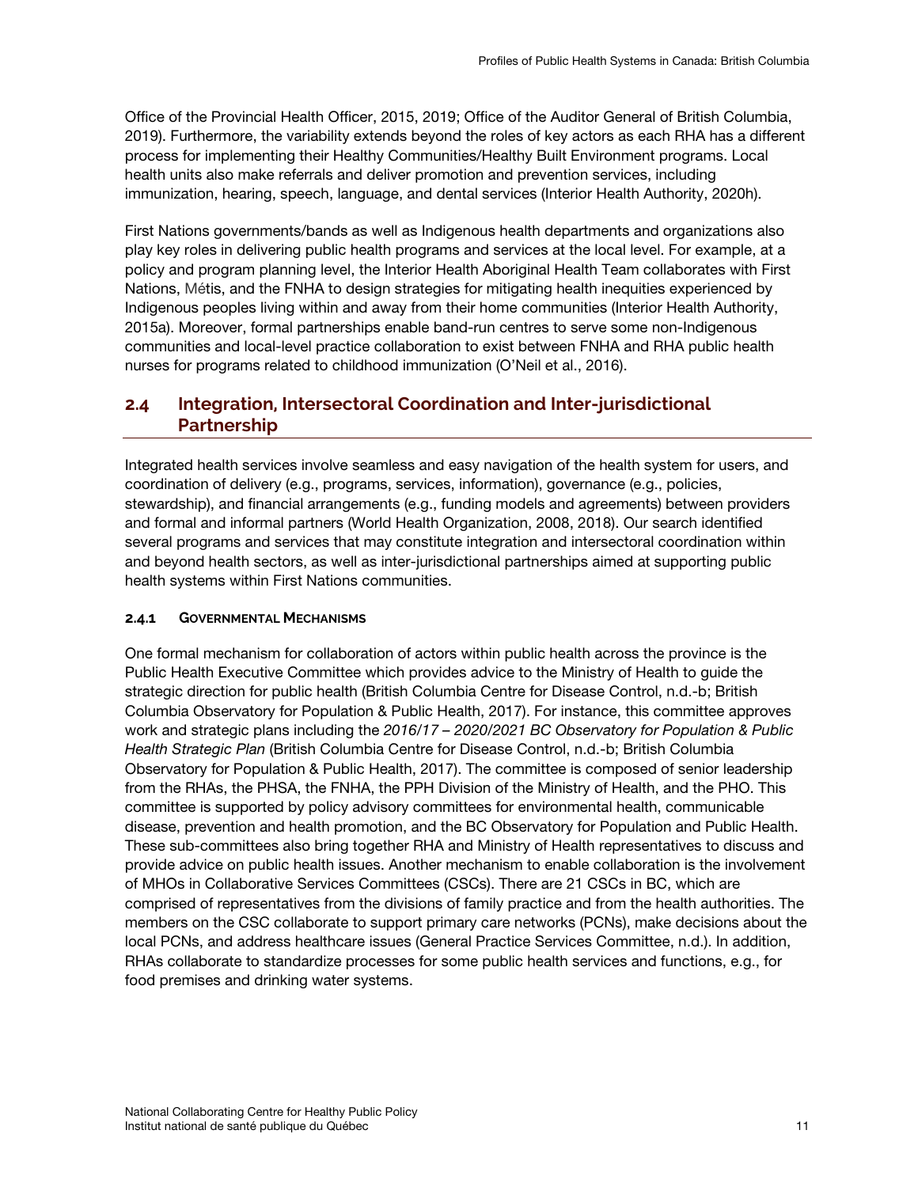Office of the Provincial Health Officer, 2015, 2019; Office of the Auditor General of British Columbia, 2019). Furthermore, the variability extends beyond the roles of key actors as each RHA has a different process for implementing their Healthy Communities/Healthy Built Environment programs. Local health units also make referrals and deliver promotion and prevention services, including immunization, hearing, speech, language, and dental services (Interior Health Authority, 2020h).

First Nations governments/bands as well as Indigenous health departments and organizations also play key roles in delivering public health programs and services at the local level. For example, at a policy and program planning level, the Interior Health Aboriginal Health Team collaborates with First Nations, Métis, and the FNHA to design strategies for mitigating health inequities experienced by Indigenous peoples living within and away from their home communities (Interior Health Authority, 2015a). Moreover, formal partnerships enable band-run centres to serve some non-Indigenous communities and local-level practice collaboration to exist between FNHA and RHA public health nurses for programs related to childhood immunization (O'Neil et al., 2016).

## 2.4 Integration, Intersectoral Coordination and Inter-jurisdictional Partnership

Integrated health services involve seamless and easy navigation of the health system for users, and coordination of delivery (e.g., programs, services, information), governance (e.g., policies, stewardship), and financial arrangements (e.g., funding models and agreements) between providers and formal and informal partners (World Health Organization, 2008, 2018). Our search identified several programs and services that may constitute integration and intersectoral coordination within and beyond health sectors, as well as inter-jurisdictional partnerships aimed at supporting public health systems within First Nations communities.

### 2.4.1 Governmental Mechanisms

One formal mechanism for collaboration of actors within public health across the province is the Public Health Executive Committee which provides advice to the Ministry of Health to guide the strategic direction for public health (British Columbia Centre for Disease Control, n.d.-b; British Columbia Observatory for Population & Public Health, 2017). For instance, this committee approves work and strategic plans including the *2016/17 – 2020/2021 BC Observatory for Population & Public Health Strategic Plan* (British Columbia Centre for Disease Control, n.d.-b; British Columbia Observatory for Population & Public Health, 2017). The committee is composed of senior leadership from the RHAs, the PHSA, the FNHA, the PPH Division of the Ministry of Health, and the PHO. This committee is supported by policy advisory committees for environmental health, communicable disease, prevention and health promotion, and the BC Observatory for Population and Public Health. These sub-committees also bring together RHA and Ministry of Health representatives to discuss and provide advice on public health issues. Another mechanism to enable collaboration is the involvement of MHOs in Collaborative Services Committees (CSCs). There are 21 CSCs in BC, which are comprised of representatives from the divisions of family practice and from the health authorities. The members on the CSC collaborate to support primary care networks (PCNs), make decisions about the local PCNs, and address healthcare issues (General Practice Services Committee, n.d.). In addition, RHAs collaborate to standardize processes for some public health services and functions, e.g., for food premises and drinking water systems.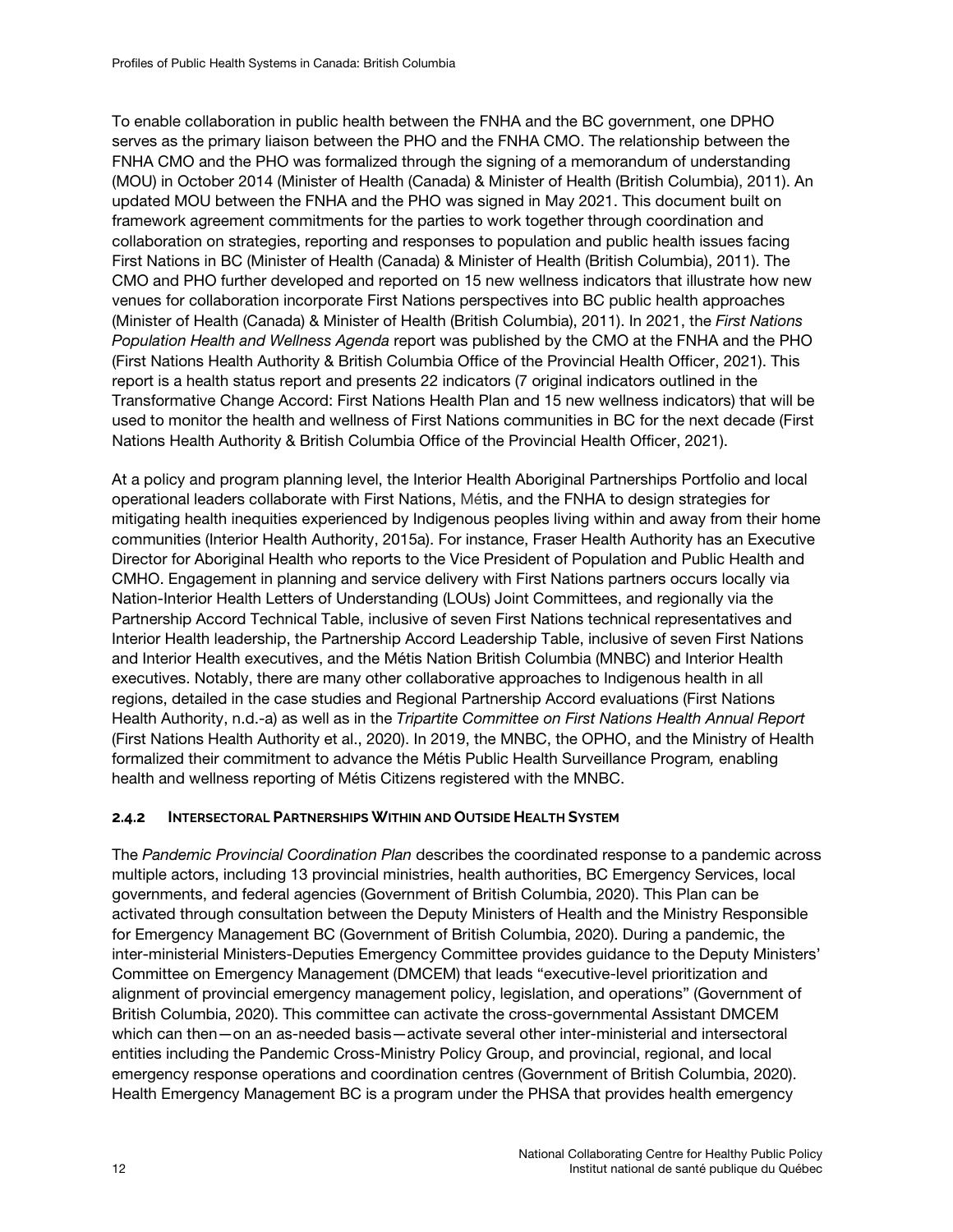To enable collaboration in public health between the FNHA and the BC government, one DPHO serves as the primary liaison between the PHO and the FNHA CMO. The relationship between the FNHA CMO and the PHO was formalized through the signing of a memorandum of understanding (MOU) in October 2014 (Minister of Health (Canada) & Minister of Health (British Columbia), 2011). An updated MOU between the FNHA and the PHO was signed in May 2021. This document built on framework agreement commitments for the parties to work together through coordination and collaboration on strategies, reporting and responses to population and public health issues facing First Nations in BC (Minister of Health (Canada) & Minister of Health (British Columbia), 2011). The CMO and PHO further developed and reported on 15 new wellness indicators that illustrate how new venues for collaboration incorporate First Nations perspectives into BC public health approaches (Minister of Health (Canada) & Minister of Health (British Columbia), 2011). In 2021, the *First Nations Population Health and Wellness Agenda* report was published by the CMO at the FNHA and the PHO (First Nations Health Authority & British Columbia Office of the Provincial Health Officer, 2021). This report is a health status report and presents 22 indicators (7 original indicators outlined in the Transformative Change Accord: First Nations Health Plan and 15 new wellness indicators) that will be used to monitor the health and wellness of First Nations communities in BC for the next decade (First Nations Health Authority & British Columbia Office of the Provincial Health Officer, 2021).

At a policy and program planning level, the Interior Health Aboriginal Partnerships Portfolio and local operational leaders collaborate with First Nations, Métis, and the FNHA to design strategies for mitigating health inequities experienced by Indigenous peoples living within and away from their home communities (Interior Health Authority, 2015a). For instance, Fraser Health Authority has an Executive Director for Aboriginal Health who reports to the Vice President of Population and Public Health and CMHO. Engagement in planning and service delivery with First Nations partners occurs locally via Nation-Interior Health Letters of Understanding (LOUs) Joint Committees, and regionally via the Partnership Accord Technical Table, inclusive of seven First Nations technical representatives and Interior Health leadership, the Partnership Accord Leadership Table, inclusive of seven First Nations and Interior Health executives, and the Métis Nation British Columbia (MNBC) and Interior Health executives. Notably, there are many other collaborative approaches to Indigenous health in all regions, detailed in the case studies and Regional Partnership Accord evaluations (First Nations Health Authority, n.d.-a) as well as in the *Tripartite Committee on First Nations Health Annual Report* (First Nations Health Authority et al., 2020). In 2019, the MNBC, the OPHO, and the Ministry of Health formalized their commitment to advance the Métis Public Health Surveillance Program*,* enabling health and wellness reporting of Métis Citizens registered with the MNBC.

### 2.4.2 Intersectoral Partnerships Within and Outside Health System

The *Pandemic Provincial Coordination Plan* describes the coordinated response to a pandemic across multiple actors, including 13 provincial ministries, health authorities, BC Emergency Services, local governments, and federal agencies (Government of British Columbia, 2020). This Plan can be activated through consultation between the Deputy Ministers of Health and the Ministry Responsible for Emergency Management BC (Government of British Columbia, 2020). During a pandemic, the inter-ministerial Ministers-Deputies Emergency Committee provides guidance to the Deputy Ministers' Committee on Emergency Management (DMCEM) that leads "executive-level prioritization and alignment of provincial emergency management policy, legislation, and operations" (Government of British Columbia, 2020). This committee can activate the cross-governmental Assistant DMCEM which can then—on an as-needed basis—activate several other inter-ministerial and intersectoral entities including the Pandemic Cross-Ministry Policy Group, and provincial, regional, and local emergency response operations and coordination centres (Government of British Columbia, 2020). Health Emergency Management BC is a program under the PHSA that provides health emergency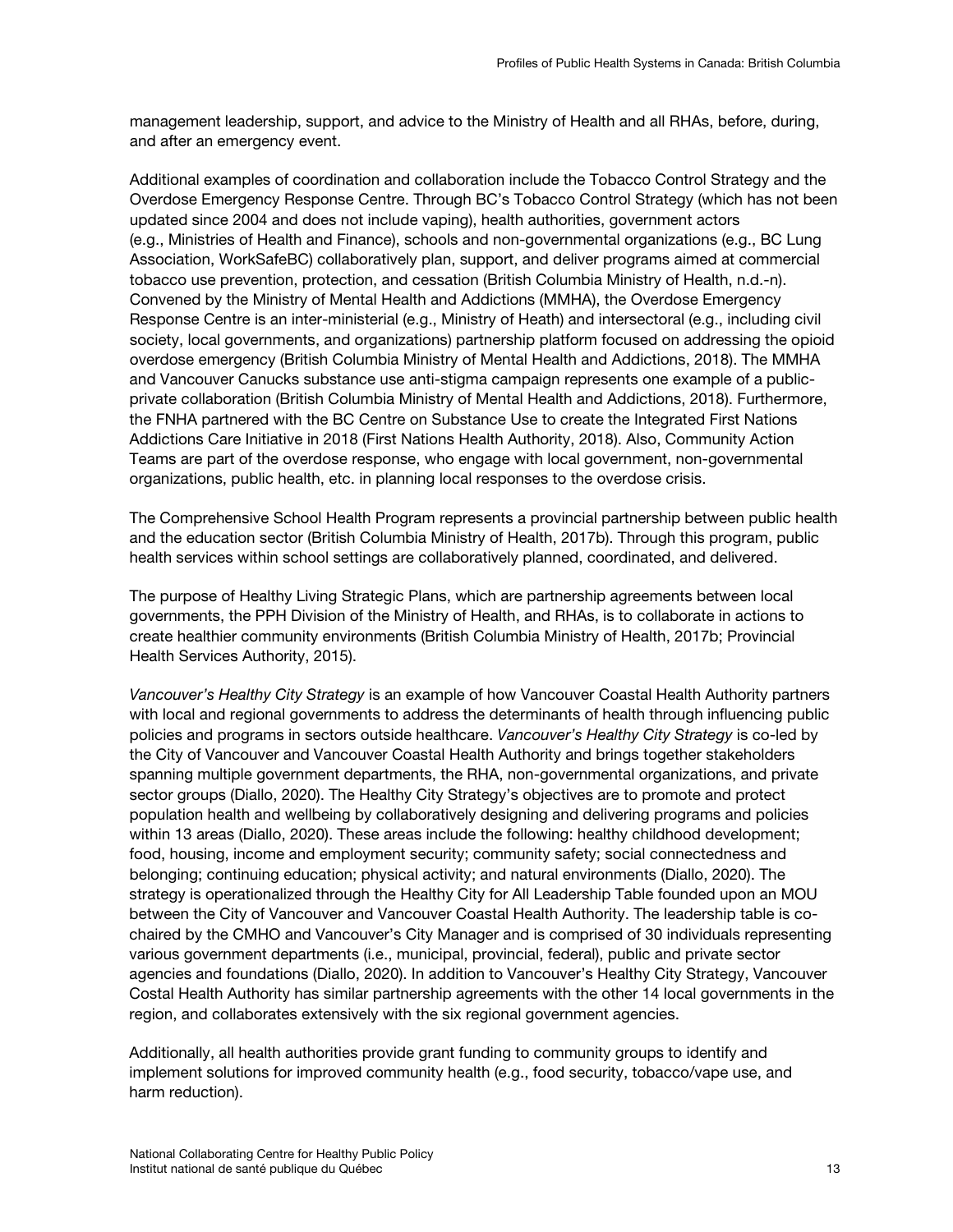management leadership, support, and advice to the Ministry of Health and all RHAs, before, during, and after an emergency event.

Additional examples of coordination and collaboration include the Tobacco Control Strategy and the Overdose Emergency Response Centre. Through BC's Tobacco Control Strategy (which has not been updated since 2004 and does not include vaping), health authorities, government actors (e.g., Ministries of Health and Finance), schools and non-governmental organizations (e.g., BC Lung Association, WorkSafeBC) collaboratively plan, support, and deliver programs aimed at commercial tobacco use prevention, protection, and cessation (British Columbia Ministry of Health, n.d.-n). Convened by the Ministry of Mental Health and Addictions (MMHA), the Overdose Emergency Response Centre is an inter-ministerial (e.g., Ministry of Heath) and intersectoral (e.g., including civil society, local governments, and organizations) partnership platform focused on addressing the opioid overdose emergency (British Columbia Ministry of Mental Health and Addictions, 2018). The MMHA and Vancouver Canucks substance use anti-stigma campaign represents one example of a public-private collaboration (British Columbia Ministry of Mental Health and Addictions, 2018). Furthermore, the FNHA partnered with the BC Centre on Substance Use to create the Integrated First Nations Addictions Care Initiative in 2018 (First Nations Health Authority, 2018). Also, Community Action Teams are part of the overdose response, who engage with local government, non-governmental organizations, public health, etc. in planning local responses to the overdose crisis.

The Comprehensive School Health Program represents a provincial partnership between public health and the education sector (British Columbia Ministry of Health, 2017b). Through this program, public health services within school settings are collaboratively planned, coordinated, and delivered.

The purpose of Healthy Living Strategic Plans, which are partnership agreements between local governments, the PPH Division of the Ministry of Health, and RHAs, is to collaborate in actions to create healthier community environments (British Columbia Ministry of Health, 2017b; Provincial Health Services Authority, 2015).

*Vancouver's Healthy City Strategy* is an example of how Vancouver Coastal Health Authority partners with local and regional governments to address the determinants of health through influencing public policies and programs in sectors outside healthcare. *Vancouver's Healthy City Strategy* is co-led by the City of Vancouver and Vancouver Coastal Health Authority and brings together stakeholders spanning multiple government departments, the RHA, non-governmental organizations, and private sector groups (Diallo, 2020). The Healthy City Strategy's objectives are to promote and protect population health and wellbeing by collaboratively designing and delivering programs and policies within 13 areas (Diallo, 2020). These areas include the following: healthy childhood development; food, housing, income and employment security; community safety; social connectedness and belonging; continuing education; physical activity; and natural environments (Diallo, 2020). The strategy is operationalized through the Healthy City for All Leadership Table founded upon an MOU between the City of Vancouver and Vancouver Coastal Health Authority. The leadership table is co-chaired by the CMHO and Vancouver's City Manager and is comprised of 30 individuals representing various government departments (i.e., municipal, provincial, federal), public and private sector agencies and foundations (Diallo, 2020). In addition to Vancouver's Healthy City Strategy, Vancouver Costal Health Authority has similar partnership agreements with the other 14 local governments in the region, and collaborates extensively with the six regional government agencies.

Additionally, all health authorities provide grant funding to community groups to identify and implement solutions for improved community health (e.g., food security, tobacco/vape use, and harm reduction).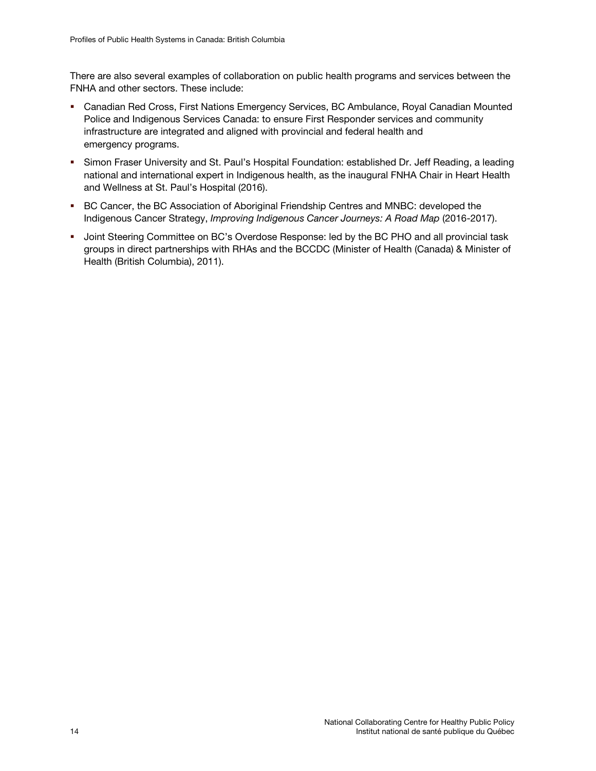There are also several examples of collaboration on public health programs and services between the FNHA and other sectors. These include:

- Canadian Red Cross, First Nations Emergency Services, BC Ambulance, Royal Canadian Mounted Police and Indigenous Services Canada: to ensure First Responder services and community infrastructure are integrated and aligned with provincial and federal health and emergency programs.
- Simon Fraser University and St. Paul's Hospital Foundation: established Dr. Jeff Reading, a leading national and international expert in Indigenous health, as the inaugural FNHA Chair in Heart Health and Wellness at St. Paul's Hospital (2016).
- BC Cancer, the BC Association of Aboriginal Friendship Centres and MNBC: developed the Indigenous Cancer Strategy, *Improving Indigenous Cancer Journeys: A Road Map* (2016-2017).
- Joint Steering Committee on BC's Overdose Response: led by the BC PHO and all provincial task groups in direct partnerships with RHAs and the BCCDC (Minister of Health (Canada) & Minister of Health (British Columbia), 2011).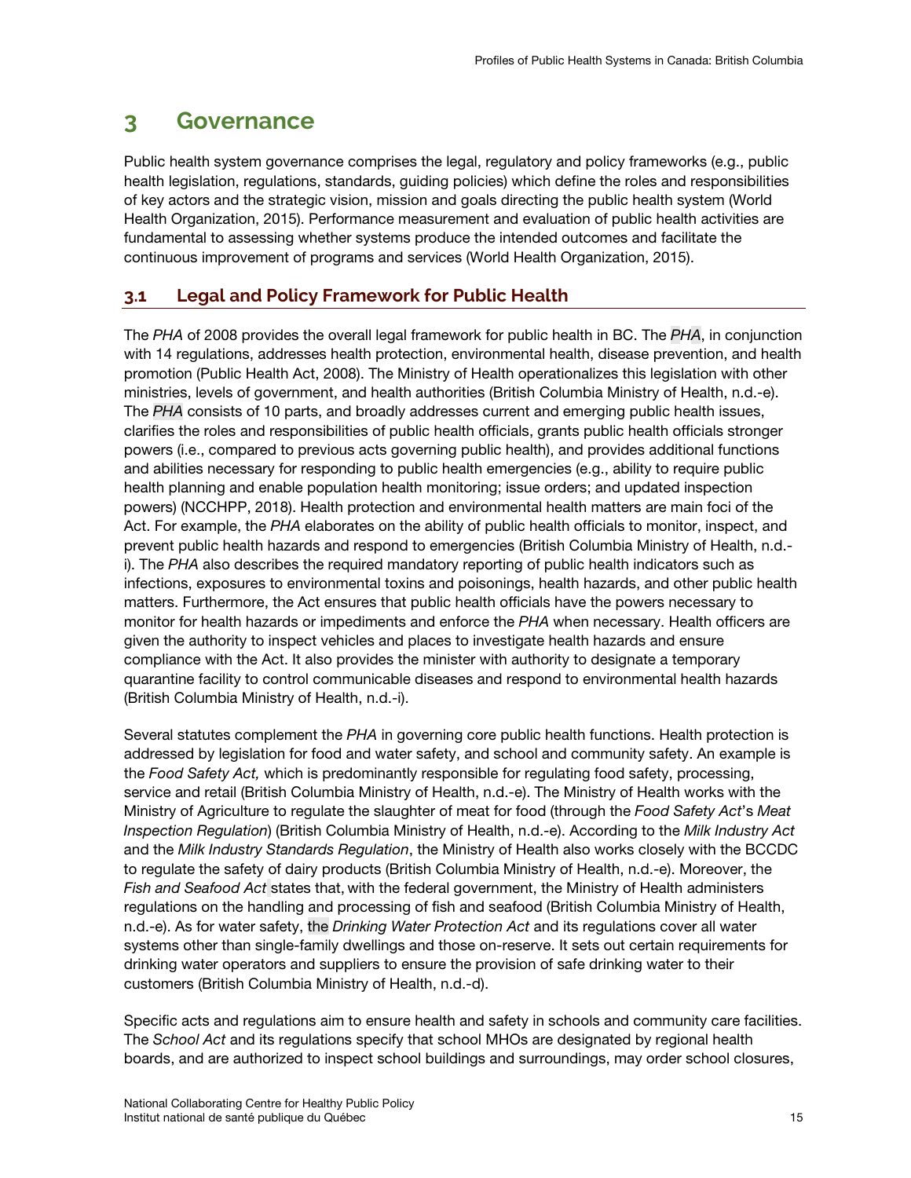# 3 Governance

Public health system governance comprises the legal, regulatory and policy frameworks (e.g., public health legislation, regulations, standards, guiding policies) which define the roles and responsibilities of key actors and the strategic vision, mission and goals directing the public health system (World Health Organization, 2015). Performance measurement and evaluation of public health activities are fundamental to assessing whether systems produce the intended outcomes and facilitate the continuous improvement of programs and services (World Health Organization, 2015).

## 3.1 Legal and Policy Framework for Public Health

The *PHA* of 2008 provides the overall legal framework for public health in BC. The *PHA*, in conjunction with 14 regulations, addresses health protection, environmental health, disease prevention, and health promotion (Public Health Act, 2008). The Ministry of Health operationalizes this legislation with other ministries, levels of government, and health authorities (British Columbia Ministry of Health, n.d.-e). The *PHA* consists of 10 parts, and broadly addresses current and emerging public health issues, clarifies the roles and responsibilities of public health officials, grants public health officials stronger powers (i.e., compared to previous acts governing public health), and provides additional functions and abilities necessary for responding to public health emergencies (e.g., ability to require public health planning and enable population health monitoring; issue orders; and updated inspection powers) (NCCHPP, 2018). Health protection and environmental health matters are main foci of the Act. For example, the *PHA* elaborates on the ability of public health officials to monitor, inspect, and prevent public health hazards and respond to emergencies (British Columbia Ministry of Health, n.d.-i). The *PHA* also describes the required mandatory reporting of public health indicators such as infections, exposures to environmental toxins and poisonings, health hazards, and other public health matters. Furthermore, the Act ensures that public health officials have the powers necessary to monitor for health hazards or impediments and enforce the *PHA* when necessary. Health officers are given the authority to inspect vehicles and places to investigate health hazards and ensure compliance with the Act. It also provides the minister with authority to designate a temporary quarantine facility to control communicable diseases and respond to environmental health hazards (British Columbia Ministry of Health, n.d.-i).

Several statutes complement the *PHA* in governing core public health functions. Health protection is addressed by legislation for food and water safety, and school and community safety. An example is the *Food Safety Act,* which is predominantly responsible for regulating food safety, processing, service and retail (British Columbia Ministry of Health, n.d.-e). The Ministry of Health works with the Ministry of Agriculture to regulate the slaughter of meat for food (through the *Food Safety Act*'s *Meat Inspection Regulation*) (British Columbia Ministry of Health, n.d.-e). According to the *Milk Industry Act* and the *Milk Industry Standards Regulation*, the Ministry of Health also works closely with the BCCDC to regulate the safety of dairy products (British Columbia Ministry of Health, n.d.-e). Moreover, the *Fish and Seafood Act* states that, with the federal government, the Ministry of Health administers regulations on the handling and processing of fish and seafood (British Columbia Ministry of Health, n.d.-e). As for water safety, the *Drinking Water Protection Act* and its regulations cover all water systems other than single-family dwellings and those on-reserve. It sets out certain requirements for drinking water operators and suppliers to ensure the provision of safe drinking water to their customers (British Columbia Ministry of Health, n.d.-d).

Specific acts and regulations aim to ensure health and safety in schools and community care facilities. The *School Act* and its regulations specify that school MHOs are designated by regional health boards, and are authorized to inspect school buildings and surroundings, may order school closures,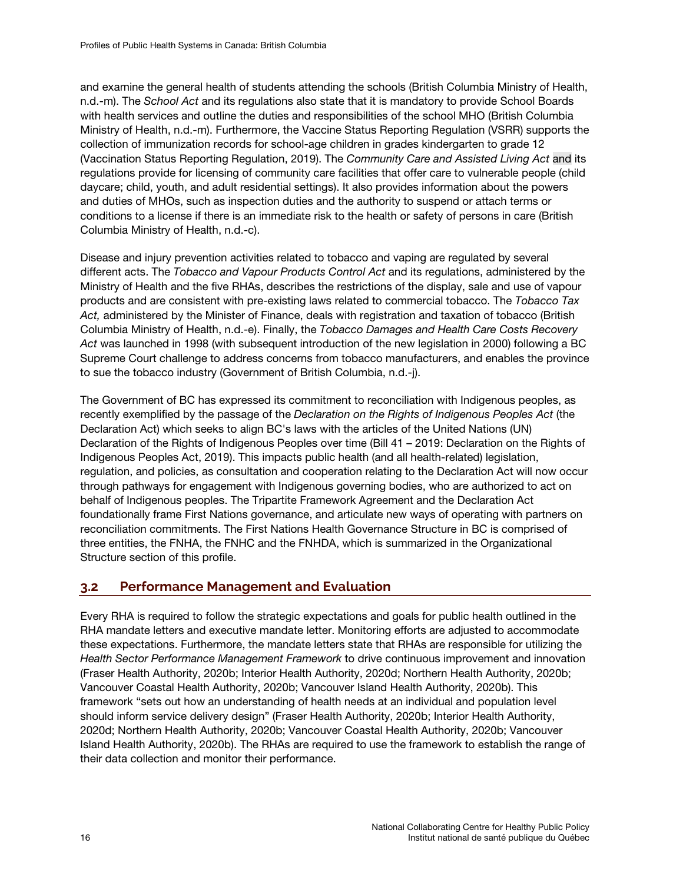and examine the general health of students attending the schools (British Columbia Ministry of Health, n.d.-m). The *School Act* and its regulations also state that it is mandatory to provide School Boards with health services and outline the duties and responsibilities of the school MHO (British Columbia Ministry of Health, n.d.-m). Furthermore, the Vaccine Status Reporting Regulation (VSRR) supports the collection of immunization records for school-age children in grades kindergarten to grade 12 (Vaccination Status Reporting Regulation, 2019). The *Community Care and Assisted Living Act* and its regulations provide for licensing of community care facilities that offer care to vulnerable people (child daycare; child, youth, and adult residential settings). It also provides information about the powers and duties of MHOs, such as inspection duties and the authority to suspend or attach terms or conditions to a license if there is an immediate risk to the health or safety of persons in care (British Columbia Ministry of Health, n.d.-c).

Disease and injury prevention activities related to tobacco and vaping are regulated by several different acts. The *Tobacco and Vapour Products Control Act* and its regulations, administered by the Ministry of Health and the five RHAs, describes the restrictions of the display, sale and use of vapour products and are consistent with pre-existing laws related to commercial tobacco. The *Tobacco Tax Act,* administered by the Minister of Finance, deals with registration and taxation of tobacco (British Columbia Ministry of Health, n.d.-e). Finally, the *Tobacco Damages and Health Care Costs Recovery Act* was launched in 1998 (with subsequent introduction of the new legislation in 2000) following a BC Supreme Court challenge to address concerns from tobacco manufacturers, and enables the province to sue the tobacco industry (Government of British Columbia, n.d.-j).

The Government of BC has expressed its commitment to reconciliation with Indigenous peoples, as recently exemplified by the passage of the *Declaration on the Rights of Indigenous Peoples Act* (the Declaration Act) which seeks to align BC's laws with the articles of the United Nations (UN) Declaration of the Rights of Indigenous Peoples over time (Bill 41 – 2019: Declaration on the Rights of Indigenous Peoples Act, 2019). This impacts public health (and all health-related) legislation, regulation, and policies, as consultation and cooperation relating to the Declaration Act will now occur through pathways for engagement with Indigenous governing bodies, who are authorized to act on behalf of Indigenous peoples. The Tripartite Framework Agreement and the Declaration Act foundationally frame First Nations governance, and articulate new ways of operating with partners on reconciliation commitments. The First Nations Health Governance Structure in BC is comprised of three entities, the FNHA, the FNHC and the FNHDA, which is summarized in the Organizational Structure section of this profile.

## 3.2 Performance Management and Evaluation

Every RHA is required to follow the strategic expectations and goals for public health outlined in the RHA mandate letters and executive mandate letter. Monitoring efforts are adjusted to accommodate these expectations. Furthermore, the mandate letters state that RHAs are responsible for utilizing the *Health Sector Performance Management Framework* to drive continuous improvement and innovation (Fraser Health Authority, 2020b; Interior Health Authority, 2020d; Northern Health Authority, 2020b; Vancouver Coastal Health Authority, 2020b; Vancouver Island Health Authority, 2020b). This framework "sets out how an understanding of health needs at an individual and population level should inform service delivery design" (Fraser Health Authority, 2020b; Interior Health Authority, 2020d; Northern Health Authority, 2020b; Vancouver Coastal Health Authority, 2020b; Vancouver Island Health Authority, 2020b). The RHAs are required to use the framework to establish the range of their data collection and monitor their performance.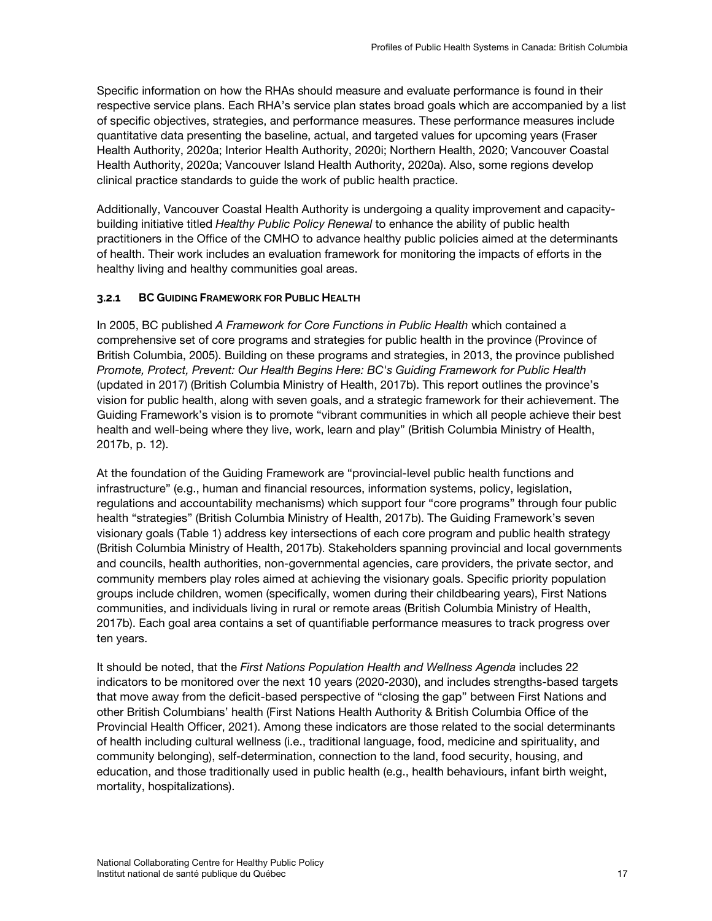Specific information on how the RHAs should measure and evaluate performance is found in their respective service plans. Each RHA's service plan states broad goals which are accompanied by a list of specific objectives, strategies, and performance measures. These performance measures include quantitative data presenting the baseline, actual, and targeted values for upcoming years (Fraser Health Authority, 2020a; Interior Health Authority, 2020i; Northern Health, 2020; Vancouver Coastal Health Authority, 2020a; Vancouver Island Health Authority, 2020a). Also, some regions develop clinical practice standards to guide the work of public health practice.

Additionally, Vancouver Coastal Health Authority is undergoing a quality improvement and capacity-building initiative titled *Healthy Public Policy Renewal* to enhance the ability of public health practitioners in the Office of the CMHO to advance healthy public policies aimed at the determinants of health. Their work includes an evaluation framework for monitoring the impacts of efforts in the healthy living and healthy communities goal areas.

### 3.2.1 BC Guiding Framework for Public Health

In 2005, BC published *A Framework for Core Functions in Public Health* which contained a comprehensive set of core programs and strategies for public health in the province (Province of British Columbia, 2005). Building on these programs and strategies, in 2013, the province published *Promote, Protect, Prevent: Our Health Begins Here: BC's Guiding Framework for Public Health* (updated in 2017) (British Columbia Ministry of Health, 2017b). This report outlines the province's vision for public health, along with seven goals, and a strategic framework for their achievement. The Guiding Framework's vision is to promote "vibrant communities in which all people achieve their best health and well-being where they live, work, learn and play" (British Columbia Ministry of Health, 2017b, p. 12).

At the foundation of the Guiding Framework are "provincial-level public health functions and infrastructure" (e.g., human and financial resources, information systems, policy, legislation, regulations and accountability mechanisms) which support four "core programs" through four public health "strategies" (British Columbia Ministry of Health, 2017b). The Guiding Framework's seven visionary goals (Table 1) address key intersections of each core program and public health strategy (British Columbia Ministry of Health, 2017b). Stakeholders spanning provincial and local governments and councils, health authorities, non-governmental agencies, care providers, the private sector, and community members play roles aimed at achieving the visionary goals. Specific priority population groups include children, women (specifically, women during their childbearing years), First Nations communities, and individuals living in rural or remote areas (British Columbia Ministry of Health, 2017b). Each goal area contains a set of quantifiable performance measures to track progress over ten years.

It should be noted, that the *First Nations Population Health and Wellness Agenda* includes 22 indicators to be monitored over the next 10 years (2020-2030), and includes strengths-based targets that move away from the deficit-based perspective of "closing the gap" between First Nations and other British Columbians' health (First Nations Health Authority & British Columbia Office of the Provincial Health Officer, 2021). Among these indicators are those related to the social determinants of health including cultural wellness (i.e., traditional language, food, medicine and spirituality, and community belonging), self-determination, connection to the land, food security, housing, and education, and those traditionally used in public health (e.g., health behaviours, infant birth weight, mortality, hospitalizations).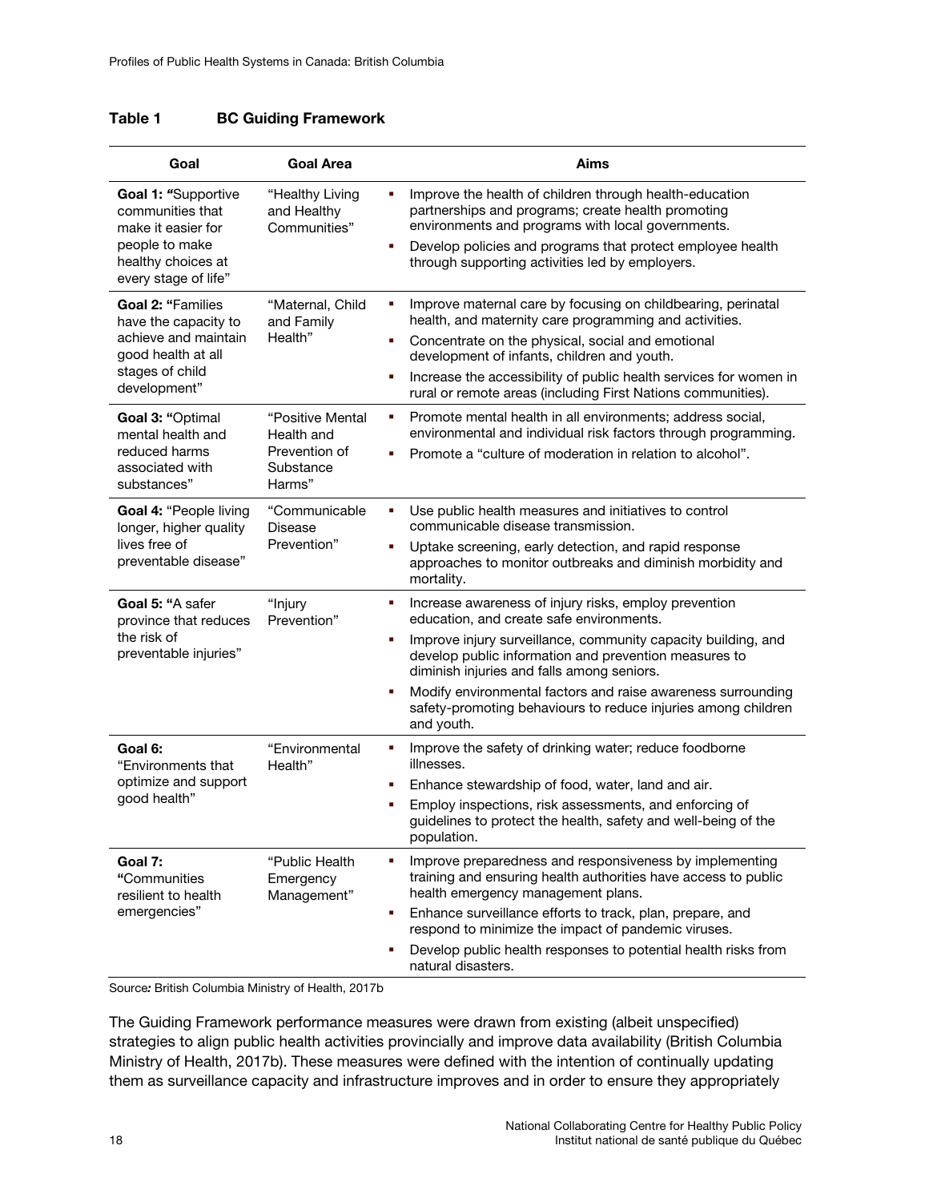**Table 1 BC Guiding Framework**

| Goal | Goal Area | Aims |
|---|---|---|
| **Goal 1: "**Supportive communities that make it easier for people to make healthy choices at every stage of life" | "Healthy Living and Healthy Communities" | ▪ Improve the health of children through health-education partnerships and programs; create health promoting environments and programs with local governments.<br>▪ Develop policies and programs that protect employee health through supporting activities led by employers. |
| **Goal 2: "**Families have the capacity to achieve and maintain good health at all stages of child development" | "Maternal, Child and Family Health" | ▪ Improve maternal care by focusing on childbearing, perinatal health, and maternity care programming and activities.<br>▪ Concentrate on the physical, social and emotional development of infants, children and youth.<br>▪ Increase the accessibility of public health services for women in rural or remote areas (including First Nations communities). |
| **Goal 3: "**Optimal mental health and reduced harms associated with substances" | "Positive Mental Health and Prevention of Substance Harms" | ▪ Promote mental health in all environments; address social, environmental and individual risk factors through programming.<br>▪ Promote a "culture of moderation in relation to alcohol". |
| **Goal 4:** "People living longer, higher quality lives free of preventable disease" | "Communicable Disease Prevention" | ▪ Use public health measures and initiatives to control communicable disease transmission.<br>▪ Uptake screening, early detection, and rapid response approaches to monitor outbreaks and diminish morbidity and mortality. |
| **Goal 5: "**A safer province that reduces the risk of preventable injuries" | "Injury Prevention" | ▪ Increase awareness of injury risks, employ prevention education, and create safe environments.<br>▪ Improve injury surveillance, community capacity building, and develop public information and prevention measures to diminish injuries and falls among seniors.<br>▪ Modify environmental factors and raise awareness surrounding safety-promoting behaviours to reduce injuries among children and youth. |
| **Goal 6:** "Environments that optimize and support good health" | "Environmental Health" | ▪ Improve the safety of drinking water; reduce foodborne illnesses.<br>▪ Enhance stewardship of food, water, land and air.<br>▪ Employ inspections, risk assessments, and enforcing of guidelines to protect the health, safety and well-being of the population. |
| **Goal 7: "**Communities resilient to health emergencies" | "Public Health Emergency Management" | ▪ Improve preparedness and responsiveness by implementing training and ensuring health authorities have access to public health emergency management plans.<br>▪ Enhance surveillance efforts to track, plan, prepare, and respond to minimize the impact of pandemic viruses.<br>▪ Develop public health responses to potential health risks from natural disasters. |

Source*:* British Columbia Ministry of Health, 2017b

The Guiding Framework performance measures were drawn from existing (albeit unspecified) strategies to align public health activities provincially and improve data availability (British Columbia Ministry of Health, 2017b). These measures were defined with the intention of continually updating them as surveillance capacity and infrastructure improves and in order to ensure they appropriately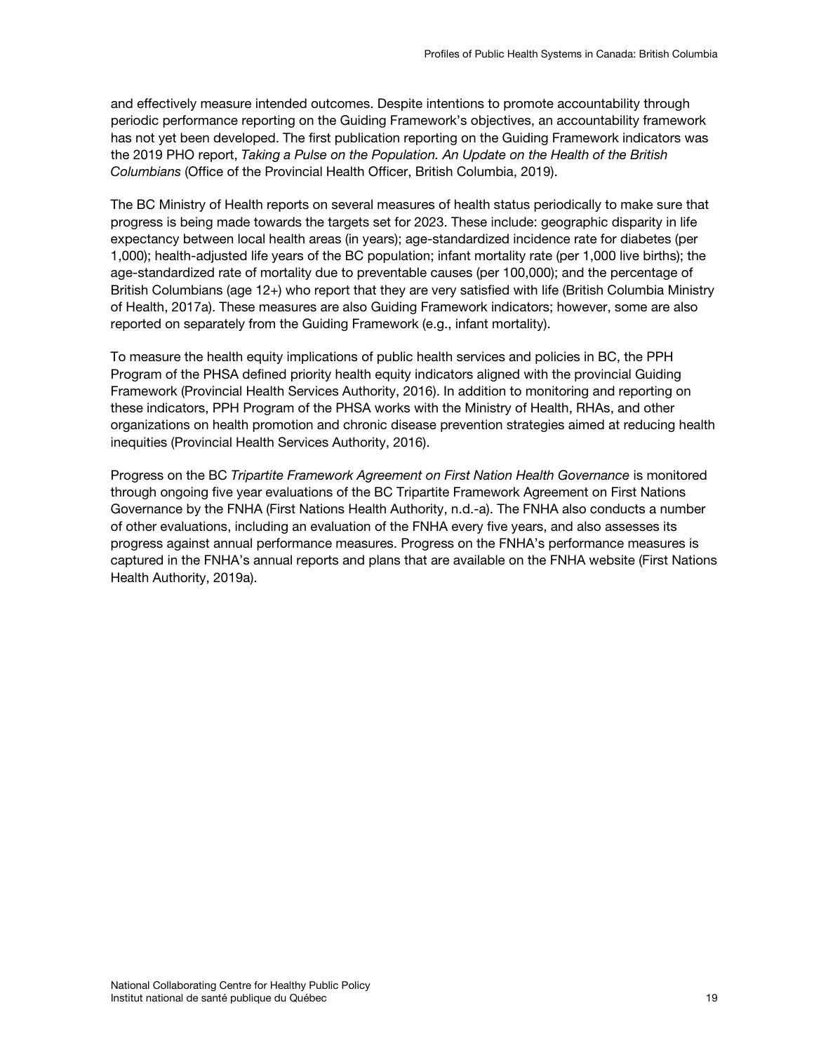and effectively measure intended outcomes. Despite intentions to promote accountability through periodic performance reporting on the Guiding Framework's objectives, an accountability framework has not yet been developed. The first publication reporting on the Guiding Framework indicators was the 2019 PHO report, *Taking a Pulse on the Population. An Update on the Health of the British Columbians* (Office of the Provincial Health Officer, British Columbia, 2019).

The BC Ministry of Health reports on several measures of health status periodically to make sure that progress is being made towards the targets set for 2023. These include: geographic disparity in life expectancy between local health areas (in years); age-standardized incidence rate for diabetes (per 1,000); health-adjusted life years of the BC population; infant mortality rate (per 1,000 live births); the age-standardized rate of mortality due to preventable causes (per 100,000); and the percentage of British Columbians (age 12+) who report that they are very satisfied with life (British Columbia Ministry of Health, 2017a). These measures are also Guiding Framework indicators; however, some are also reported on separately from the Guiding Framework (e.g., infant mortality).

To measure the health equity implications of public health services and policies in BC, the PPH Program of the PHSA defined priority health equity indicators aligned with the provincial Guiding Framework (Provincial Health Services Authority, 2016). In addition to monitoring and reporting on these indicators, PPH Program of the PHSA works with the Ministry of Health, RHAs, and other organizations on health promotion and chronic disease prevention strategies aimed at reducing health inequities (Provincial Health Services Authority, 2016).

Progress on the BC *Tripartite Framework Agreement on First Nation Health Governance* is monitored through ongoing five year evaluations of the BC Tripartite Framework Agreement on First Nations Governance by the FNHA (First Nations Health Authority, n.d.-a). The FNHA also conducts a number of other evaluations, including an evaluation of the FNHA every five years, and also assesses its progress against annual performance measures. Progress on the FNHA's performance measures is captured in the FNHA's annual reports and plans that are available on the FNHA website (First Nations Health Authority, 2019a).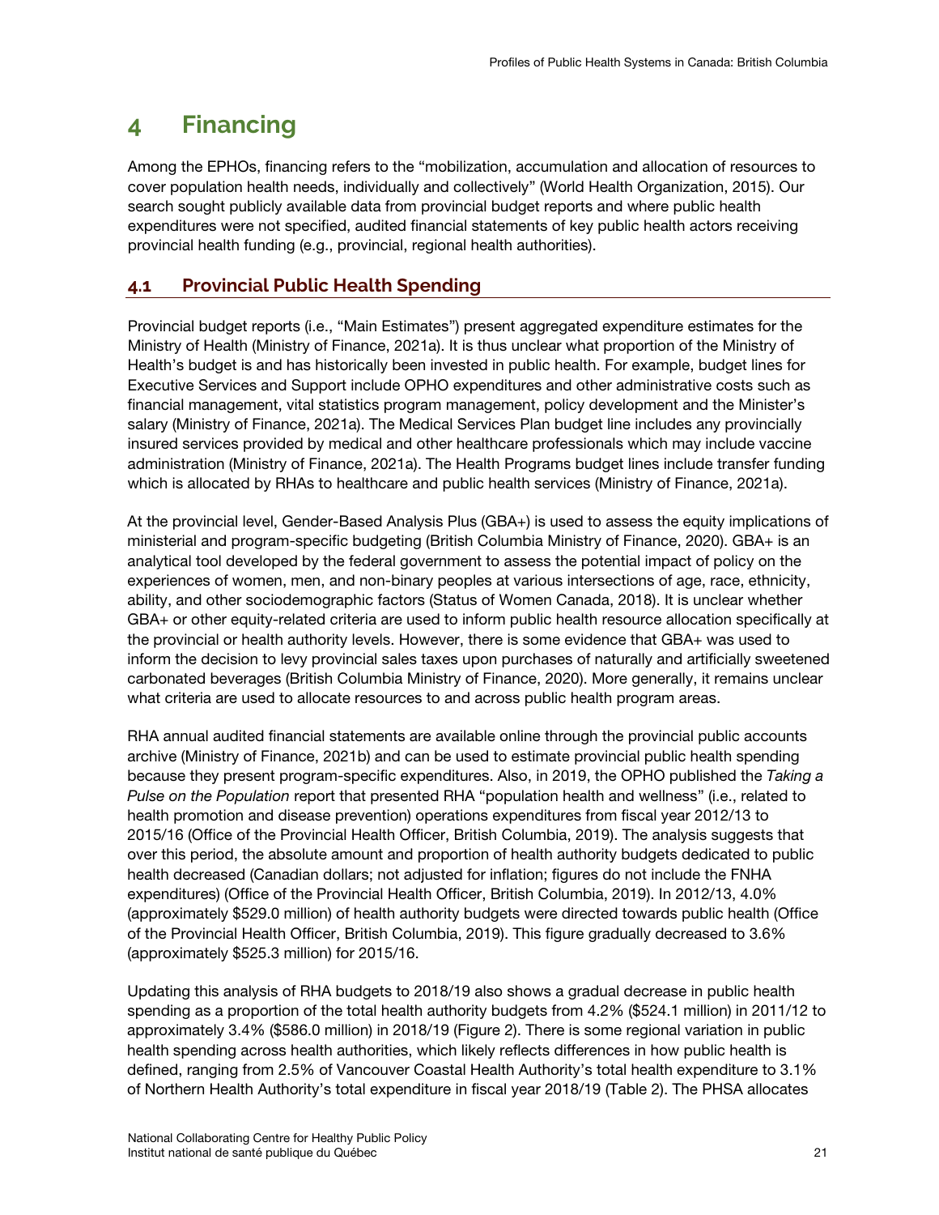# 4 Financing

Among the EPHOs, financing refers to the "mobilization, accumulation and allocation of resources to cover population health needs, individually and collectively" (World Health Organization, 2015). Our search sought publicly available data from provincial budget reports and where public health expenditures were not specified, audited financial statements of key public health actors receiving provincial health funding (e.g., provincial, regional health authorities).

## 4.1 Provincial Public Health Spending

Provincial budget reports (i.e., "Main Estimates") present aggregated expenditure estimates for the Ministry of Health (Ministry of Finance, 2021a). It is thus unclear what proportion of the Ministry of Health's budget is and has historically been invested in public health. For example, budget lines for Executive Services and Support include OPHO expenditures and other administrative costs such as financial management, vital statistics program management, policy development and the Minister's salary (Ministry of Finance, 2021a). The Medical Services Plan budget line includes any provincially insured services provided by medical and other healthcare professionals which may include vaccine administration (Ministry of Finance, 2021a). The Health Programs budget lines include transfer funding which is allocated by RHAs to healthcare and public health services (Ministry of Finance, 2021a).

At the provincial level, Gender-Based Analysis Plus (GBA+) is used to assess the equity implications of ministerial and program-specific budgeting (British Columbia Ministry of Finance, 2020). GBA+ is an analytical tool developed by the federal government to assess the potential impact of policy on the experiences of women, men, and non-binary peoples at various intersections of age, race, ethnicity, ability, and other sociodemographic factors (Status of Women Canada, 2018). It is unclear whether GBA+ or other equity-related criteria are used to inform public health resource allocation specifically at the provincial or health authority levels. However, there is some evidence that GBA+ was used to inform the decision to levy provincial sales taxes upon purchases of naturally and artificially sweetened carbonated beverages (British Columbia Ministry of Finance, 2020). More generally, it remains unclear what criteria are used to allocate resources to and across public health program areas.

RHA annual audited financial statements are available online through the provincial public accounts archive (Ministry of Finance, 2021b) and can be used to estimate provincial public health spending because they present program-specific expenditures. Also, in 2019, the OPHO published the *Taking a Pulse on the Population* report that presented RHA "population health and wellness" (i.e., related to health promotion and disease prevention) operations expenditures from fiscal year 2012/13 to 2015/16 (Office of the Provincial Health Officer, British Columbia, 2019). The analysis suggests that over this period, the absolute amount and proportion of health authority budgets dedicated to public health decreased (Canadian dollars; not adjusted for inflation; figures do not include the FNHA expenditures) (Office of the Provincial Health Officer, British Columbia, 2019). In 2012/13, 4.0% (approximately $529.0 million) of health authority budgets were directed towards public health (Office of the Provincial Health Officer, British Columbia, 2019). This figure gradually decreased to 3.6% (approximately $525.3 million) for 2015/16.

Updating this analysis of RHA budgets to 2018/19 also shows a gradual decrease in public health spending as a proportion of the total health authority budgets from 4.2% ($524.1 million) in 2011/12 to approximately 3.4% ($586.0 million) in 2018/19 (Figure 2). There is some regional variation in public health spending across health authorities, which likely reflects differences in how public health is defined, ranging from 2.5% of Vancouver Coastal Health Authority's total health expenditure to 3.1% of Northern Health Authority's total expenditure in fiscal year 2018/19 (Table 2). The PHSA allocates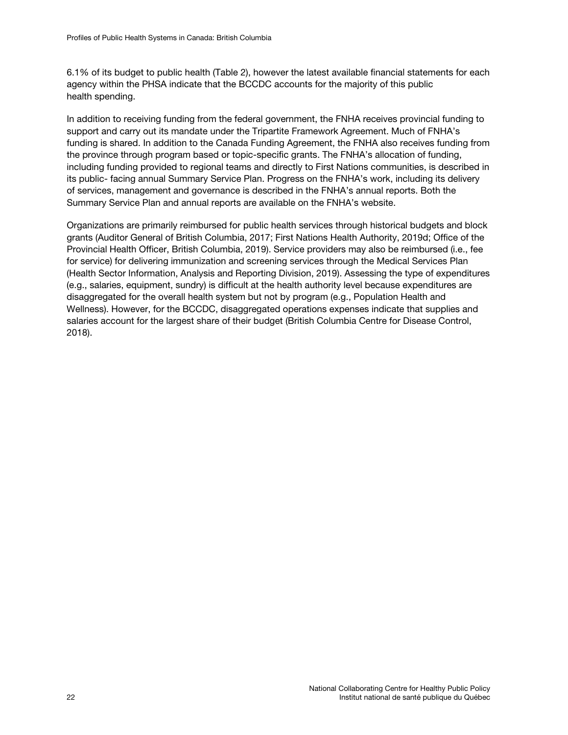6.1% of its budget to public health (Table 2), however the latest available financial statements for each agency within the PHSA indicate that the BCCDC accounts for the majority of this public health spending.

In addition to receiving funding from the federal government, the FNHA receives provincial funding to support and carry out its mandate under the Tripartite Framework Agreement. Much of FNHA's funding is shared. In addition to the Canada Funding Agreement, the FNHA also receives funding from the province through program based or topic-specific grants. The FNHA's allocation of funding, including funding provided to regional teams and directly to First Nations communities, is described in its public- facing annual Summary Service Plan. Progress on the FNHA's work, including its delivery of services, management and governance is described in the FNHA's annual reports. Both the Summary Service Plan and annual reports are available on the FNHA's website.

Organizations are primarily reimbursed for public health services through historical budgets and block grants (Auditor General of British Columbia, 2017; First Nations Health Authority, 2019d; Office of the Provincial Health Officer, British Columbia, 2019). Service providers may also be reimbursed (i.e., fee for service) for delivering immunization and screening services through the Medical Services Plan (Health Sector Information, Analysis and Reporting Division, 2019). Assessing the type of expenditures (e.g., salaries, equipment, sundry) is difficult at the health authority level because expenditures are disaggregated for the overall health system but not by program (e.g., Population Health and Wellness). However, for the BCCDC, disaggregated operations expenses indicate that supplies and salaries account for the largest share of their budget (British Columbia Centre for Disease Control, 2018).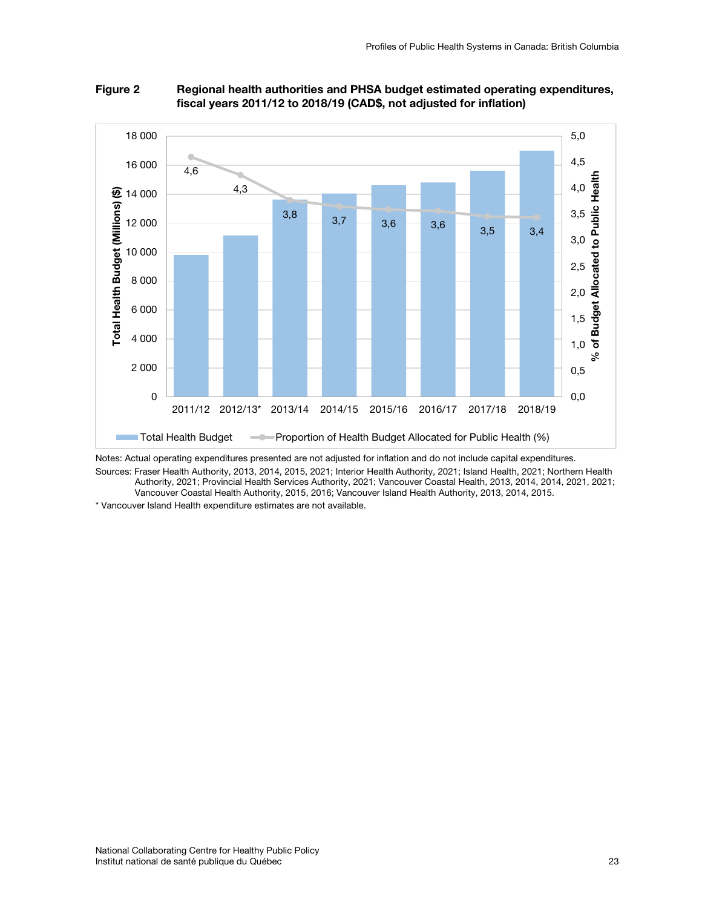**Figure 2** **Regional health authorities and PHSA budget estimated operating expenditures, fiscal years 2011/12 to 2018/19 (CAD$, not adjusted for inflation)**

| Fiscal year | Proportion of Health Budget Allocated for Public Health (%) |
|---|---|
| 2011/12 | 4,6 |
| 2012/13* | 4,3 |
| 2013/14 | 3,8 |
| 2014/15 | 3,7 |
| 2015/16 | 3,6 |
| 2016/17 | 3,6 |
| 2017/18 | 3,5 |
| 2018/19 | 3,4 |

Notes: Actual operating expenditures presented are not adjusted for inflation and do not include capital expenditures.

Sources: Fraser Health Authority, 2013, 2014, 2015, 2021; Interior Health Authority, 2021; Island Health, 2021; Northern Health Authority, 2021; Provincial Health Services Authority, 2021; Vancouver Coastal Health, 2013, 2014, 2014, 2021, 2021; Vancouver Coastal Health Authority, 2015, 2016; Vancouver Island Health Authority, 2013, 2014, 2015.

* Vancouver Island Health expenditure estimates are not available.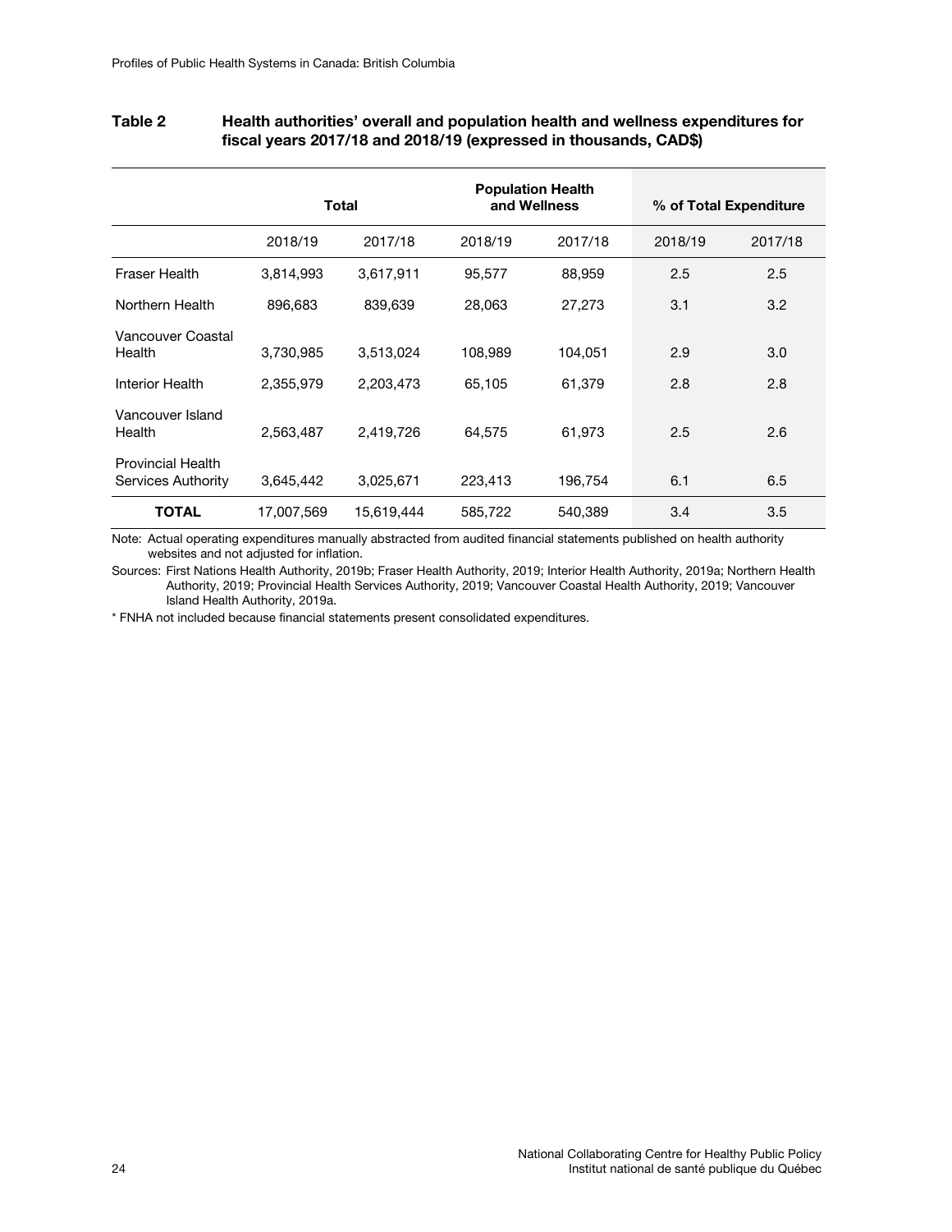**Table 2 Health authorities' overall and population health and wellness expenditures for fiscal years 2017/18 and 2018/19 (expressed in thousands, CAD$)**

| | Total | | Population Health and Wellness | | % of Total Expenditure | |
|---|---|---|---|---|---|---|
| | 2018/19 | 2017/18 | 2018/19 | 2017/18 | 2018/19 | 2017/18 |
| Fraser Health | 3,814,993 | 3,617,911 | 95,577 | 88,959 | 2.5 | 2.5 |
| Northern Health | 896,683 | 839,639 | 28,063 | 27,273 | 3.1 | 3.2 |
| Vancouver Coastal Health | 3,730,985 | 3,513,024 | 108,989 | 104,051 | 2.9 | 3.0 |
| Interior Health | 2,355,979 | 2,203,473 | 65,105 | 61,379 | 2.8 | 2.8 |
| Vancouver Island Health | 2,563,487 | 2,419,726 | 64,575 | 61,973 | 2.5 | 2.6 |
| Provincial Health Services Authority | 3,645,442 | 3,025,671 | 223,413 | 196,754 | 6.1 | 6.5 |
| **TOTAL** | 17,007,569 | 15,619,444 | 585,722 | 540,389 | 3.4 | 3.5 |

Note: Actual operating expenditures manually abstracted from audited financial statements published on health authority websites and not adjusted for inflation.

Sources: First Nations Health Authority, 2019b; Fraser Health Authority, 2019; Interior Health Authority, 2019a; Northern Health Authority, 2019; Provincial Health Services Authority, 2019; Vancouver Coastal Health Authority, 2019; Vancouver Island Health Authority, 2019a.

* FNHA not included because financial statements present consolidated expenditures.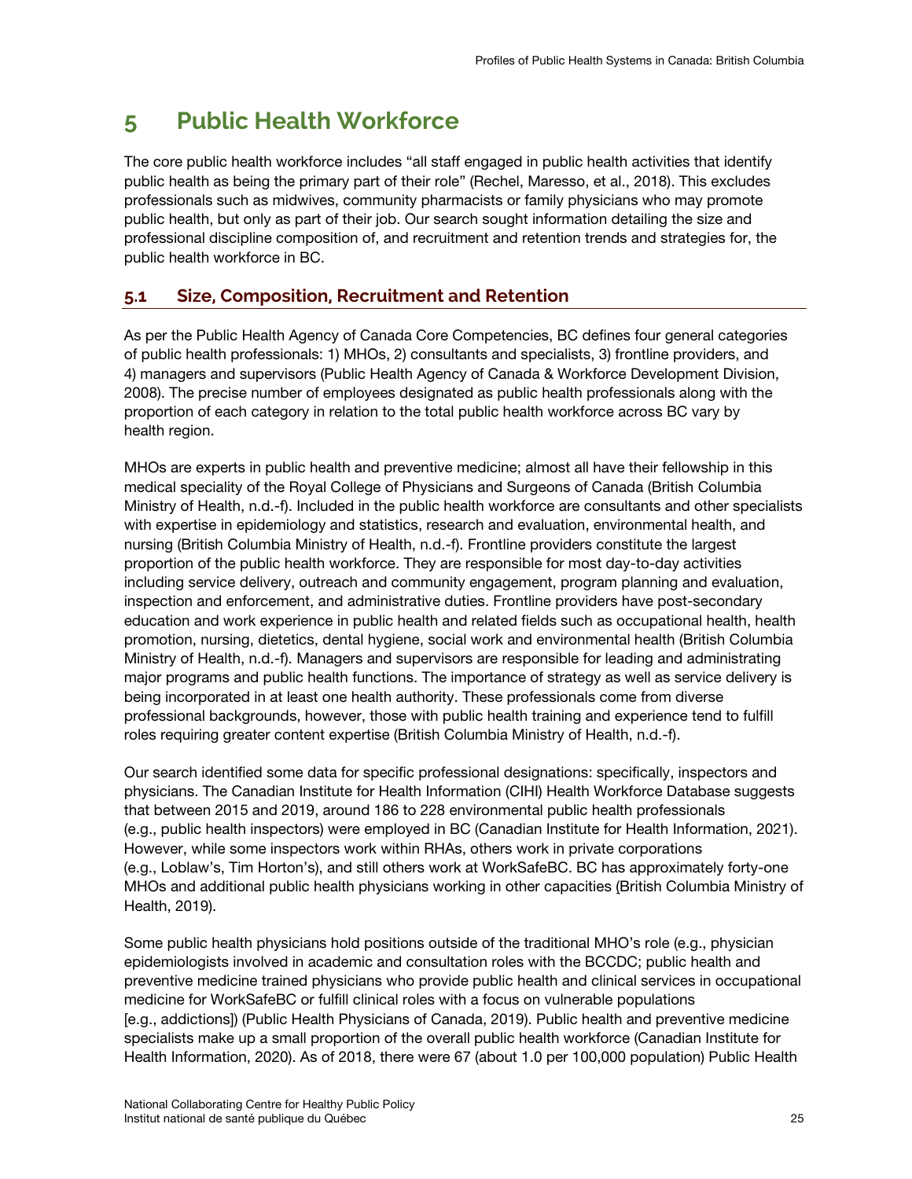# 5 Public Health Workforce

The core public health workforce includes "all staff engaged in public health activities that identify public health as being the primary part of their role" (Rechel, Maresso, et al., 2018). This excludes professionals such as midwives, community pharmacists or family physicians who may promote public health, but only as part of their job. Our search sought information detailing the size and professional discipline composition of, and recruitment and retention trends and strategies for, the public health workforce in BC.

## 5.1 Size, Composition, Recruitment and Retention

As per the Public Health Agency of Canada Core Competencies, BC defines four general categories of public health professionals: 1) MHOs, 2) consultants and specialists, 3) frontline providers, and 4) managers and supervisors (Public Health Agency of Canada & Workforce Development Division, 2008). The precise number of employees designated as public health professionals along with the proportion of each category in relation to the total public health workforce across BC vary by health region.

MHOs are experts in public health and preventive medicine; almost all have their fellowship in this medical speciality of the Royal College of Physicians and Surgeons of Canada (British Columbia Ministry of Health, n.d.-f). Included in the public health workforce are consultants and other specialists with expertise in epidemiology and statistics, research and evaluation, environmental health, and nursing (British Columbia Ministry of Health, n.d.-f). Frontline providers constitute the largest proportion of the public health workforce. They are responsible for most day-to-day activities including service delivery, outreach and community engagement, program planning and evaluation, inspection and enforcement, and administrative duties. Frontline providers have post-secondary education and work experience in public health and related fields such as occupational health, health promotion, nursing, dietetics, dental hygiene, social work and environmental health (British Columbia Ministry of Health, n.d.-f). Managers and supervisors are responsible for leading and administrating major programs and public health functions. The importance of strategy as well as service delivery is being incorporated in at least one health authority. These professionals come from diverse professional backgrounds, however, those with public health training and experience tend to fulfill roles requiring greater content expertise (British Columbia Ministry of Health, n.d.-f).

Our search identified some data for specific professional designations: specifically, inspectors and physicians. The Canadian Institute for Health Information (CIHI) Health Workforce Database suggests that between 2015 and 2019, around 186 to 228 environmental public health professionals (e.g., public health inspectors) were employed in BC (Canadian Institute for Health Information, 2021). However, while some inspectors work within RHAs, others work in private corporations (e.g., Loblaw's, Tim Horton's), and still others work at WorkSafeBC. BC has approximately forty-one MHOs and additional public health physicians working in other capacities (British Columbia Ministry of Health, 2019).

Some public health physicians hold positions outside of the traditional MHO's role (e.g., physician epidemiologists involved in academic and consultation roles with the BCCDC; public health and preventive medicine trained physicians who provide public health and clinical services in occupational medicine for WorkSafeBC or fulfill clinical roles with a focus on vulnerable populations [e.g., addictions]) (Public Health Physicians of Canada, 2019). Public health and preventive medicine specialists make up a small proportion of the overall public health workforce (Canadian Institute for Health Information, 2020). As of 2018, there were 67 (about 1.0 per 100,000 population) Public Health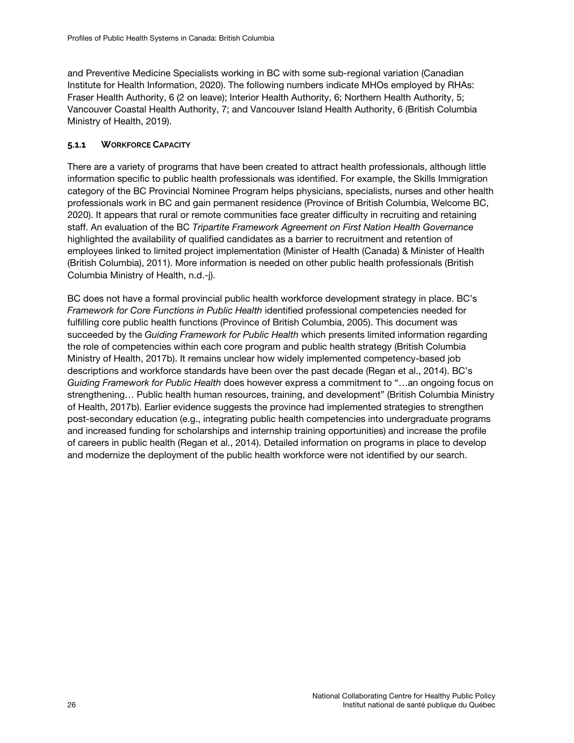and Preventive Medicine Specialists working in BC with some sub-regional variation (Canadian Institute for Health Information, 2020). The following numbers indicate MHOs employed by RHAs: Fraser Health Authority, 6 (2 on leave); Interior Health Authority, 6; Northern Health Authority, 5; Vancouver Coastal Health Authority, 7; and Vancouver Island Health Authority, 6 (British Columbia Ministry of Health, 2019).

#### 5.1.1 Workforce Capacity

There are a variety of programs that have been created to attract health professionals, although little information specific to public health professionals was identified. For example, the Skills Immigration category of the BC Provincial Nominee Program helps physicians, specialists, nurses and other health professionals work in BC and gain permanent residence (Province of British Columbia, Welcome BC, 2020). It appears that rural or remote communities face greater difficulty in recruiting and retaining staff. An evaluation of the BC *Tripartite Framework Agreement on First Nation Health Governance* highlighted the availability of qualified candidates as a barrier to recruitment and retention of employees linked to limited project implementation (Minister of Health (Canada) & Minister of Health (British Columbia), 2011). More information is needed on other public health professionals (British Columbia Ministry of Health, n.d.-j).

BC does not have a formal provincial public health workforce development strategy in place. BC's *Framework for Core Functions in Public Health* identified professional competencies needed for fulfilling core public health functions (Province of British Columbia, 2005). This document was succeeded by the *Guiding Framework for Public Health* which presents limited information regarding the role of competencies within each core program and public health strategy (British Columbia Ministry of Health, 2017b). It remains unclear how widely implemented competency-based job descriptions and workforce standards have been over the past decade (Regan et al., 2014). BC's *Guiding Framework for Public Health* does however express a commitment to "…an ongoing focus on strengthening… Public health human resources, training, and development" (British Columbia Ministry of Health, 2017b). Earlier evidence suggests the province had implemented strategies to strengthen post-secondary education (e.g., integrating public health competencies into undergraduate programs and increased funding for scholarships and internship training opportunities) and increase the profile of careers in public health (Regan et al., 2014). Detailed information on programs in place to develop and modernize the deployment of the public health workforce were not identified by our search.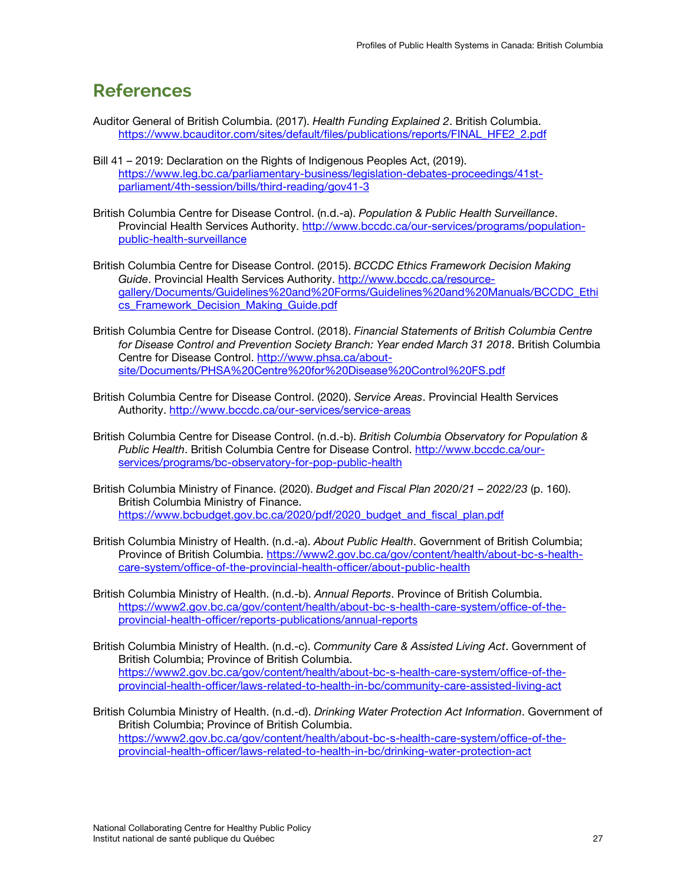## References

Auditor General of British Columbia. (2017). *Health Funding Explained 2*. British Columbia. https://www.bcauditor.com/sites/default/files/publications/reports/FINAL_HFE2_2.pdf

Bill 41 – 2019: Declaration on the Rights of Indigenous Peoples Act, (2019). https://www.leg.bc.ca/parliamentary-business/legislation-debates-proceedings/41st-parliament/4th-session/bills/third-reading/gov41-3

British Columbia Centre for Disease Control. (n.d.-a). *Population & Public Health Surveillance*. Provincial Health Services Authority. http://www.bccdc.ca/our-services/programs/population-public-health-surveillance

British Columbia Centre for Disease Control. (2015). *BCCDC Ethics Framework Decision Making Guide*. Provincial Health Services Authority. http://www.bccdc.ca/resource-gallery/Documents/Guidelines%20and%20Forms/Guidelines%20and%20Manuals/BCCDC_Ethics_Framework_Decision_Making_Guide.pdf

British Columbia Centre for Disease Control. (2018). *Financial Statements of British Columbia Centre for Disease Control and Prevention Society Branch: Year ended March 31 2018*. British Columbia Centre for Disease Control. http://www.phsa.ca/about-site/Documents/PHSA%20Centre%20for%20Disease%20Control%20FS.pdf

British Columbia Centre for Disease Control. (2020). *Service Areas*. Provincial Health Services Authority. http://www.bccdc.ca/our-services/service-areas

British Columbia Centre for Disease Control. (n.d.-b). *British Columbia Observatory for Population & Public Health*. British Columbia Centre for Disease Control. http://www.bccdc.ca/our-services/programs/bc-observatory-for-pop-public-health

British Columbia Ministry of Finance. (2020). *Budget and Fiscal Plan 2020/21 – 2022/23* (p. 160). British Columbia Ministry of Finance. https://www.bcbudget.gov.bc.ca/2020/pdf/2020_budget_and_fiscal_plan.pdf

British Columbia Ministry of Health. (n.d.-a). *About Public Health*. Government of British Columbia; Province of British Columbia. https://www2.gov.bc.ca/gov/content/health/about-bc-s-health-care-system/office-of-the-provincial-health-officer/about-public-health

British Columbia Ministry of Health. (n.d.-b). *Annual Reports*. Province of British Columbia. https://www2.gov.bc.ca/gov/content/health/about-bc-s-health-care-system/office-of-the-provincial-health-officer/reports-publications/annual-reports

British Columbia Ministry of Health. (n.d.-c). *Community Care & Assisted Living Act*. Government of British Columbia; Province of British Columbia. https://www2.gov.bc.ca/gov/content/health/about-bc-s-health-care-system/office-of-the-provincial-health-officer/laws-related-to-health-in-bc/community-care-assisted-living-act

British Columbia Ministry of Health. (n.d.-d). *Drinking Water Protection Act Information*. Government of British Columbia; Province of British Columbia. https://www2.gov.bc.ca/gov/content/health/about-bc-s-health-care-system/office-of-the-provincial-health-officer/laws-related-to-health-in-bc/drinking-water-protection-act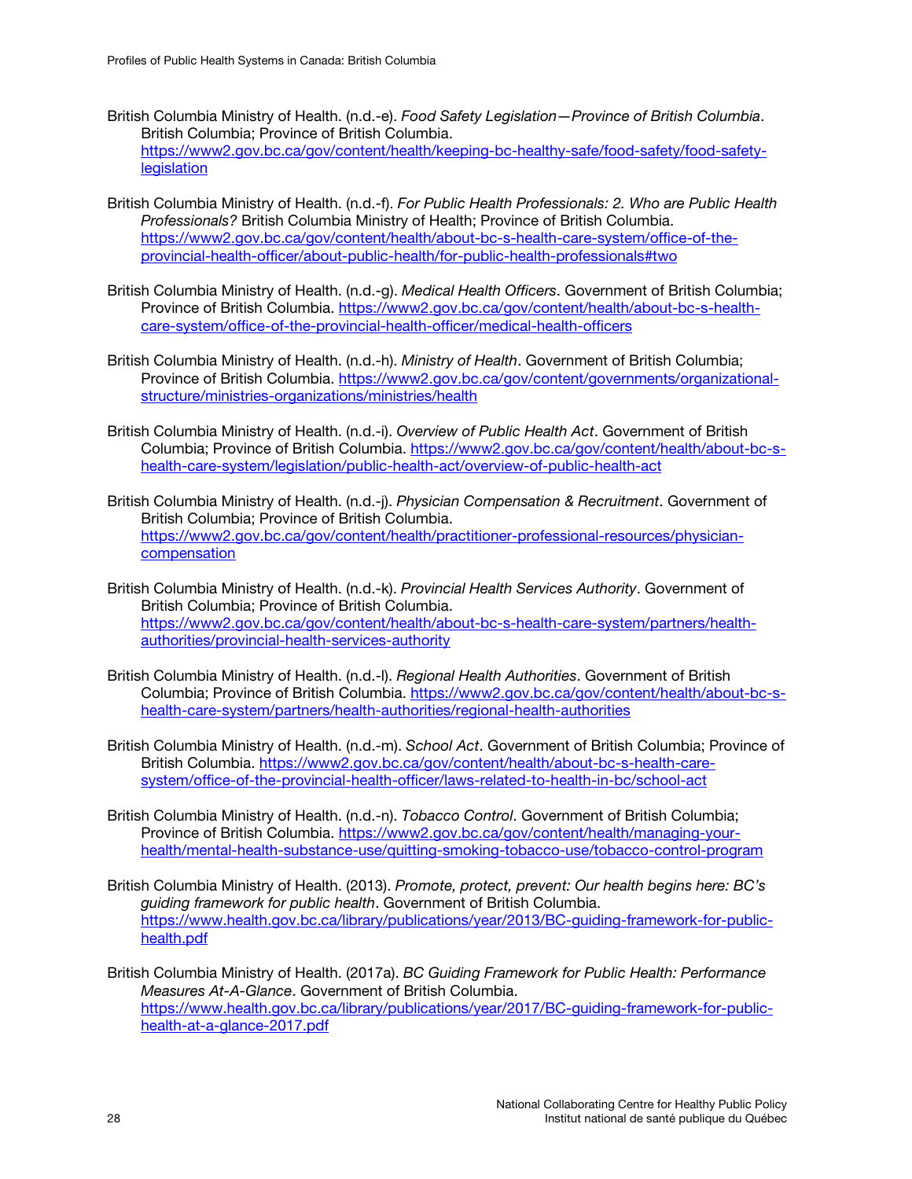British Columbia Ministry of Health. (n.d.-e). *Food Safety Legislation—Province of British Columbia*. British Columbia; Province of British Columbia. https://www2.gov.bc.ca/gov/content/health/keeping-bc-healthy-safe/food-safety/food-safety-legislation

British Columbia Ministry of Health. (n.d.-f). *For Public Health Professionals: 2. Who are Public Health Professionals?* British Columbia Ministry of Health; Province of British Columbia. https://www2.gov.bc.ca/gov/content/health/about-bc-s-health-care-system/office-of-the-provincial-health-officer/about-public-health/for-public-health-professionals#two

British Columbia Ministry of Health. (n.d.-g). *Medical Health Officers*. Government of British Columbia; Province of British Columbia. https://www2.gov.bc.ca/gov/content/health/about-bc-s-health-care-system/office-of-the-provincial-health-officer/medical-health-officers

British Columbia Ministry of Health. (n.d.-h). *Ministry of Health*. Government of British Columbia; Province of British Columbia. https://www2.gov.bc.ca/gov/content/governments/organizational-structure/ministries-organizations/ministries/health

British Columbia Ministry of Health. (n.d.-i). *Overview of Public Health Act*. Government of British Columbia; Province of British Columbia. https://www2.gov.bc.ca/gov/content/health/about-bc-s-health-care-system/legislation/public-health-act/overview-of-public-health-act

British Columbia Ministry of Health. (n.d.-j). *Physician Compensation & Recruitment*. Government of British Columbia; Province of British Columbia. https://www2.gov.bc.ca/gov/content/health/practitioner-professional-resources/physician-compensation

British Columbia Ministry of Health. (n.d.-k). *Provincial Health Services Authority*. Government of British Columbia; Province of British Columbia. https://www2.gov.bc.ca/gov/content/health/about-bc-s-health-care-system/partners/health-authorities/provincial-health-services-authority

British Columbia Ministry of Health. (n.d.-l). *Regional Health Authorities*. Government of British Columbia; Province of British Columbia. https://www2.gov.bc.ca/gov/content/health/about-bc-s-health-care-system/partners/health-authorities/regional-health-authorities

British Columbia Ministry of Health. (n.d.-m). *School Act*. Government of British Columbia; Province of British Columbia. https://www2.gov.bc.ca/gov/content/health/about-bc-s-health-care-system/office-of-the-provincial-health-officer/laws-related-to-health-in-bc/school-act

British Columbia Ministry of Health. (n.d.-n). *Tobacco Control*. Government of British Columbia; Province of British Columbia. https://www2.gov.bc.ca/gov/content/health/managing-your-health/mental-health-substance-use/quitting-smoking-tobacco-use/tobacco-control-program

British Columbia Ministry of Health. (2013). *Promote, protect, prevent: Our health begins here: BC's guiding framework for public health*. Government of British Columbia. https://www.health.gov.bc.ca/library/publications/year/2013/BC-guiding-framework-for-public-health.pdf

British Columbia Ministry of Health. (2017a). *BC Guiding Framework for Public Health: Performance Measures At-A-Glance*. Government of British Columbia. https://www.health.gov.bc.ca/library/publications/year/2017/BC-guiding-framework-for-public-health-at-a-glance-2017.pdf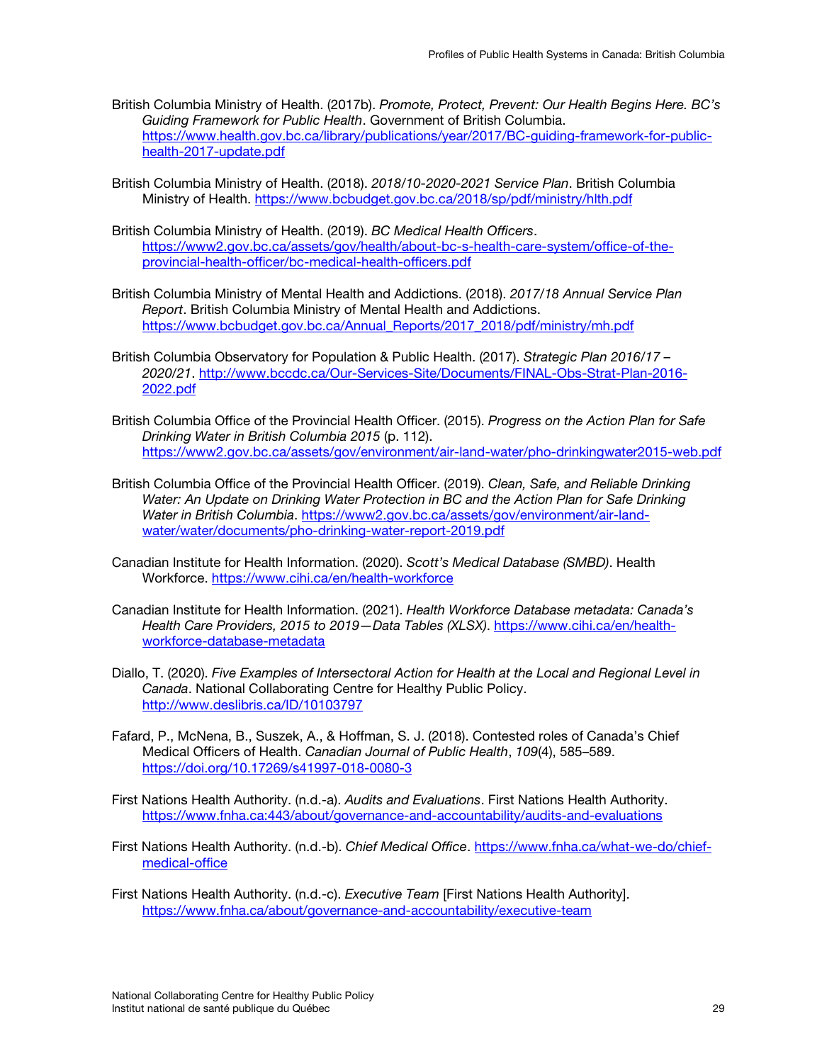British Columbia Ministry of Health. (2017b). *Promote, Protect, Prevent: Our Health Begins Here. BC's Guiding Framework for Public Health*. Government of British Columbia. https://www.health.gov.bc.ca/library/publications/year/2017/BC-guiding-framework-for-public-health-2017-update.pdf

British Columbia Ministry of Health. (2018). *2018/10-2020-2021 Service Plan*. British Columbia Ministry of Health. https://www.bcbudget.gov.bc.ca/2018/sp/pdf/ministry/hlth.pdf

British Columbia Ministry of Health. (2019). *BC Medical Health Officers*. https://www2.gov.bc.ca/assets/gov/health/about-bc-s-health-care-system/office-of-the-provincial-health-officer/bc-medical-health-officers.pdf

British Columbia Ministry of Mental Health and Addictions. (2018). *2017/18 Annual Service Plan Report*. British Columbia Ministry of Mental Health and Addictions. https://www.bcbudget.gov.bc.ca/Annual_Reports/2017_2018/pdf/ministry/mh.pdf

British Columbia Observatory for Population & Public Health. (2017). *Strategic Plan 2016/17 – 2020/21*. http://www.bccdc.ca/Our-Services-Site/Documents/FINAL-Obs-Strat-Plan-2016-2022.pdf

British Columbia Office of the Provincial Health Officer. (2015). *Progress on the Action Plan for Safe Drinking Water in British Columbia 2015* (p. 112). https://www2.gov.bc.ca/assets/gov/environment/air-land-water/pho-drinkingwater2015-web.pdf

British Columbia Office of the Provincial Health Officer. (2019). *Clean, Safe, and Reliable Drinking Water: An Update on Drinking Water Protection in BC and the Action Plan for Safe Drinking Water in British Columbia*. https://www2.gov.bc.ca/assets/gov/environment/air-land-water/water/documents/pho-drinking-water-report-2019.pdf

Canadian Institute for Health Information. (2020). *Scott's Medical Database (SMBD)*. Health Workforce. https://www.cihi.ca/en/health-workforce

Canadian Institute for Health Information. (2021). *Health Workforce Database metadata: Canada's Health Care Providers, 2015 to 2019—Data Tables (XLSX)*. https://www.cihi.ca/en/health-workforce-database-metadata

Diallo, T. (2020). *Five Examples of Intersectoral Action for Health at the Local and Regional Level in Canada*. National Collaborating Centre for Healthy Public Policy. http://www.deslibris.ca/ID/10103797

Fafard, P., McNena, B., Suszek, A., & Hoffman, S. J. (2018). Contested roles of Canada's Chief Medical Officers of Health. *Canadian Journal of Public Health*, *109*(4), 585–589. https://doi.org/10.17269/s41997-018-0080-3

First Nations Health Authority. (n.d.-a). *Audits and Evaluations*. First Nations Health Authority. https://www.fnha.ca:443/about/governance-and-accountability/audits-and-evaluations

First Nations Health Authority. (n.d.-b). *Chief Medical Office*. https://www.fnha.ca/what-we-do/chief-medical-office

First Nations Health Authority. (n.d.-c). *Executive Team* [First Nations Health Authority]. https://www.fnha.ca/about/governance-and-accountability/executive-team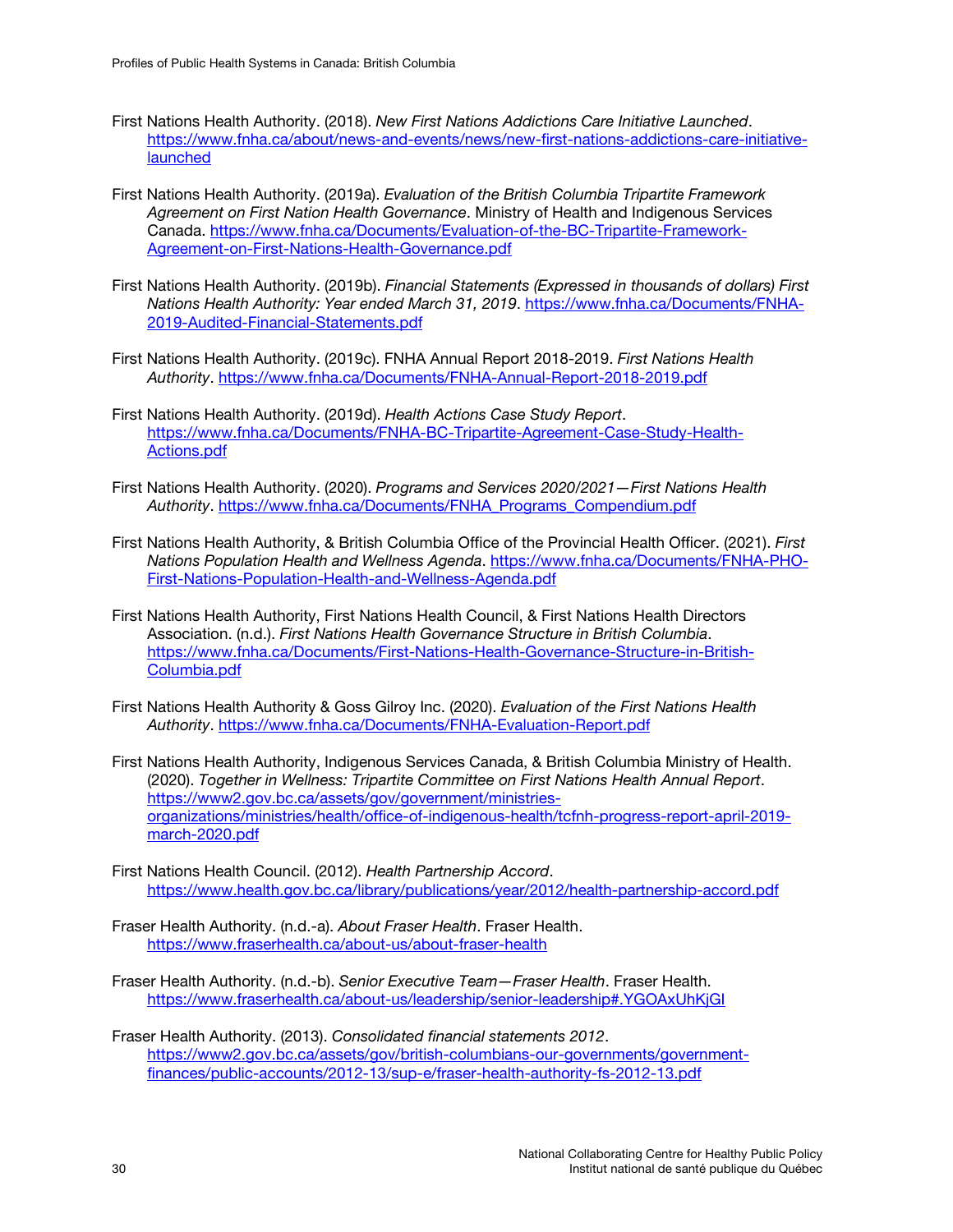First Nations Health Authority. (2018). *New First Nations Addictions Care Initiative Launched*. https://www.fnha.ca/about/news-and-events/news/new-first-nations-addictions-care-initiative-launched

First Nations Health Authority. (2019a). *Evaluation of the British Columbia Tripartite Framework Agreement on First Nation Health Governance*. Ministry of Health and Indigenous Services Canada. https://www.fnha.ca/Documents/Evaluation-of-the-BC-Tripartite-Framework-Agreement-on-First-Nations-Health-Governance.pdf

First Nations Health Authority. (2019b). *Financial Statements (Expressed in thousands of dollars) First Nations Health Authority: Year ended March 31, 2019*. https://www.fnha.ca/Documents/FNHA-2019-Audited-Financial-Statements.pdf

First Nations Health Authority. (2019c). FNHA Annual Report 2018-2019. *First Nations Health Authority*. https://www.fnha.ca/Documents/FNHA-Annual-Report-2018-2019.pdf

First Nations Health Authority. (2019d). *Health Actions Case Study Report*. https://www.fnha.ca/Documents/FNHA-BC-Tripartite-Agreement-Case-Study-Health-Actions.pdf

First Nations Health Authority. (2020). *Programs and Services 2020/2021—First Nations Health Authority*. https://www.fnha.ca/Documents/FNHA_Programs_Compendium.pdf

First Nations Health Authority, & British Columbia Office of the Provincial Health Officer. (2021). *First Nations Population Health and Wellness Agenda*. https://www.fnha.ca/Documents/FNHA-PHO-First-Nations-Population-Health-and-Wellness-Agenda.pdf

First Nations Health Authority, First Nations Health Council, & First Nations Health Directors Association. (n.d.). *First Nations Health Governance Structure in British Columbia*. https://www.fnha.ca/Documents/First-Nations-Health-Governance-Structure-in-British-Columbia.pdf

First Nations Health Authority & Goss Gilroy Inc. (2020). *Evaluation of the First Nations Health Authority*. https://www.fnha.ca/Documents/FNHA-Evaluation-Report.pdf

First Nations Health Authority, Indigenous Services Canada, & British Columbia Ministry of Health. (2020). *Together in Wellness: Tripartite Committee on First Nations Health Annual Report*. https://www2.gov.bc.ca/assets/gov/government/ministries-organizations/ministries/health/office-of-indigenous-health/tcfnh-progress-report-april-2019-march-2020.pdf

First Nations Health Council. (2012). *Health Partnership Accord*. https://www.health.gov.bc.ca/library/publications/year/2012/health-partnership-accord.pdf

Fraser Health Authority. (n.d.-a). *About Fraser Health*. Fraser Health. https://www.fraserhealth.ca/about-us/about-fraser-health

Fraser Health Authority. (n.d.-b). *Senior Executive Team—Fraser Health*. Fraser Health. https://www.fraserhealth.ca/about-us/leadership/senior-leadership#.YGOAxUhKjGI

Fraser Health Authority. (2013). *Consolidated financial statements 2012*. https://www2.gov.bc.ca/assets/gov/british-columbians-our-governments/government-finances/public-accounts/2012-13/sup-e/fraser-health-authority-fs-2012-13.pdf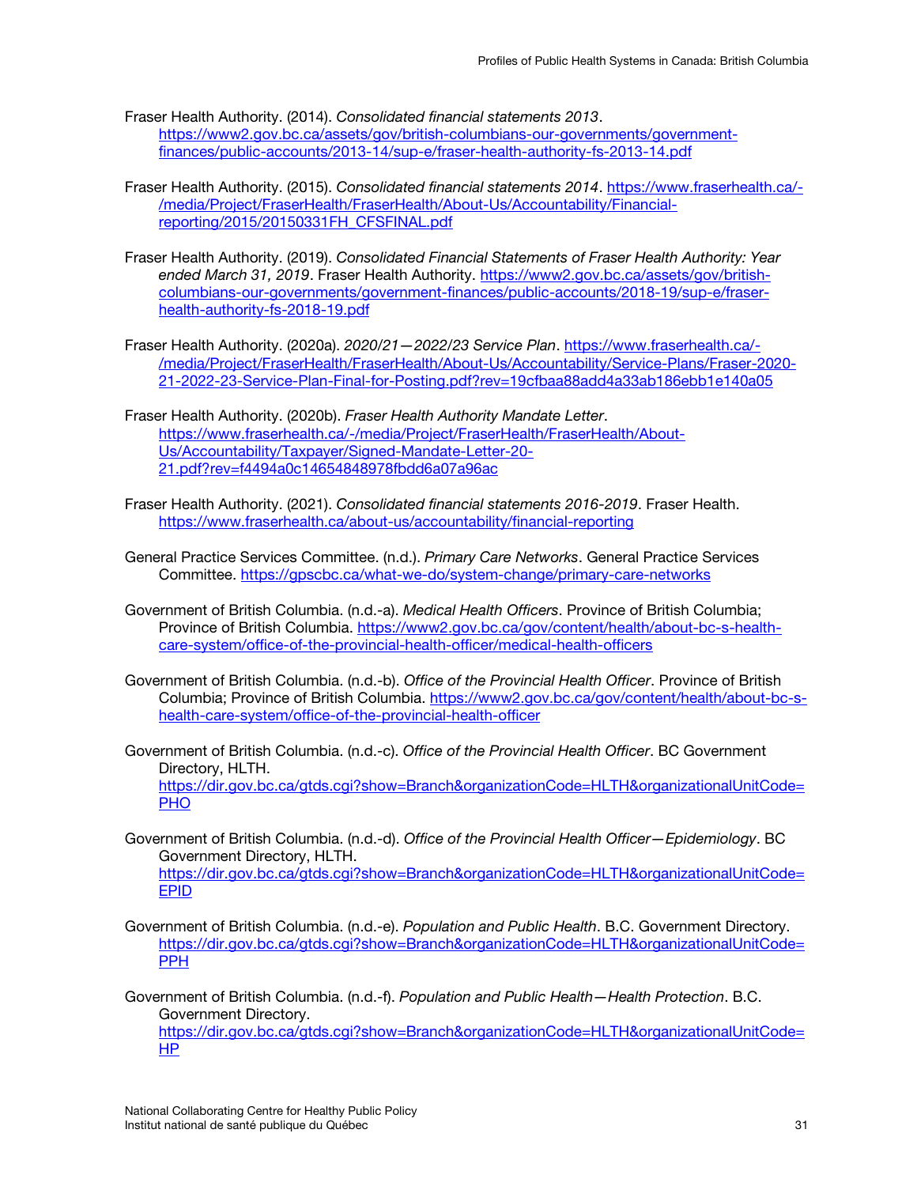Fraser Health Authority. (2014). *Consolidated financial statements 2013*. https://www2.gov.bc.ca/assets/gov/british-columbians-our-governments/government-finances/public-accounts/2013-14/sup-e/fraser-health-authority-fs-2013-14.pdf

Fraser Health Authority. (2015). *Consolidated financial statements 2014*. https://www.fraserhealth.ca/-/media/Project/FraserHealth/FraserHealth/About-Us/Accountability/Financial-reporting/2015/20150331FH_CFSFINAL.pdf

Fraser Health Authority. (2019). *Consolidated Financial Statements of Fraser Health Authority: Year ended March 31, 2019*. Fraser Health Authority. https://www2.gov.bc.ca/assets/gov/british-columbians-our-governments/government-finances/public-accounts/2018-19/sup-e/fraser-health-authority-fs-2018-19.pdf

Fraser Health Authority. (2020a). *2020/21—2022/23 Service Plan*. https://www.fraserhealth.ca/-/media/Project/FraserHealth/FraserHealth/About-Us/Accountability/Service-Plans/Fraser-2020-21-2022-23-Service-Plan-Final-for-Posting.pdf?rev=19cfbaa88add4a33ab186ebb1e140a05

Fraser Health Authority. (2020b). *Fraser Health Authority Mandate Letter*. https://www.fraserhealth.ca/-/media/Project/FraserHealth/FraserHealth/About-Us/Accountability/Taxpayer/Signed-Mandate-Letter-20-21.pdf?rev=f4494a0c14654848978fbdd6a07a96ac

Fraser Health Authority. (2021). *Consolidated financial statements 2016-2019*. Fraser Health. https://www.fraserhealth.ca/about-us/accountability/financial-reporting

General Practice Services Committee. (n.d.). *Primary Care Networks*. General Practice Services Committee. https://gpscbc.ca/what-we-do/system-change/primary-care-networks

Government of British Columbia. (n.d.-a). *Medical Health Officers*. Province of British Columbia; Province of British Columbia. https://www2.gov.bc.ca/gov/content/health/about-bc-s-health-care-system/office-of-the-provincial-health-officer/medical-health-officers

Government of British Columbia. (n.d.-b). *Office of the Provincial Health Officer*. Province of British Columbia; Province of British Columbia. https://www2.gov.bc.ca/gov/content/health/about-bc-s-health-care-system/office-of-the-provincial-health-officer

Government of British Columbia. (n.d.-c). *Office of the Provincial Health Officer*. BC Government Directory, HLTH. https://dir.gov.bc.ca/gtds.cgi?show=Branch&organizationCode=HLTH&organizationalUnitCode=PHO

Government of British Columbia. (n.d.-d). *Office of the Provincial Health Officer—Epidemiology*. BC Government Directory, HLTH. https://dir.gov.bc.ca/gtds.cgi?show=Branch&organizationCode=HLTH&organizationalUnitCode=EPID

Government of British Columbia. (n.d.-e). *Population and Public Health*. B.C. Government Directory. https://dir.gov.bc.ca/gtds.cgi?show=Branch&organizationCode=HLTH&organizationalUnitCode=PPH

Government of British Columbia. (n.d.-f). *Population and Public Health—Health Protection*. B.C. Government Directory. https://dir.gov.bc.ca/gtds.cgi?show=Branch&organizationCode=HLTH&organizationalUnitCode=HP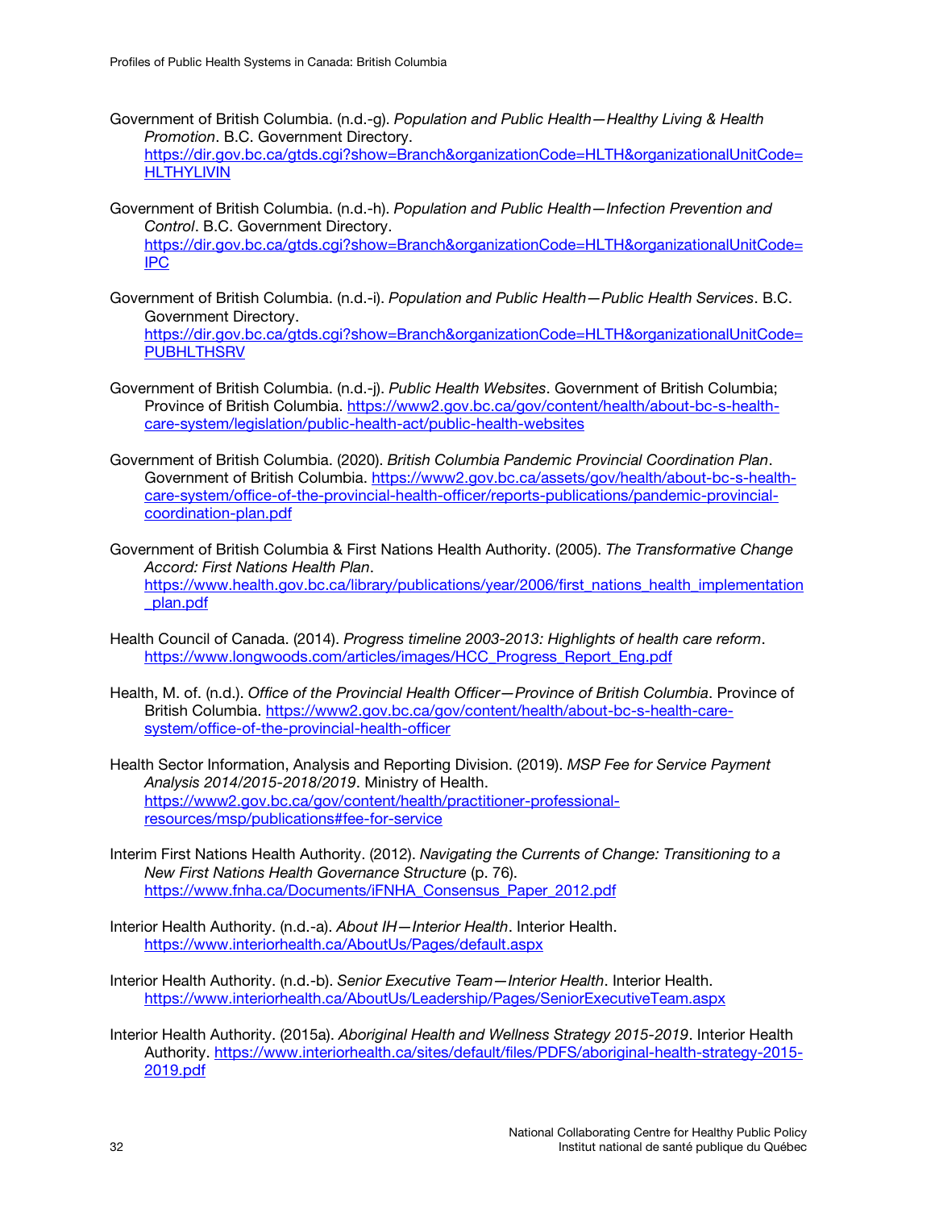Government of British Columbia. (n.d.-g). *Population and Public Health—Healthy Living & Health Promotion*. B.C. Government Directory. https://dir.gov.bc.ca/gtds.cgi?show=Branch&organizationCode=HLTH&organizationalUnitCode=HLTHYLIVIN

Government of British Columbia. (n.d.-h). *Population and Public Health—Infection Prevention and Control*. B.C. Government Directory. https://dir.gov.bc.ca/gtds.cgi?show=Branch&organizationCode=HLTH&organizationalUnitCode=IPC

Government of British Columbia. (n.d.-i). *Population and Public Health—Public Health Services*. B.C. Government Directory. https://dir.gov.bc.ca/gtds.cgi?show=Branch&organizationCode=HLTH&organizationalUnitCode=PUBHLTHSRV

Government of British Columbia. (n.d.-j). *Public Health Websites*. Government of British Columbia; Province of British Columbia. https://www2.gov.bc.ca/gov/content/health/about-bc-s-health-care-system/legislation/public-health-act/public-health-websites

Government of British Columbia. (2020). *British Columbia Pandemic Provincial Coordination Plan*. Government of British Columbia. https://www2.gov.bc.ca/assets/gov/health/about-bc-s-health-care-system/office-of-the-provincial-health-officer/reports-publications/pandemic-provincial-coordination-plan.pdf

Government of British Columbia & First Nations Health Authority. (2005). *The Transformative Change Accord: First Nations Health Plan*. https://www.health.gov.bc.ca/library/publications/year/2006/first_nations_health_implementation_plan.pdf

Health Council of Canada. (2014). *Progress timeline 2003-2013: Highlights of health care reform*. https://www.longwoods.com/articles/images/HCC_Progress_Report_Eng.pdf

Health, M. of. (n.d.). *Office of the Provincial Health Officer—Province of British Columbia*. Province of British Columbia. https://www2.gov.bc.ca/gov/content/health/about-bc-s-health-care-system/office-of-the-provincial-health-officer

Health Sector Information, Analysis and Reporting Division. (2019). *MSP Fee for Service Payment Analysis 2014/2015-2018/2019*. Ministry of Health. https://www2.gov.bc.ca/gov/content/health/practitioner-professional-resources/msp/publications#fee-for-service

Interim First Nations Health Authority. (2012). *Navigating the Currents of Change: Transitioning to a New First Nations Health Governance Structure* (p. 76). https://www.fnha.ca/Documents/iFNHA_Consensus_Paper_2012.pdf

Interior Health Authority. (n.d.-a). *About IH—Interior Health*. Interior Health. https://www.interiorhealth.ca/AboutUs/Pages/default.aspx

Interior Health Authority. (n.d.-b). *Senior Executive Team—Interior Health*. Interior Health. https://www.interiorhealth.ca/AboutUs/Leadership/Pages/SeniorExecutiveTeam.aspx

Interior Health Authority. (2015a). *Aboriginal Health and Wellness Strategy 2015-2019*. Interior Health Authority. https://www.interiorhealth.ca/sites/default/files/PDFS/aboriginal-health-strategy-2015-2019.pdf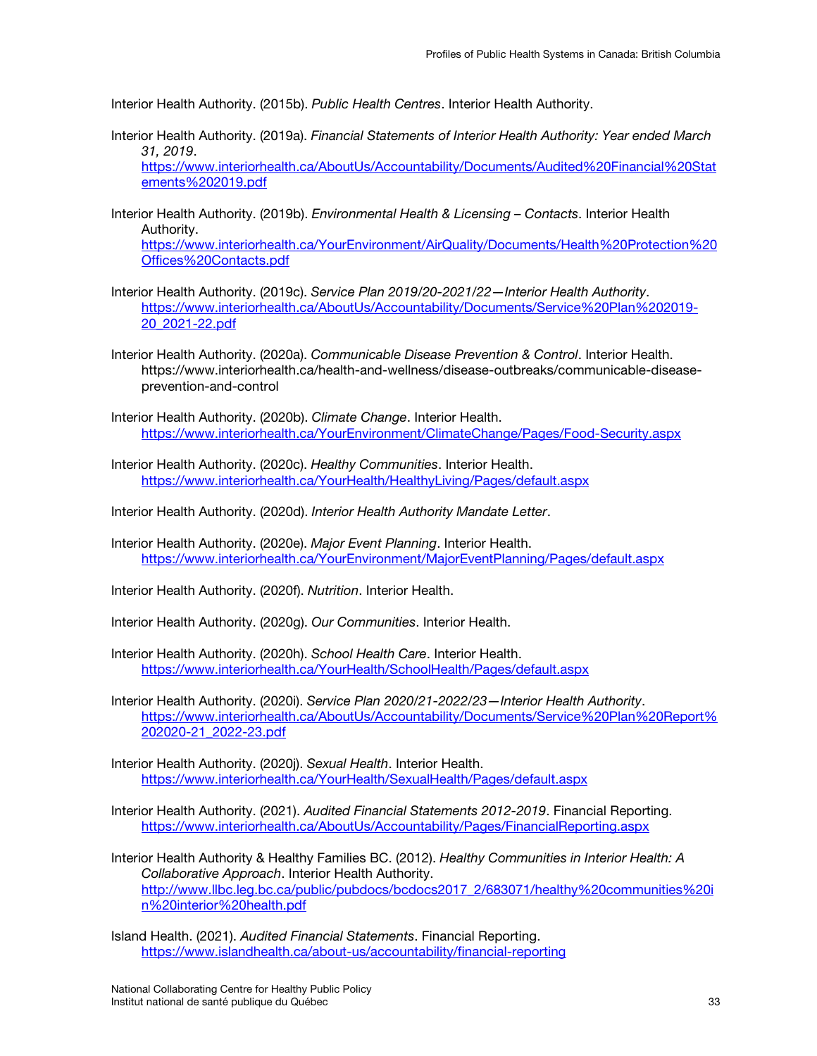Interior Health Authority. (2015b). *Public Health Centres*. Interior Health Authority.

Interior Health Authority. (2019a). *Financial Statements of Interior Health Authority: Year ended March 31, 2019*. https://www.interiorhealth.ca/AboutUs/Accountability/Documents/Audited%20Financial%20Statements%202019.pdf

Interior Health Authority. (2019b). *Environmental Health & Licensing – Contacts*. Interior Health Authority. https://www.interiorhealth.ca/YourEnvironment/AirQuality/Documents/Health%20Protection%20Offices%20Contacts.pdf

Interior Health Authority. (2019c). *Service Plan 2019/20-2021/22—Interior Health Authority*. https://www.interiorhealth.ca/AboutUs/Accountability/Documents/Service%20Plan%202019-20_2021-22.pdf

Interior Health Authority. (2020a). *Communicable Disease Prevention & Control*. Interior Health. https://www.interiorhealth.ca/health-and-wellness/disease-outbreaks/communicable-disease-prevention-and-control

Interior Health Authority. (2020b). *Climate Change*. Interior Health. https://www.interiorhealth.ca/YourEnvironment/ClimateChange/Pages/Food-Security.aspx

Interior Health Authority. (2020c). *Healthy Communities*. Interior Health. https://www.interiorhealth.ca/YourHealth/HealthyLiving/Pages/default.aspx

Interior Health Authority. (2020d). *Interior Health Authority Mandate Letter*.

Interior Health Authority. (2020e). *Major Event Planning*. Interior Health. https://www.interiorhealth.ca/YourEnvironment/MajorEventPlanning/Pages/default.aspx

Interior Health Authority. (2020f). *Nutrition*. Interior Health.

Interior Health Authority. (2020g). *Our Communities*. Interior Health.

Interior Health Authority. (2020h). *School Health Care*. Interior Health. https://www.interiorhealth.ca/YourHealth/SchoolHealth/Pages/default.aspx

Interior Health Authority. (2020i). *Service Plan 2020/21-2022/23—Interior Health Authority*. https://www.interiorhealth.ca/AboutUs/Accountability/Documents/Service%20Plan%20Report%202020-21_2022-23.pdf

Interior Health Authority. (2020j). *Sexual Health*. Interior Health. https://www.interiorhealth.ca/YourHealth/SexualHealth/Pages/default.aspx

Interior Health Authority. (2021). *Audited Financial Statements 2012-2019*. Financial Reporting. https://www.interiorhealth.ca/AboutUs/Accountability/Pages/FinancialReporting.aspx

Interior Health Authority & Healthy Families BC. (2012). *Healthy Communities in Interior Health: A Collaborative Approach*. Interior Health Authority. http://www.llbc.leg.bc.ca/public/pubdocs/bcdocs2017_2/683071/healthy%20communities%20in%20interior%20health.pdf

Island Health. (2021). *Audited Financial Statements*. Financial Reporting. https://www.islandhealth.ca/about-us/accountability/financial-reporting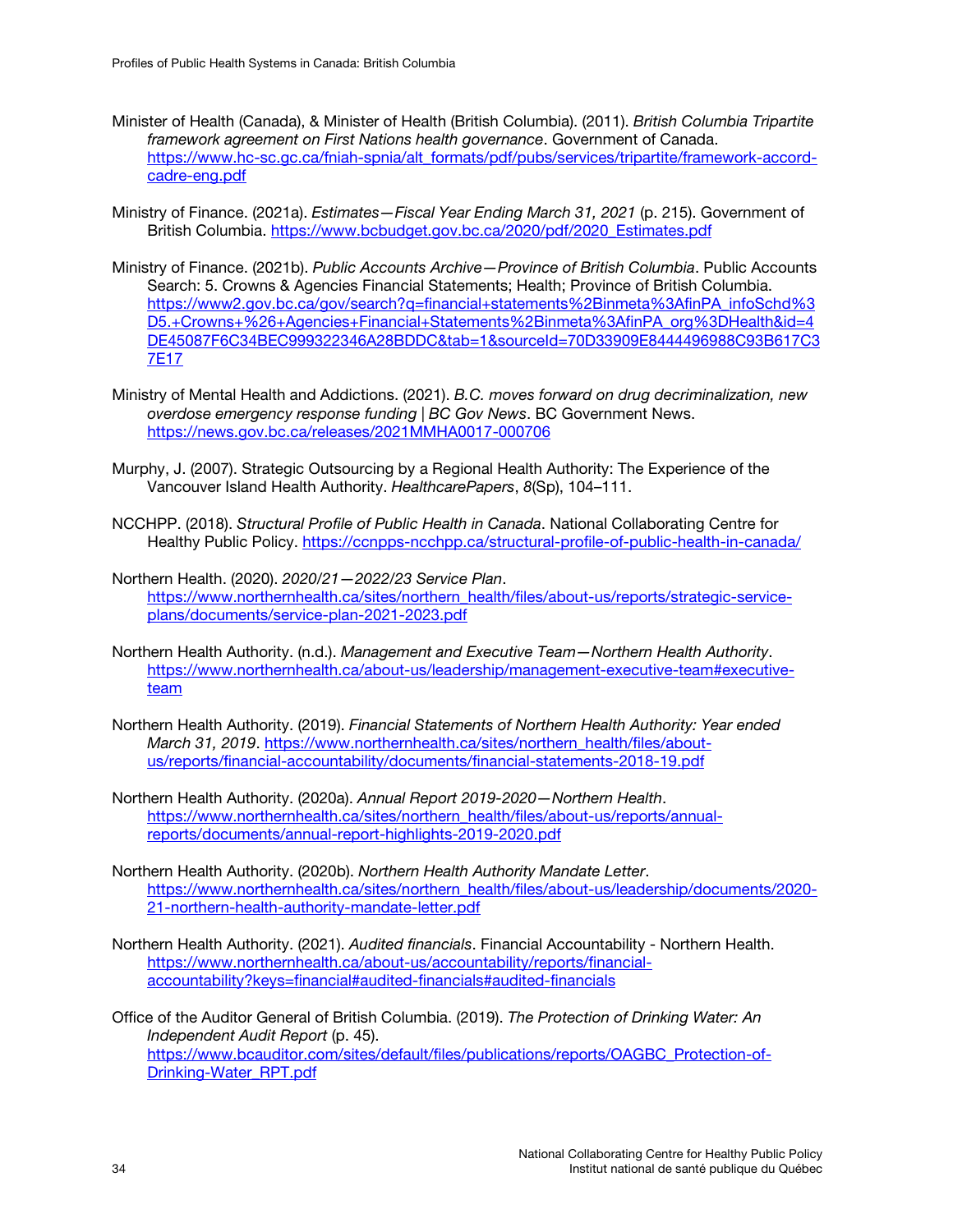Minister of Health (Canada), & Minister of Health (British Columbia). (2011). *British Columbia Tripartite framework agreement on First Nations health governance*. Government of Canada. https://www.hc-sc.gc.ca/fniah-spnia/alt_formats/pdf/pubs/services/tripartite/framework-accord-cadre-eng.pdf

Ministry of Finance. (2021a). *Estimates—Fiscal Year Ending March 31, 2021* (p. 215). Government of British Columbia. https://www.bcbudget.gov.bc.ca/2020/pdf/2020_Estimates.pdf

Ministry of Finance. (2021b). *Public Accounts Archive—Province of British Columbia*. Public Accounts Search: 5. Crowns & Agencies Financial Statements; Health; Province of British Columbia. https://www2.gov.bc.ca/gov/search?q=financial+statements%2Binmeta%3AfinPA_infoSchd%3D5.+Crowns+%26+Agencies+Financial+Statements%2Binmeta%3AfinPA_org%3DHealth&id=4DE45087F6C34BEC999322346A28BDDC&tab=1&sourceId=70D33909E8444496988C93B617C37E17

Ministry of Mental Health and Addictions. (2021). *B.C. moves forward on drug decriminalization, new overdose emergency response funding | BC Gov News*. BC Government News. https://news.gov.bc.ca/releases/2021MMHA0017-000706

Murphy, J. (2007). Strategic Outsourcing by a Regional Health Authority: The Experience of the Vancouver Island Health Authority. *HealthcarePapers*, *8*(Sp), 104–111.

NCCHPP. (2018). *Structural Profile of Public Health in Canada*. National Collaborating Centre for Healthy Public Policy. https://ccnpps-ncchpp.ca/structural-profile-of-public-health-in-canada/

Northern Health. (2020). *2020/21—2022/23 Service Plan*. https://www.northernhealth.ca/sites/northern_health/files/about-us/reports/strategic-service-plans/documents/service-plan-2021-2023.pdf

Northern Health Authority. (n.d.). *Management and Executive Team—Northern Health Authority*. https://www.northernhealth.ca/about-us/leadership/management-executive-team#executive-team

Northern Health Authority. (2019). *Financial Statements of Northern Health Authority: Year ended March 31, 2019*. https://www.northernhealth.ca/sites/northern_health/files/about-us/reports/financial-accountability/documents/financial-statements-2018-19.pdf

Northern Health Authority. (2020a). *Annual Report 2019-2020—Northern Health*. https://www.northernhealth.ca/sites/northern_health/files/about-us/reports/annual-reports/documents/annual-report-highlights-2019-2020.pdf

Northern Health Authority. (2020b). *Northern Health Authority Mandate Letter*. https://www.northernhealth.ca/sites/northern_health/files/about-us/leadership/documents/2020-21-northern-health-authority-mandate-letter.pdf

Northern Health Authority. (2021). *Audited financials*. Financial Accountability - Northern Health. https://www.northernhealth.ca/about-us/accountability/reports/financial-accountability?keys=financial#audited-financials#audited-financials

Office of the Auditor General of British Columbia. (2019). *The Protection of Drinking Water: An Independent Audit Report* (p. 45). https://www.bcauditor.com/sites/default/files/publications/reports/OAGBC_Protection-of-Drinking-Water_RPT.pdf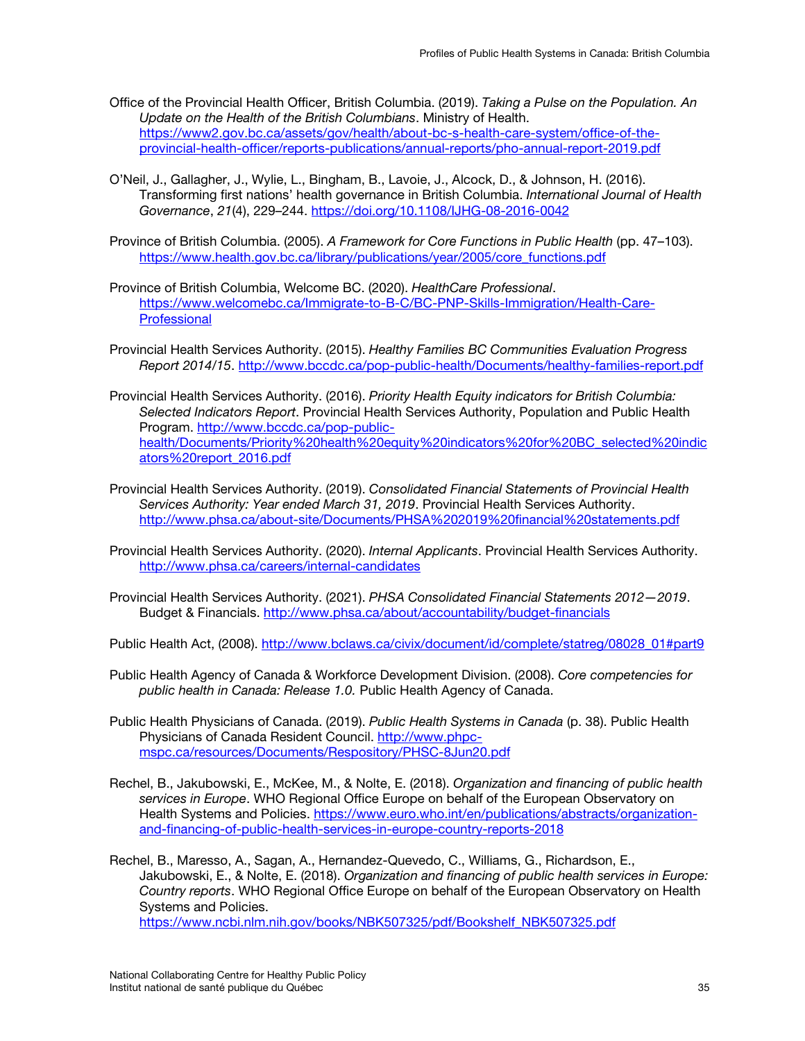Office of the Provincial Health Officer, British Columbia. (2019). *Taking a Pulse on the Population. An Update on the Health of the British Columbians*. Ministry of Health. https://www2.gov.bc.ca/assets/gov/health/about-bc-s-health-care-system/office-of-the-provincial-health-officer/reports-publications/annual-reports/pho-annual-report-2019.pdf

O'Neil, J., Gallagher, J., Wylie, L., Bingham, B., Lavoie, J., Alcock, D., & Johnson, H. (2016). Transforming first nations' health governance in British Columbia. *International Journal of Health Governance*, *21*(4), 229–244. https://doi.org/10.1108/IJHG-08-2016-0042

Province of British Columbia. (2005). *A Framework for Core Functions in Public Health* (pp. 47–103). https://www.health.gov.bc.ca/library/publications/year/2005/core_functions.pdf

Province of British Columbia, Welcome BC. (2020). *HealthCare Professional*. https://www.welcomebc.ca/Immigrate-to-B-C/BC-PNP-Skills-Immigration/Health-Care-Professional

Provincial Health Services Authority. (2015). *Healthy Families BC Communities Evaluation Progress Report 2014/15*. http://www.bccdc.ca/pop-public-health/Documents/healthy-families-report.pdf

Provincial Health Services Authority. (2016). *Priority Health Equity indicators for British Columbia: Selected Indicators Report*. Provincial Health Services Authority, Population and Public Health Program. http://www.bccdc.ca/pop-public-health/Documents/Priority%20health%20equity%20indicators%20for%20BC_selected%20indicators%20report_2016.pdf

Provincial Health Services Authority. (2019). *Consolidated Financial Statements of Provincial Health Services Authority: Year ended March 31, 2019*. Provincial Health Services Authority. http://www.phsa.ca/about-site/Documents/PHSA%202019%20financial%20statements.pdf

Provincial Health Services Authority. (2020). *Internal Applicants*. Provincial Health Services Authority. http://www.phsa.ca/careers/internal-candidates

Provincial Health Services Authority. (2021). *PHSA Consolidated Financial Statements 2012—2019*. Budget & Financials. http://www.phsa.ca/about/accountability/budget-financials

Public Health Act, (2008). http://www.bclaws.ca/civix/document/id/complete/statreg/08028_01#part9

Public Health Agency of Canada & Workforce Development Division. (2008). *Core competencies for public health in Canada: Release 1.0.* Public Health Agency of Canada.

Public Health Physicians of Canada. (2019). *Public Health Systems in Canada* (p. 38). Public Health Physicians of Canada Resident Council. http://www.phpc-mspc.ca/resources/Documents/Respository/PHSC-8Jun20.pdf

Rechel, B., Jakubowski, E., McKee, M., & Nolte, E. (2018). *Organization and financing of public health services in Europe*. WHO Regional Office Europe on behalf of the European Observatory on Health Systems and Policies. https://www.euro.who.int/en/publications/abstracts/organization-and-financing-of-public-health-services-in-europe-country-reports-2018

Rechel, B., Maresso, A., Sagan, A., Hernandez-Quevedo, C., Williams, G., Richardson, E., Jakubowski, E., & Nolte, E. (2018). *Organization and financing of public health services in Europe: Country reports*. WHO Regional Office Europe on behalf of the European Observatory on Health Systems and Policies. https://www.ncbi.nlm.nih.gov/books/NBK507325/pdf/Bookshelf_NBK507325.pdf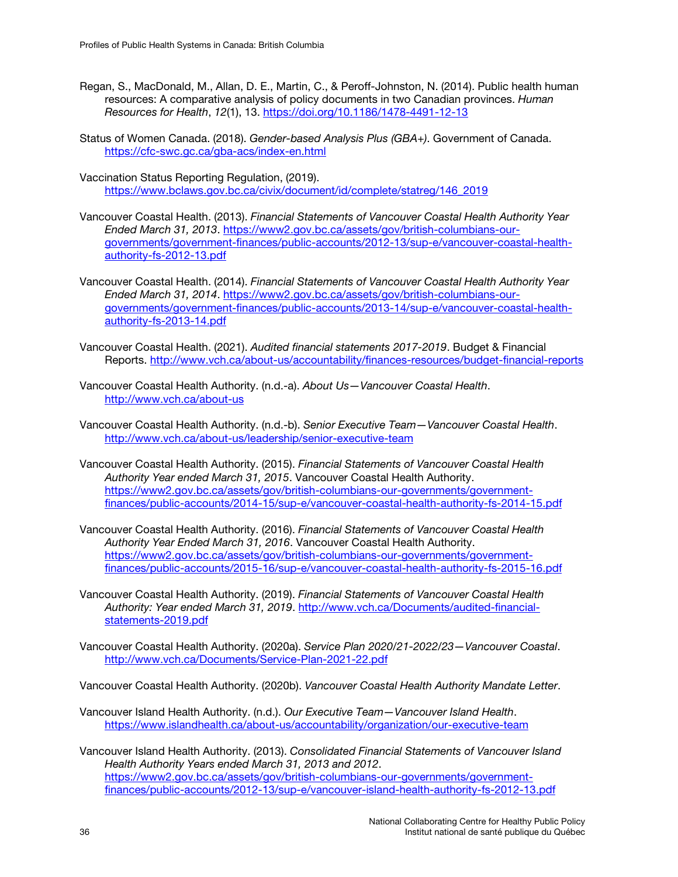Regan, S., MacDonald, M., Allan, D. E., Martin, C., & Peroff-Johnston, N. (2014). Public health human resources: A comparative analysis of policy documents in two Canadian provinces. *Human Resources for Health*, *12*(1), 13. https://doi.org/10.1186/1478-4491-12-13

Status of Women Canada. (2018). *Gender-based Analysis Plus (GBA+)*. Government of Canada. https://cfc-swc.gc.ca/gba-acs/index-en.html

Vaccination Status Reporting Regulation, (2019). https://www.bclaws.gov.bc.ca/civix/document/id/complete/statreg/146_2019

Vancouver Coastal Health. (2013). *Financial Statements of Vancouver Coastal Health Authority Year Ended March 31, 2013*. https://www2.gov.bc.ca/assets/gov/british-columbians-our-governments/government-finances/public-accounts/2012-13/sup-e/vancouver-coastal-health-authority-fs-2012-13.pdf

Vancouver Coastal Health. (2014). *Financial Statements of Vancouver Coastal Health Authority Year Ended March 31, 2014*. https://www2.gov.bc.ca/assets/gov/british-columbians-our-governments/government-finances/public-accounts/2013-14/sup-e/vancouver-coastal-health-authority-fs-2013-14.pdf

Vancouver Coastal Health. (2021). *Audited financial statements 2017-2019*. Budget & Financial Reports. http://www.vch.ca/about-us/accountability/finances-resources/budget-financial-reports

Vancouver Coastal Health Authority. (n.d.-a). *About Us—Vancouver Coastal Health*. http://www.vch.ca/about-us

Vancouver Coastal Health Authority. (n.d.-b). *Senior Executive Team—Vancouver Coastal Health*. http://www.vch.ca/about-us/leadership/senior-executive-team

Vancouver Coastal Health Authority. (2015). *Financial Statements of Vancouver Coastal Health Authority Year ended March 31, 2015*. Vancouver Coastal Health Authority. https://www2.gov.bc.ca/assets/gov/british-columbians-our-governments/government-finances/public-accounts/2014-15/sup-e/vancouver-coastal-health-authority-fs-2014-15.pdf

Vancouver Coastal Health Authority. (2016). *Financial Statements of Vancouver Coastal Health Authority Year Ended March 31, 2016*. Vancouver Coastal Health Authority. https://www2.gov.bc.ca/assets/gov/british-columbians-our-governments/government-finances/public-accounts/2015-16/sup-e/vancouver-coastal-health-authority-fs-2015-16.pdf

Vancouver Coastal Health Authority. (2019). *Financial Statements of Vancouver Coastal Health Authority: Year ended March 31, 2019*. http://www.vch.ca/Documents/audited-financial-statements-2019.pdf

Vancouver Coastal Health Authority. (2020a). *Service Plan 2020/21-2022/23—Vancouver Coastal*. http://www.vch.ca/Documents/Service-Plan-2021-22.pdf

Vancouver Coastal Health Authority. (2020b). *Vancouver Coastal Health Authority Mandate Letter*.

Vancouver Island Health Authority. (n.d.). *Our Executive Team—Vancouver Island Health*. https://www.islandhealth.ca/about-us/accountability/organization/our-executive-team

Vancouver Island Health Authority. (2013). *Consolidated Financial Statements of Vancouver Island Health Authority Years ended March 31, 2013 and 2012*. https://www2.gov.bc.ca/assets/gov/british-columbians-our-governments/government-finances/public-accounts/2012-13/sup-e/vancouver-island-health-authority-fs-2012-13.pdf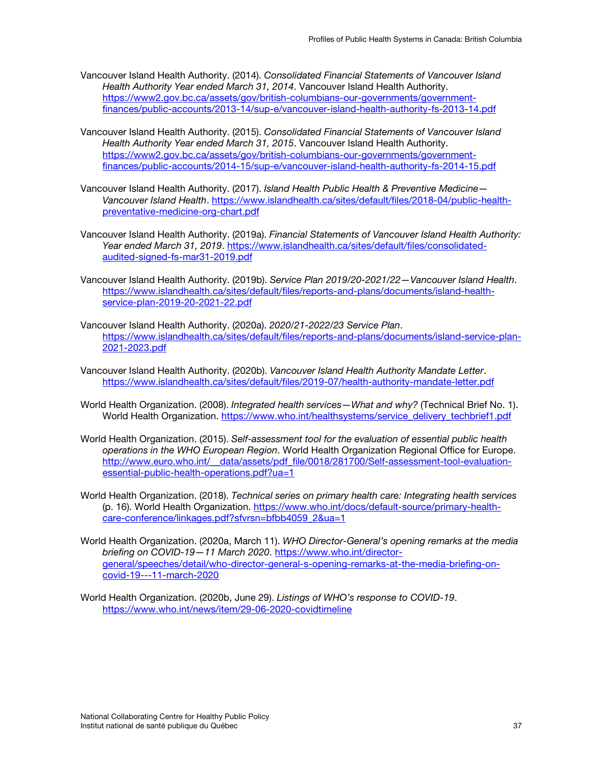Vancouver Island Health Authority. (2014). *Consolidated Financial Statements of Vancouver Island Health Authority Year ended March 31, 2014*. Vancouver Island Health Authority. https://www2.gov.bc.ca/assets/gov/british-columbians-our-governments/government-finances/public-accounts/2013-14/sup-e/vancouver-island-health-authority-fs-2013-14.pdf

Vancouver Island Health Authority. (2015). *Consolidated Financial Statements of Vancouver Island Health Authority Year ended March 31, 2015*. Vancouver Island Health Authority. https://www2.gov.bc.ca/assets/gov/british-columbians-our-governments/government-finances/public-accounts/2014-15/sup-e/vancouver-island-health-authority-fs-2014-15.pdf

Vancouver Island Health Authority. (2017). *Island Health Public Health & Preventive Medicine—Vancouver Island Health*. https://www.islandhealth.ca/sites/default/files/2018-04/public-health-preventative-medicine-org-chart.pdf

Vancouver Island Health Authority. (2019a). *Financial Statements of Vancouver Island Health Authority: Year ended March 31, 2019*. https://www.islandhealth.ca/sites/default/files/consolidated-audited-signed-fs-mar31-2019.pdf

Vancouver Island Health Authority. (2019b). *Service Plan 2019/20-2021/22—Vancouver Island Health*. https://www.islandhealth.ca/sites/default/files/reports-and-plans/documents/island-health-service-plan-2019-20-2021-22.pdf

Vancouver Island Health Authority. (2020a). *2020/21-2022/23 Service Plan*. https://www.islandhealth.ca/sites/default/files/reports-and-plans/documents/island-service-plan-2021-2023.pdf

Vancouver Island Health Authority. (2020b). *Vancouver Island Health Authority Mandate Letter*. https://www.islandhealth.ca/sites/default/files/2019-07/health-authority-mandate-letter.pdf

World Health Organization. (2008). *Integrated health services—What and why?* (Technical Brief No. 1). World Health Organization. https://www.who.int/healthsystems/service_delivery_techbrief1.pdf

World Health Organization. (2015). *Self-assessment tool for the evaluation of essential public health operations in the WHO European Region*. World Health Organization Regional Office for Europe. http://www.euro.who.int/__data/assets/pdf_file/0018/281700/Self-assessment-tool-evaluation-essential-public-health-operations.pdf?ua=1

World Health Organization. (2018). *Technical series on primary health care: Integrating health services* (p. 16). World Health Organization. https://www.who.int/docs/default-source/primary-health-care-conference/linkages.pdf?sfvrsn=bfbb4059_2&ua=1

World Health Organization. (2020a, March 11). *WHO Director-General's opening remarks at the media briefing on COVID-19—11 March 2020*. https://www.who.int/director-general/speeches/detail/who-director-general-s-opening-remarks-at-the-media-briefing-on-covid-19---11-march-2020

World Health Organization. (2020b, June 29). *Listings of WHO's response to COVID-19*. https://www.who.int/news/item/29-06-2020-covidtimeline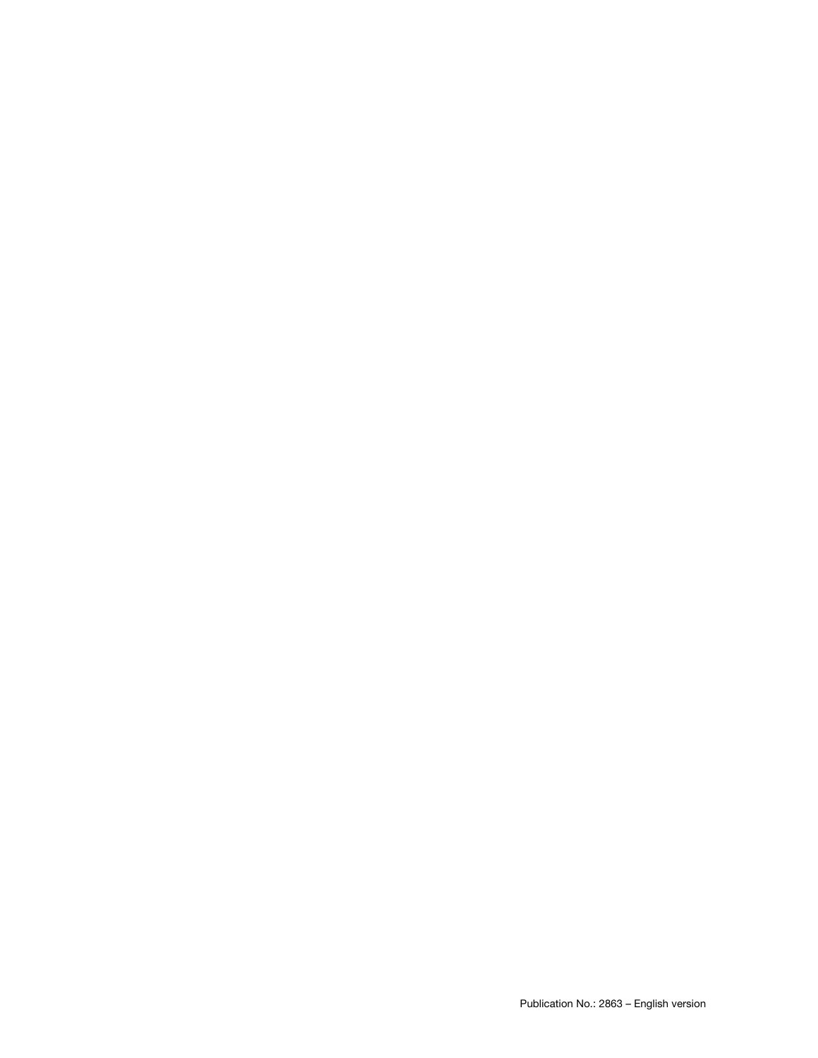Publication No.: 2863 – English version